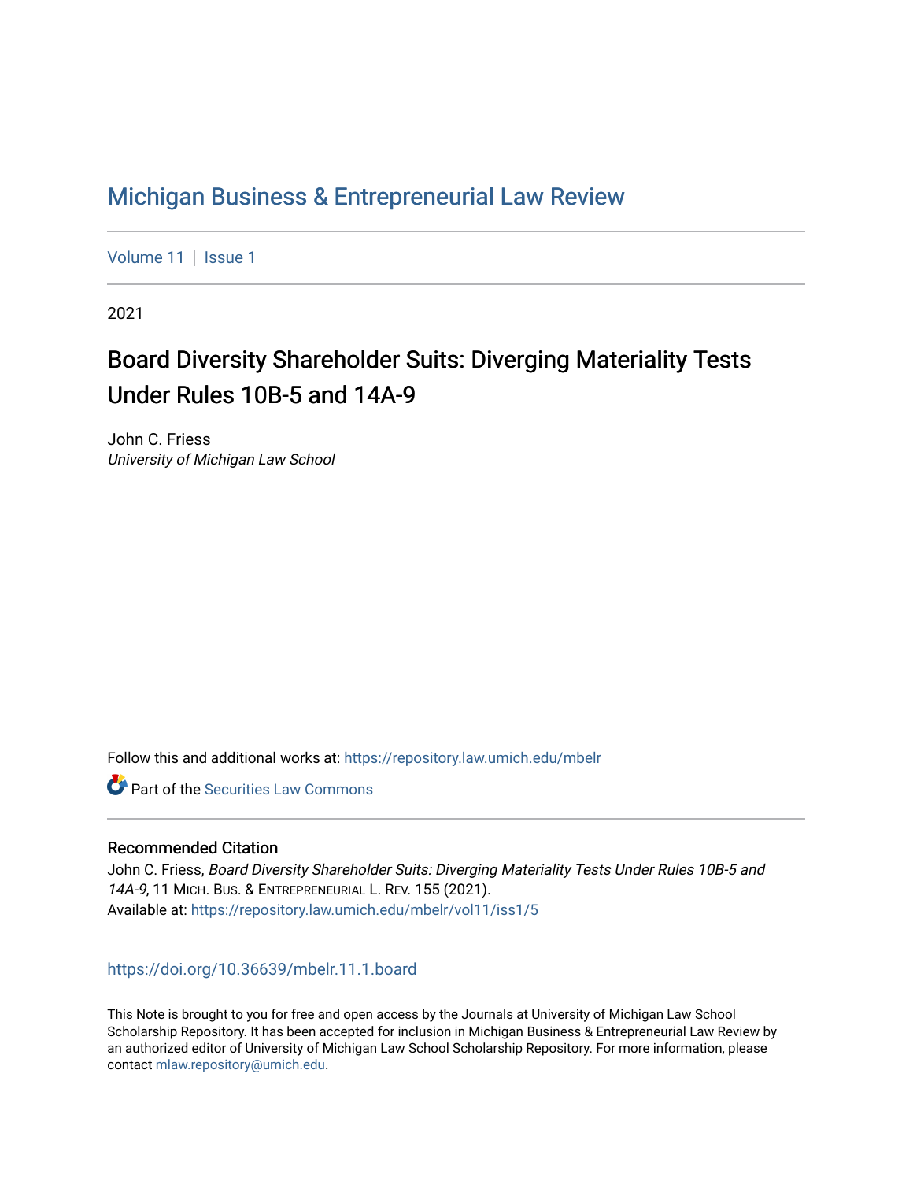# Michigan Business & Entrepreneurial Law Review

Volume 11 | Issue 1

2021

## Board Diversity Shareholder Suits: Diverging Materiality Tests Under Rules 10B-5 and 14A-9

John C. Friess
*University of Michigan Law School*

Follow this and additional works at: https://repository.law.umich.edu/mbelr

Part of the Securities Law Commons

### Recommended Citation

John C. Friess, *Board Diversity Shareholder Suits: Diverging Materiality Tests Under Rules 10B-5 and 14A-9*, 11 MICH. BUS. & ENTREPRENEURIAL L. REV. 155 (2021).
Available at: https://repository.law.umich.edu/mbelr/vol11/iss1/5

https://doi.org/10.36639/mbelr.11.1.board

This Note is brought to you for free and open access by the Journals at University of Michigan Law School Scholarship Repository. It has been accepted for inclusion in Michigan Business & Entrepreneurial Law Review by an authorized editor of University of Michigan Law School Scholarship Repository. For more information, please contact mlaw.repository@umich.edu.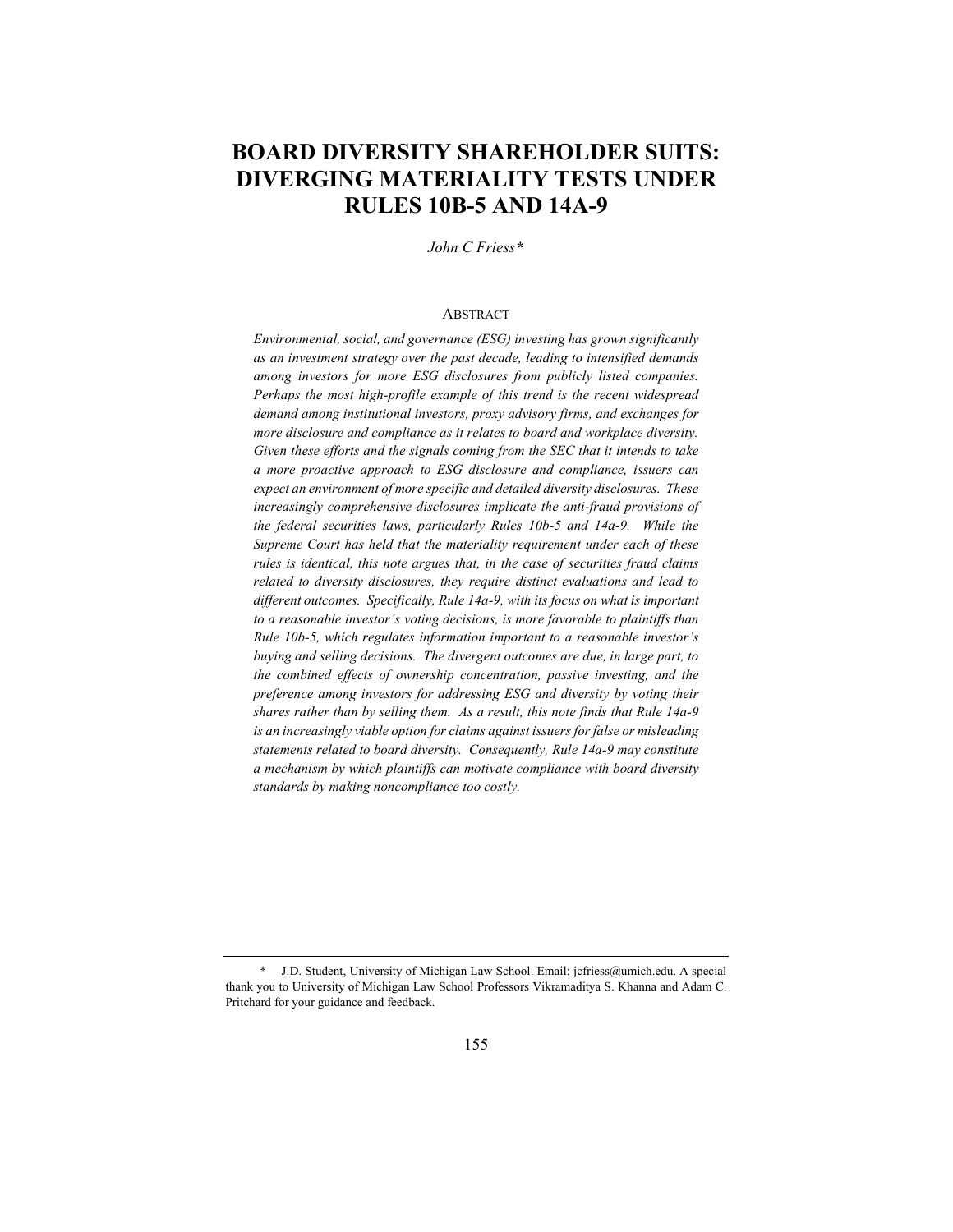# BOARD DIVERSITY SHAREHOLDER SUITS: DIVERGING MATERIALITY TESTS UNDER RULES 10B-5 AND 14A-9

*John C Friess\**

## ABSTRACT

*Environmental, social, and governance (ESG) investing has grown significantly as an investment strategy over the past decade, leading to intensified demands among investors for more ESG disclosures from publicly listed companies. Perhaps the most high-profile example of this trend is the recent widespread demand among institutional investors, proxy advisory firms, and exchanges for more disclosure and compliance as it relates to board and workplace diversity. Given these efforts and the signals coming from the SEC that it intends to take a more proactive approach to ESG disclosure and compliance, issuers can expect an environment of more specific and detailed diversity disclosures. These increasingly comprehensive disclosures implicate the anti-fraud provisions of the federal securities laws, particularly Rules 10b-5 and 14a-9. While the Supreme Court has held that the materiality requirement under each of these rules is identical, this note argues that, in the case of securities fraud claims related to diversity disclosures, they require distinct evaluations and lead to different outcomes. Specifically, Rule 14a-9, with its focus on what is important to a reasonable investor's voting decisions, is more favorable to plaintiffs than Rule 10b-5, which regulates information important to a reasonable investor's buying and selling decisions. The divergent outcomes are due, in large part, to the combined effects of ownership concentration, passive investing, and the preference among investors for addressing ESG and diversity by voting their shares rather than by selling them. As a result, this note finds that Rule 14a-9 is an increasingly viable option for claims against issuers for false or misleading statements related to board diversity. Consequently, Rule 14a-9 may constitute a mechanism by which plaintiffs can motivate compliance with board diversity standards by making noncompliance too costly.*

---

\* J.D. Student, University of Michigan Law School. Email: jcfriess@umich.edu. A special thank you to University of Michigan Law School Professors Vikramaditya S. Khanna and Adam C. Pritchard for your guidance and feedback.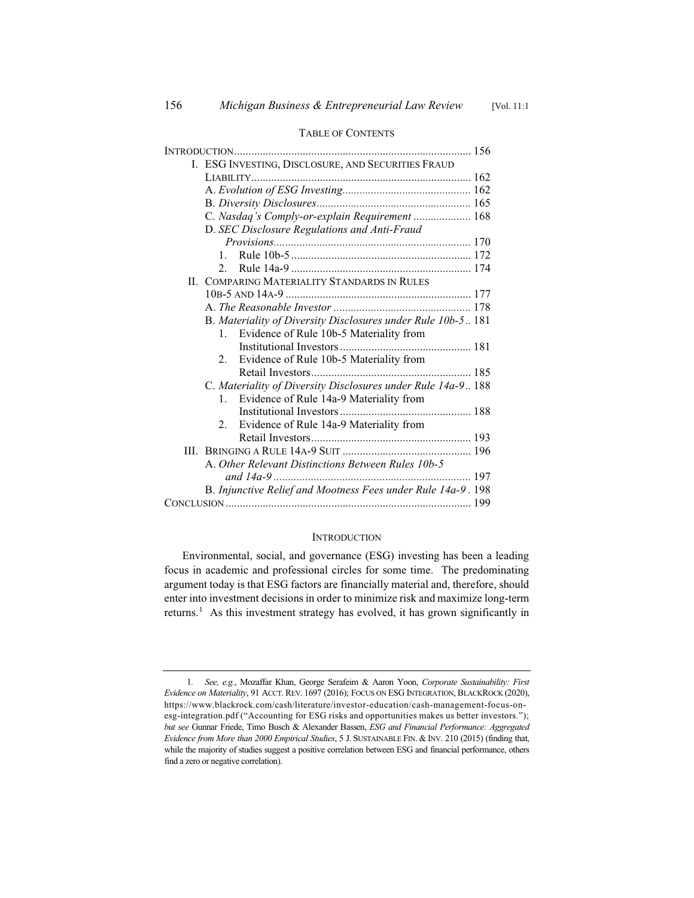## TABLE OF CONTENTS

INTRODUCTION .................................................................................. 156

I. ESG INVESTING, DISCLOSURE, AND SECURITIES FRAUD LIABILITY ............................................................................ 162
- A. *Evolution of ESG Investing* ............................................ 162
- B. *Diversity Disclosures* ...................................................... 165
- C. *Nasdaq's Comply-or-explain Requirement* .................... 168
- D. *SEC Disclosure Regulations and Anti-Fraud Provisions* .................................................................... 170
  1. Rule 10b-5 ............................................................... 172
  2. Rule 14a-9 ............................................................... 174

II. COMPARING MATERIALITY STANDARDS IN RULES 10B-5 AND 14A-9 ................................................................ 177
- A. *The Reasonable Investor* ................................................ 178
- B. *Materiality of Diversity Disclosures under Rule 10b-5* .. 181
  1. Evidence of Rule 10b-5 Materiality from Institutional Investors ............................................. 181
  2. Evidence of Rule 10b-5 Materiality from Retail Investors ........................................................ 185
- C. *Materiality of Diversity Disclosures under Rule 14a-9* .. 188
  1. Evidence of Rule 14a-9 Materiality from Institutional Investors ............................................. 188
  2. Evidence of Rule 14a-9 Materiality from Retail Investors ........................................................ 193

III. BRINGING A RULE 14A-9 SUIT ............................................ 196
- A. *Other Relevant Distinctions Between Rules 10b-5 and 14a-9* .................................................................... 197
- B. *Injunctive Relief and Mootness Fees under Rule 14a-9* . 198

CONCLUSION ..................................................................................... 199

## INTRODUCTION

Environmental, social, and governance (ESG) investing has been a leading focus in academic and professional circles for some time. The predominating argument today is that ESG factors are financially material and, therefore, should enter into investment decisions in order to minimize risk and maximize long-term returns.[1] As this investment strategy has evolved, it has grown significantly in

---

1. *See, e.g.*, Mozaffar Khan, George Serafeim & Aaron Yoon, *Corporate Sustainability: First Evidence on Materiality*, 91 ACCT. REV. 1697 (2016); FOCUS ON ESG INTEGRATION, BLACKROCK (2020), https://www.blackrock.com/cash/literature/investor-education/cash-management-focus-on-esg-integration.pdf ("Accounting for ESG risks and opportunities makes us better investors."); *but see* Gunnar Friede, Timo Busch & Alexander Bassen, *ESG and Financial Performance: Aggregated Evidence from More than 2000 Empirical Studies*, 5 J. SUSTAINABLE FIN. & INV. 210 (2015) (finding that, while the majority of studies suggest a positive correlation between ESG and financial performance, others find a zero or negative correlation).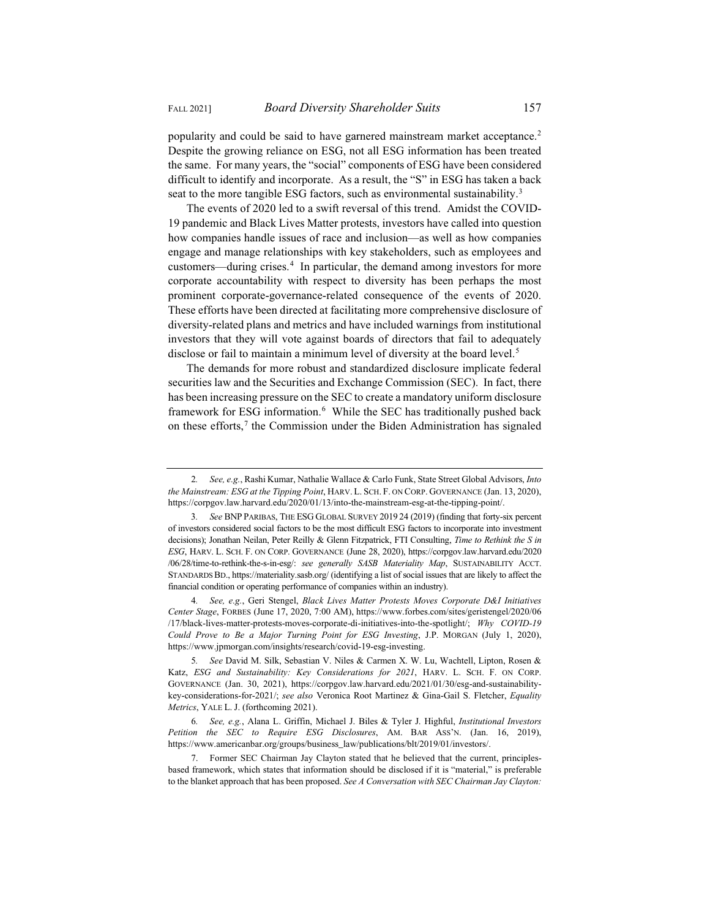popularity and could be said to have garnered mainstream market acceptance.[2] Despite the growing reliance on ESG, not all ESG information has been treated the same. For many years, the "social" components of ESG have been considered difficult to identify and incorporate. As a result, the "S" in ESG has taken a back seat to the more tangible ESG factors, such as environmental sustainability.[3]

The events of 2020 led to a swift reversal of this trend. Amidst the COVID-19 pandemic and Black Lives Matter protests, investors have called into question how companies handle issues of race and inclusion—as well as how companies engage and manage relationships with key stakeholders, such as employees and customers—during crises.[4] In particular, the demand among investors for more corporate accountability with respect to diversity has been perhaps the most prominent corporate-governance-related consequence of the events of 2020. These efforts have been directed at facilitating more comprehensive disclosure of diversity-related plans and metrics and have included warnings from institutional investors that they will vote against boards of directors that fail to adequately disclose or fail to maintain a minimum level of diversity at the board level.[5]

The demands for more robust and standardized disclosure implicate federal securities law and the Securities and Exchange Commission (SEC). In fact, there has been increasing pressure on the SEC to create a mandatory uniform disclosure framework for ESG information.[6] While the SEC has traditionally pushed back on these efforts,[7] the Commission under the Biden Administration has signaled

---

2. *See, e.g.*, Rashi Kumar, Nathalie Wallace & Carlo Funk, State Street Global Advisors, *Into the Mainstream: ESG at the Tipping Point*, HARV. L. SCH. F. ON CORP. GOVERNANCE (Jan. 13, 2020), https://corpgov.law.harvard.edu/2020/01/13/into-the-mainstream-esg-at-the-tipping-point/.

3. *See* BNP PARIBAS, THE ESG GLOBAL SURVEY 2019 24 (2019) (finding that forty-six percent of investors considered social factors to be the most difficult ESG factors to incorporate into investment decisions); Jonathan Neilan, Peter Reilly & Glenn Fitzpatrick, FTI Consulting, *Time to Rethink the S in ESG*, HARV. L. SCH. F. ON CORP. GOVERNANCE (June 28, 2020), https://corpgov.law.harvard.edu/2020/06/28/time-to-rethink-the-s-in-esg/: *see generally SASB Materiality Map*, SUSTAINABILITY ACCT. STANDARDS BD., https://materiality.sasb.org/ (identifying a list of social issues that are likely to affect the financial condition or operating performance of companies within an industry).

4. *See, e.g.*, Geri Stengel, *Black Lives Matter Protests Moves Corporate D&I Initiatives Center Stage*, FORBES (June 17, 2020, 7:00 AM), https://www.forbes.com/sites/geristengel/2020/06/17/black-lives-matter-protests-moves-corporate-di-initiatives-into-the-spotlight/; *Why COVID-19 Could Prove to Be a Major Turning Point for ESG Investing*, J.P. MORGAN (July 1, 2020), https://www.jpmorgan.com/insights/research/covid-19-esg-investing.

5. *See* David M. Silk, Sebastian V. Niles & Carmen X. W. Lu, Wachtell, Lipton, Rosen & Katz, *ESG and Sustainability: Key Considerations for 2021*, HARV. L. SCH. F. ON CORP. GOVERNANCE (Jan. 30, 2021), https://corpgov.law.harvard.edu/2021/01/30/esg-and-sustainability-key-considerations-for-2021/; *see also* Veronica Root Martinez & Gina-Gail S. Fletcher, *Equality Metrics*, YALE L. J. (forthcoming 2021).

6. *See, e.g.*, Alana L. Griffin, Michael J. Biles & Tyler J. Highful, *Institutional Investors Petition the SEC to Require ESG Disclosures*, AM. BAR ASS'N. (Jan. 16, 2019), https://www.americanbar.org/groups/business_law/publications/blt/2019/01/investors/.

7. Former SEC Chairman Jay Clayton stated that he believed that the current, principles-based framework, which states that information should be disclosed if it is "material," is preferable to the blanket approach that has been proposed. *See A Conversation with SEC Chairman Jay Clayton:*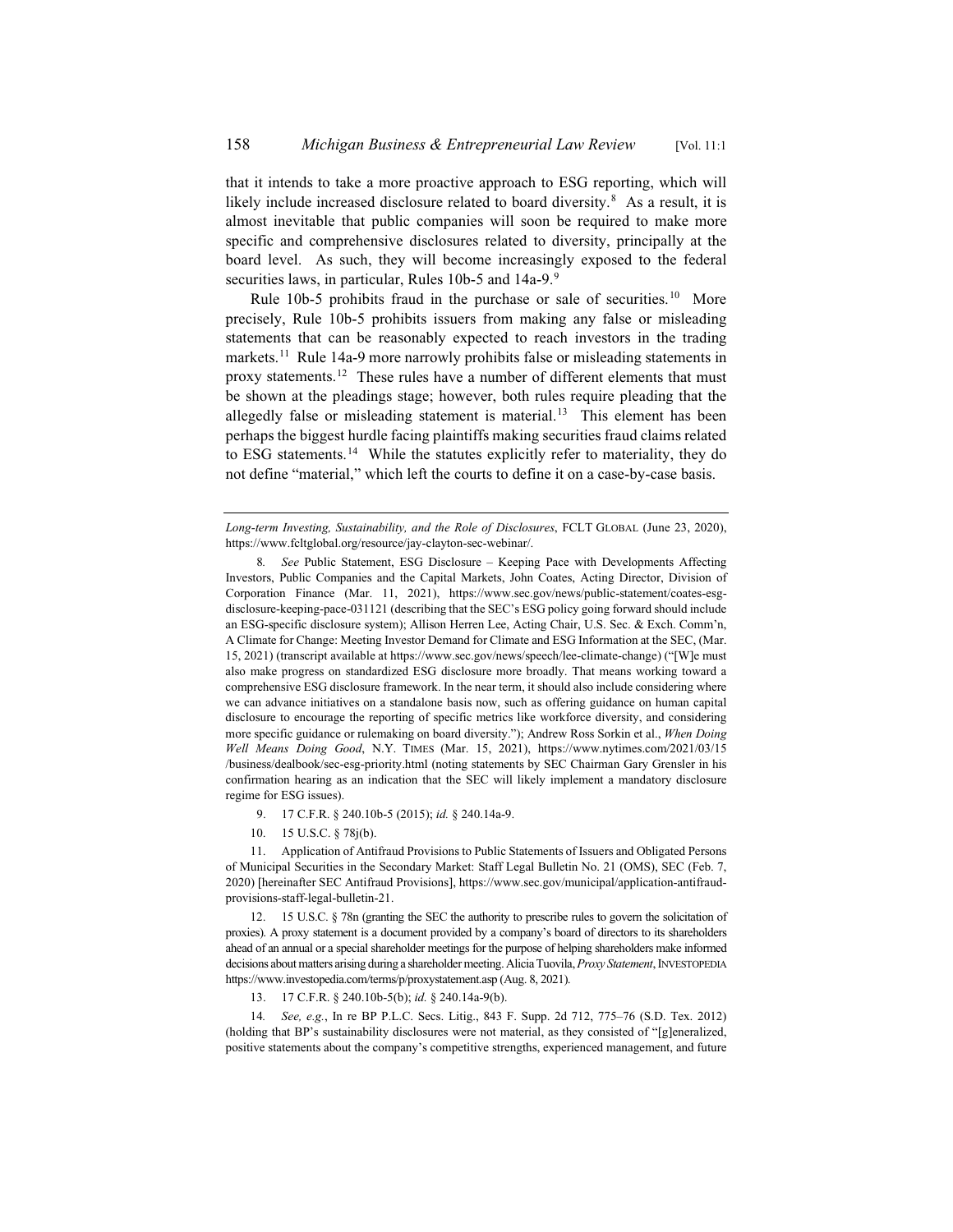that it intends to take a more proactive approach to ESG reporting, which will likely include increased disclosure related to board diversity.[8] As a result, it is almost inevitable that public companies will soon be required to make more specific and comprehensive disclosures related to diversity, principally at the board level. As such, they will become increasingly exposed to the federal securities laws, in particular, Rules 10b-5 and 14a-9.[9]

Rule 10b-5 prohibits fraud in the purchase or sale of securities.[10] More precisely, Rule 10b-5 prohibits issuers from making any false or misleading statements that can be reasonably expected to reach investors in the trading markets.[11] Rule 14a-9 more narrowly prohibits false or misleading statements in proxy statements.[12] These rules have a number of different elements that must be shown at the pleadings stage; however, both rules require pleading that the allegedly false or misleading statement is material.[13] This element has been perhaps the biggest hurdle facing plaintiffs making securities fraud claims related to ESG statements.[14] While the statutes explicitly refer to materiality, they do not define "material," which left the courts to define it on a case-by-case basis.

---

*Long-term Investing, Sustainability, and the Role of Disclosures*, FCLT GLOBAL (June 23, 2020), https://www.fcltglobal.org/resource/jay-clayton-sec-webinar/.

8. *See* Public Statement, ESG Disclosure – Keeping Pace with Developments Affecting Investors, Public Companies and the Capital Markets, John Coates, Acting Director, Division of Corporation Finance (Mar. 11, 2021), https://www.sec.gov/news/public-statement/coates-esg-disclosure-keeping-pace-031121 (describing that the SEC's ESG policy going forward should include an ESG-specific disclosure system); Allison Herren Lee, Acting Chair, U.S. Sec. & Exch. Comm'n, A Climate for Change: Meeting Investor Demand for Climate and ESG Information at the SEC, (Mar. 15, 2021) (transcript available at https://www.sec.gov/news/speech/lee-climate-change) ("[W]e must also make progress on standardized ESG disclosure more broadly. That means working toward a comprehensive ESG disclosure framework. In the near term, it should also include considering where we can advance initiatives on a standalone basis now, such as offering guidance on human capital disclosure to encourage the reporting of specific metrics like workforce diversity, and considering more specific guidance or rulemaking on board diversity."); Andrew Ross Sorkin et al., *When Doing Well Means Doing Good*, N.Y. TIMES (Mar. 15, 2021), https://www.nytimes.com/2021/03/15/business/dealbook/sec-esg-priority.html (noting statements by SEC Chairman Gary Grensler in his confirmation hearing as an indication that the SEC will likely implement a mandatory disclosure regime for ESG issues).

9. 17 C.F.R. § 240.10b-5 (2015); *id.* § 240.14a-9.

10. 15 U.S.C. § 78j(b).

11. Application of Antifraud Provisions to Public Statements of Issuers and Obligated Persons of Municipal Securities in the Secondary Market: Staff Legal Bulletin No. 21 (OMS), SEC (Feb. 7, 2020) [hereinafter SEC Antifraud Provisions], https://www.sec.gov/municipal/application-antifraud-provisions-staff-legal-bulletin-21.

12. 15 U.S.C. § 78n (granting the SEC the authority to prescribe rules to govern the solicitation of proxies). A proxy statement is a document provided by a company's board of directors to its shareholders ahead of an annual or a special shareholder meetings for the purpose of helping shareholders make informed decisions about matters arising during a shareholder meeting. Alicia Tuovila, *Proxy Statement*, INVESTOPEDIA https://www.investopedia.com/terms/p/proxystatement.asp (Aug. 8, 2021).

13. 17 C.F.R. § 240.10b-5(b); *id.* § 240.14a-9(b).

14. *See, e.g.*, In re BP P.L.C. Secs. Litig., 843 F. Supp. 2d 712, 775–76 (S.D. Tex. 2012) (holding that BP's sustainability disclosures were not material, as they consisted of "[g]eneralized, positive statements about the company's competitive strengths, experienced management, and future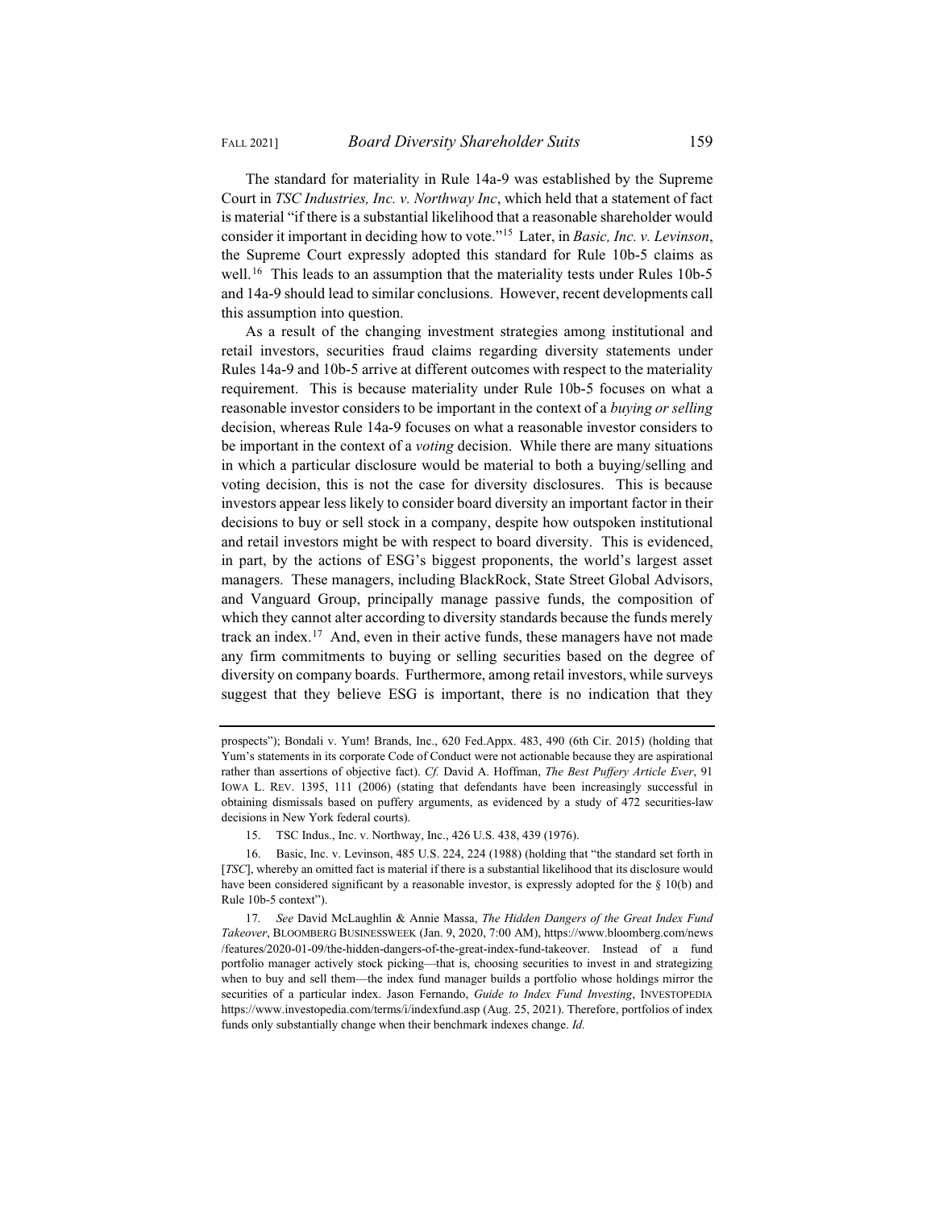The standard for materiality in Rule 14a-9 was established by the Supreme Court in *TSC Industries, Inc. v. Northway Inc*, which held that a statement of fact is material "if there is a substantial likelihood that a reasonable shareholder would consider it important in deciding how to vote."[15] Later, in *Basic, Inc. v. Levinson*, the Supreme Court expressly adopted this standard for Rule 10b-5 claims as well.[16] This leads to an assumption that the materiality tests under Rules 10b-5 and 14a-9 should lead to similar conclusions. However, recent developments call this assumption into question.

As a result of the changing investment strategies among institutional and retail investors, securities fraud claims regarding diversity statements under Rules 14a-9 and 10b-5 arrive at different outcomes with respect to the materiality requirement. This is because materiality under Rule 10b-5 focuses on what a reasonable investor considers to be important in the context of a *buying or selling* decision, whereas Rule 14a-9 focuses on what a reasonable investor considers to be important in the context of a *voting* decision. While there are many situations in which a particular disclosure would be material to both a buying/selling and voting decision, this is not the case for diversity disclosures. This is because investors appear less likely to consider board diversity an important factor in their decisions to buy or sell stock in a company, despite how outspoken institutional and retail investors might be with respect to board diversity. This is evidenced, in part, by the actions of ESG's biggest proponents, the world's largest asset managers. These managers, including BlackRock, State Street Global Advisors, and Vanguard Group, principally manage passive funds, the composition of which they cannot alter according to diversity standards because the funds merely track an index.[17] And, even in their active funds, these managers have not made any firm commitments to buying or selling securities based on the degree of diversity on company boards. Furthermore, among retail investors, while surveys suggest that they believe ESG is important, there is no indication that they

---

prospects"); Bondali v. Yum! Brands, Inc., 620 Fed.Appx. 483, 490 (6th Cir. 2015) (holding that Yum's statements in its corporate Code of Conduct were not actionable because they are aspirational rather than assertions of objective fact). *Cf.* David A. Hoffman, *The Best Puffery Article Ever*, 91 IOWA L. REV. 1395, 111 (2006) (stating that defendants have been increasingly successful in obtaining dismissals based on puffery arguments, as evidenced by a study of 472 securities-law decisions in New York federal courts).

15. TSC Indus., Inc. v. Northway, Inc., 426 U.S. 438, 439 (1976).

16. Basic, Inc. v. Levinson, 485 U.S. 224, 224 (1988) (holding that "the standard set forth in [*TSC*], whereby an omitted fact is material if there is a substantial likelihood that its disclosure would have been considered significant by a reasonable investor, is expressly adopted for the § 10(b) and Rule 10b-5 context").

17. *See* David McLaughlin & Annie Massa, *The Hidden Dangers of the Great Index Fund Takeover*, BLOOMBERG BUSINESSWEEK (Jan. 9, 2020, 7:00 AM), https://www.bloomberg.com/news/features/2020-01-09/the-hidden-dangers-of-the-great-index-fund-takeover. Instead of a fund portfolio manager actively stock picking—that is, choosing securities to invest in and strategizing when to buy and sell them—the index fund manager builds a portfolio whose holdings mirror the securities of a particular index. Jason Fernando, *Guide to Index Fund Investing*, INVESTOPEDIA https://www.investopedia.com/terms/i/indexfund.asp (Aug. 25, 2021). Therefore, portfolios of index funds only substantially change when their benchmark indexes change. *Id.*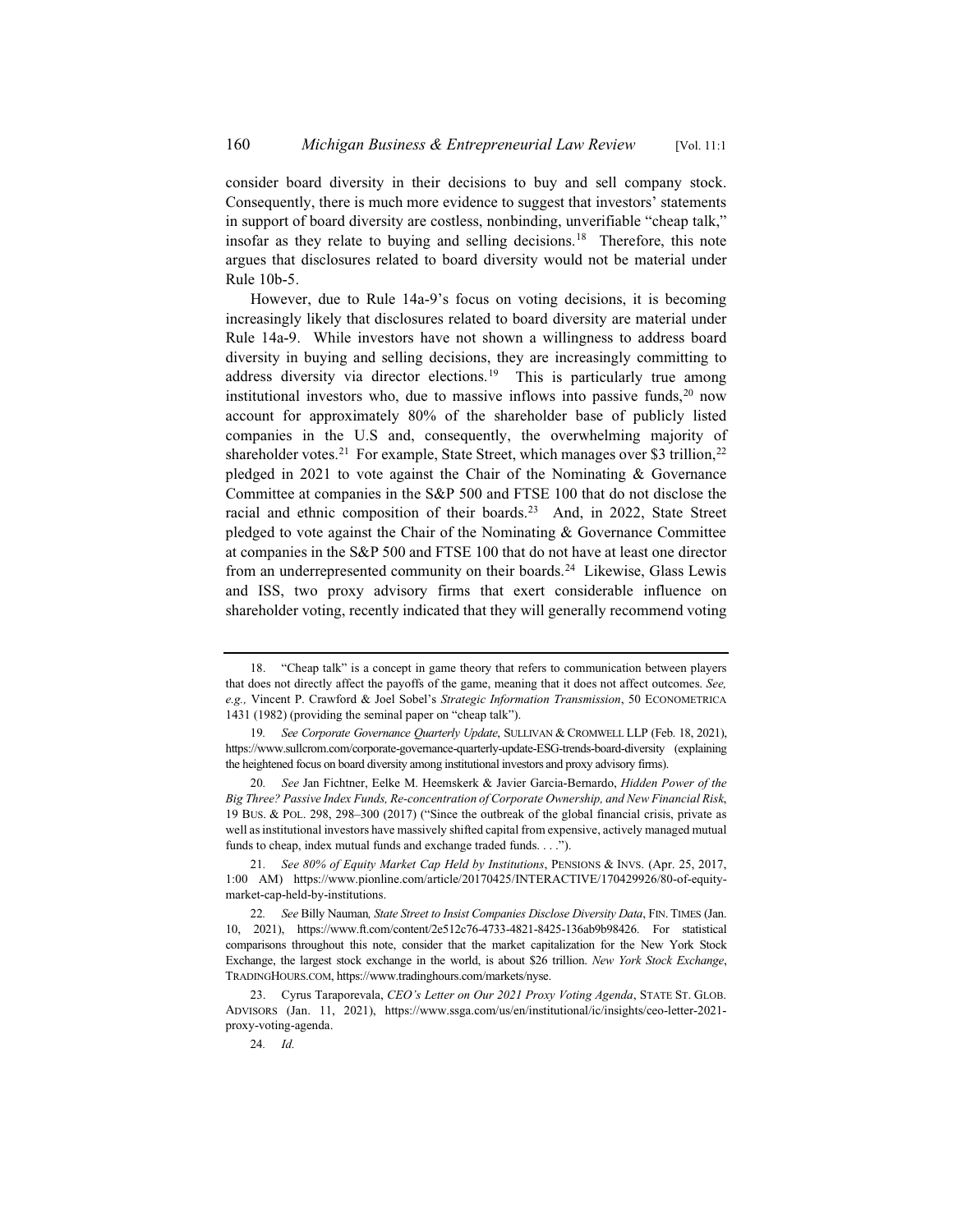consider board diversity in their decisions to buy and sell company stock. Consequently, there is much more evidence to suggest that investors' statements in support of board diversity are costless, nonbinding, unverifiable "cheap talk," insofar as they relate to buying and selling decisions.[18] Therefore, this note argues that disclosures related to board diversity would not be material under Rule 10b-5.

However, due to Rule 14a-9's focus on voting decisions, it is becoming increasingly likely that disclosures related to board diversity are material under Rule 14a-9. While investors have not shown a willingness to address board diversity in buying and selling decisions, they are increasingly committing to address diversity via director elections.[19] This is particularly true among institutional investors who, due to massive inflows into passive funds,[20] now account for approximately 80% of the shareholder base of publicly listed companies in the U.S and, consequently, the overwhelming majority of shareholder votes.[21] For example, State Street, which manages over $3 trillion,[22] pledged in 2021 to vote against the Chair of the Nominating & Governance Committee at companies in the S&P 500 and FTSE 100 that do not disclose the racial and ethnic composition of their boards.[23] And, in 2022, State Street pledged to vote against the Chair of the Nominating & Governance Committee at companies in the S&P 500 and FTSE 100 that do not have at least one director from an underrepresented community on their boards.[24] Likewise, Glass Lewis and ISS, two proxy advisory firms that exert considerable influence on shareholder voting, recently indicated that they will generally recommend voting

---

18. "Cheap talk" is a concept in game theory that refers to communication between players that does not directly affect the payoffs of the game, meaning that it does not affect outcomes. *See, e.g.,* Vincent P. Crawford & Joel Sobel's *Strategic Information Transmission*, 50 ECONOMETRICA 1431 (1982) (providing the seminal paper on "cheap talk").

19. *See Corporate Governance Quarterly Update*, SULLIVAN & CROMWELL LLP (Feb. 18, 2021), https://www.sullcrom.com/corporate-governance-quarterly-update-ESG-trends-board-diversity (explaining the heightened focus on board diversity among institutional investors and proxy advisory firms).

20. *See* Jan Fichtner, Eelke M. Heemskerk & Javier Garcia-Bernardo, *Hidden Power of the Big Three? Passive Index Funds, Re-concentration of Corporate Ownership, and New Financial Risk*, 19 BUS. & POL. 298, 298–300 (2017) ("Since the outbreak of the global financial crisis, private as well as institutional investors have massively shifted capital from expensive, actively managed mutual funds to cheap, index mutual funds and exchange traded funds. . . .").

21. *See 80% of Equity Market Cap Held by Institutions*, PENSIONS & INVS. (Apr. 25, 2017, 1:00 AM) https://www.pionline.com/article/20170425/INTERACTIVE/170429926/80-of-equity-market-cap-held-by-institutions.

22. *See* Billy Nauman, *State Street to Insist Companies Disclose Diversity Data*, FIN. TIMES (Jan. 10, 2021), https://www.ft.com/content/2e512c76-4733-4821-8425-136ab9b98426. For statistical comparisons throughout this note, consider that the market capitalization for the New York Stock Exchange, the largest stock exchange in the world, is about $26 trillion. *New York Stock Exchange*, TRADINGHOURS.COM, https://www.tradinghours.com/markets/nyse.

23. Cyrus Taraporevala, *CEO's Letter on Our 2021 Proxy Voting Agenda*, STATE ST. GLOB. ADVISORS (Jan. 11, 2021), https://www.ssga.com/us/en/institutional/ic/insights/ceo-letter-2021-proxy-voting-agenda.

24. *Id.*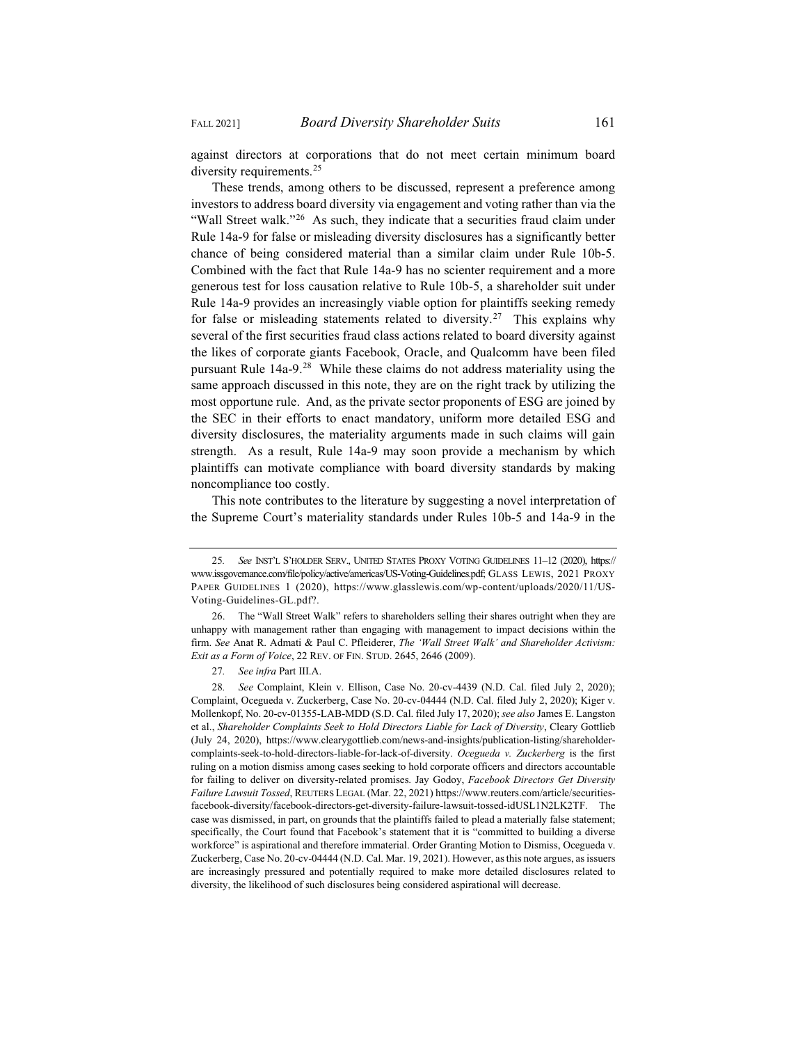against directors at corporations that do not meet certain minimum board diversity requirements.[25]

These trends, among others to be discussed, represent a preference among investors to address board diversity via engagement and voting rather than via the "Wall Street walk."[26] As such, they indicate that a securities fraud claim under Rule 14a-9 for false or misleading diversity disclosures has a significantly better chance of being considered material than a similar claim under Rule 10b-5. Combined with the fact that Rule 14a-9 has no scienter requirement and a more generous test for loss causation relative to Rule 10b-5, a shareholder suit under Rule 14a-9 provides an increasingly viable option for plaintiffs seeking remedy for false or misleading statements related to diversity.[27] This explains why several of the first securities fraud class actions related to board diversity against the likes of corporate giants Facebook, Oracle, and Qualcomm have been filed pursuant Rule 14a-9.[28] While these claims do not address materiality using the same approach discussed in this note, they are on the right track by utilizing the most opportune rule. And, as the private sector proponents of ESG are joined by the SEC in their efforts to enact mandatory, uniform more detailed ESG and diversity disclosures, the materiality arguments made in such claims will gain strength. As a result, Rule 14a-9 may soon provide a mechanism by which plaintiffs can motivate compliance with board diversity standards by making noncompliance too costly.

This note contributes to the literature by suggesting a novel interpretation of the Supreme Court's materiality standards under Rules 10b-5 and 14a-9 in the

---

25. *See* INST'L S'HOLDER SERV., UNITED STATES PROXY VOTING GUIDELINES 11–12 (2020), https://www.issgovernance.com/file/policy/active/americas/US-Voting-Guidelines.pdf; GLASS LEWIS, 2021 PROXY PAPER GUIDELINES 1 (2020), https://www.glasslewis.com/wp-content/uploads/2020/11/US-Voting-Guidelines-GL.pdf?.

26. The "Wall Street Walk" refers to shareholders selling their shares outright when they are unhappy with management rather than engaging with management to impact decisions within the firm. *See* Anat R. Admati & Paul C. Pfleiderer, *The 'Wall Street Walk' and Shareholder Activism: Exit as a Form of Voice*, 22 REV. OF FIN. STUD. 2645, 2646 (2009).

27. *See infra* Part III.A.

28. *See* Complaint, Klein v. Ellison, Case No. 20-cv-4439 (N.D. Cal. filed July 2, 2020); Complaint, Ocegueda v. Zuckerberg, Case No. 20-cv-04444 (N.D. Cal. filed July 2, 2020); Kiger v. Mollenkopf, No. 20-cv-01355-LAB-MDD (S.D. Cal. filed July 17, 2020); *see also* James E. Langston et al., *Shareholder Complaints Seek to Hold Directors Liable for Lack of Diversity*, Cleary Gottlieb (July 24, 2020), https://www.clearygottlieb.com/news-and-insights/publication-listing/shareholder-complaints-seek-to-hold-directors-liable-for-lack-of-diversity. *Ocegueda v. Zuckerberg* is the first ruling on a motion dismiss among cases seeking to hold corporate officers and directors accountable for failing to deliver on diversity-related promises. Jay Godoy, *Facebook Directors Get Diversity Failure Lawsuit Tossed*, REUTERS LEGAL (Mar. 22, 2021) https://www.reuters.com/article/securities-facebook-diversity/facebook-directors-get-diversity-failure-lawsuit-tossed-idUSL1N2LK2TF. The case was dismissed, in part, on grounds that the plaintiffs failed to plead a materially false statement; specifically, the Court found that Facebook's statement that it is "committed to building a diverse workforce" is aspirational and therefore immaterial. Order Granting Motion to Dismiss, Ocegueda v. Zuckerberg, Case No. 20-cv-04444 (N.D. Cal. Mar. 19, 2021). However, as this note argues, as issuers are increasingly pressured and potentially required to make more detailed disclosures related to diversity, the likelihood of such disclosures being considered aspirational will decrease.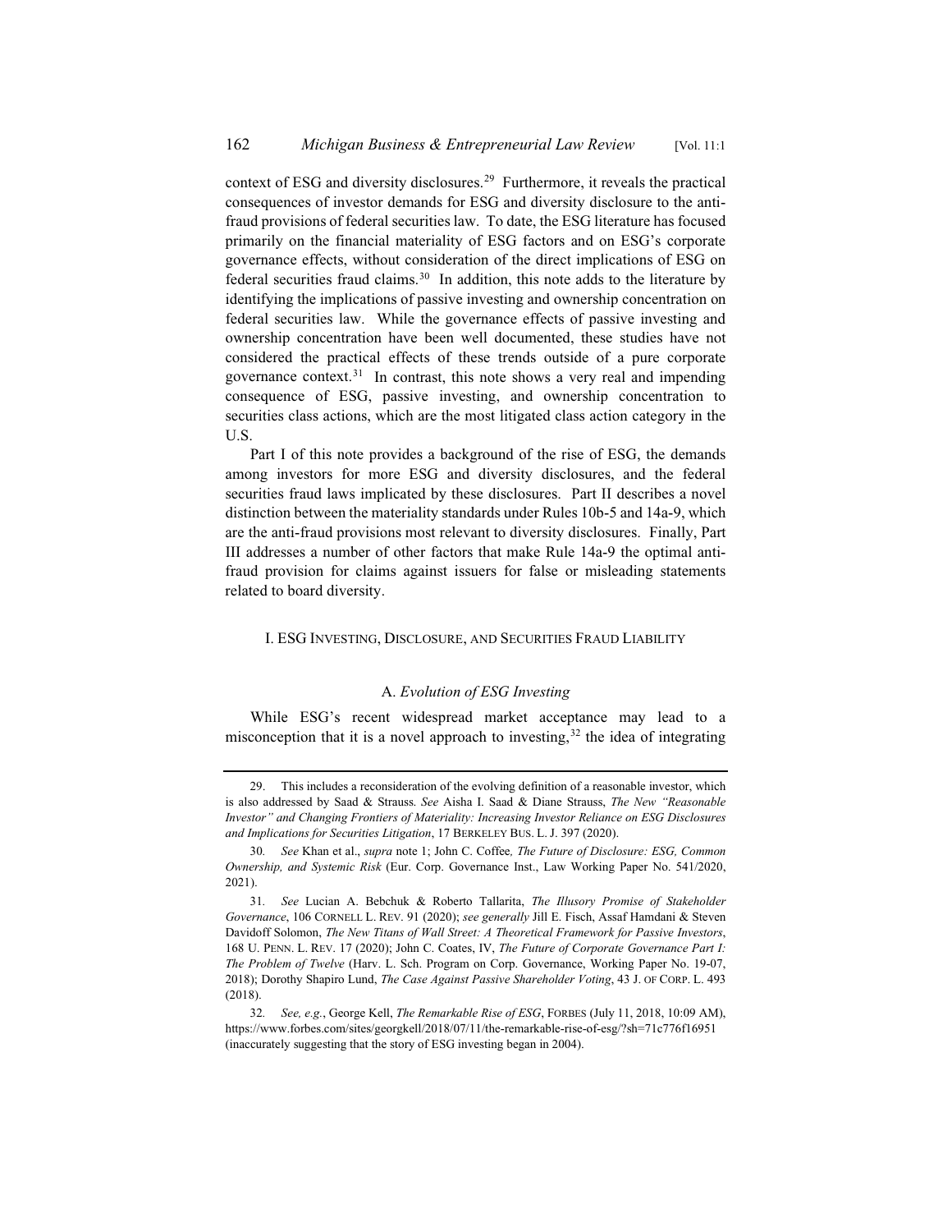context of ESG and diversity disclosures.[29] Furthermore, it reveals the practical consequences of investor demands for ESG and diversity disclosure to the anti-fraud provisions of federal securities law. To date, the ESG literature has focused primarily on the financial materiality of ESG factors and on ESG's corporate governance effects, without consideration of the direct implications of ESG on federal securities fraud claims.[30] In addition, this note adds to the literature by identifying the implications of passive investing and ownership concentration on federal securities law. While the governance effects of passive investing and ownership concentration have been well documented, these studies have not considered the practical effects of these trends outside of a pure corporate governance context.[31] In contrast, this note shows a very real and impending consequence of ESG, passive investing, and ownership concentration to securities class actions, which are the most litigated class action category in the U.S.

Part I of this note provides a background of the rise of ESG, the demands among investors for more ESG and diversity disclosures, and the federal securities fraud laws implicated by these disclosures. Part II describes a novel distinction between the materiality standards under Rules 10b-5 and 14a-9, which are the anti-fraud provisions most relevant to diversity disclosures. Finally, Part III addresses a number of other factors that make Rule 14a-9 the optimal anti-fraud provision for claims against issuers for false or misleading statements related to board diversity.

## I. ESG Investing, Disclosure, and Securities Fraud Liability

### A. *Evolution of ESG Investing*

While ESG's recent widespread market acceptance may lead to a misconception that it is a novel approach to investing,[32] the idea of integrating

---

29. This includes a reconsideration of the evolving definition of a reasonable investor, which is also addressed by Saad & Strauss. *See* Aisha I. Saad & Diane Strauss, *The New "Reasonable Investor" and Changing Frontiers of Materiality: Increasing Investor Reliance on ESG Disclosures and Implications for Securities Litigation*, 17 Berkeley Bus. L. J. 397 (2020).

30. *See* Khan et al., *supra* note 1; John C. Coffee, *The Future of Disclosure: ESG, Common Ownership, and Systemic Risk* (Eur. Corp. Governance Inst., Law Working Paper No. 541/2020, 2021).

31. *See* Lucian A. Bebchuk & Roberto Tallarita, *The Illusory Promise of Stakeholder Governance*, 106 Cornell L. Rev. 91 (2020); *see generally* Jill E. Fisch, Assaf Hamdani & Steven Davidoff Solomon, *The New Titans of Wall Street: A Theoretical Framework for Passive Investors*, 168 U. Penn. L. Rev. 17 (2020); John C. Coates, IV, *The Future of Corporate Governance Part I: The Problem of Twelve* (Harv. L. Sch. Program on Corp. Governance, Working Paper No. 19-07, 2018); Dorothy Shapiro Lund, *The Case Against Passive Shareholder Voting*, 43 J. of Corp. L. 493 (2018).

32. *See, e.g.*, George Kell, *The Remarkable Rise of ESG*, Forbes (July 11, 2018, 10:09 AM), https://www.forbes.com/sites/georgkell/2018/07/11/the-remarkable-rise-of-esg/?sh=71c776f16951 (inaccurately suggesting that the story of ESG investing began in 2004).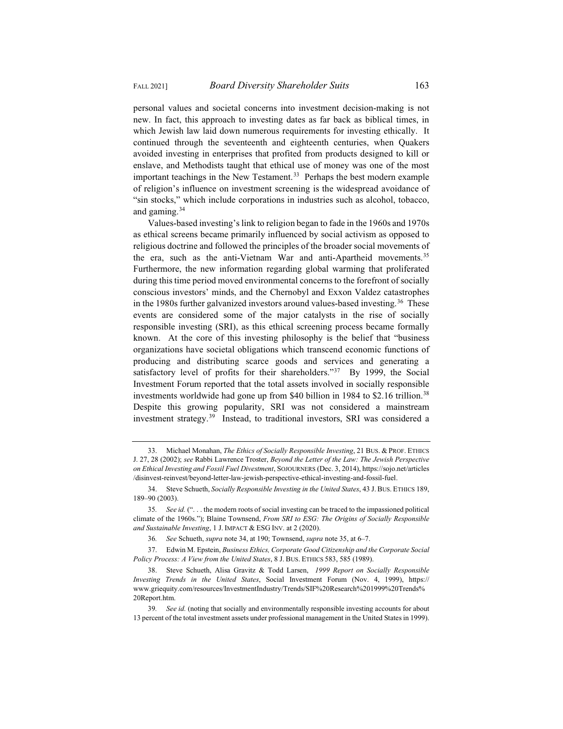personal values and societal concerns into investment decision-making is not new. In fact, this approach to investing dates as far back as biblical times, in which Jewish law laid down numerous requirements for investing ethically. It continued through the seventeenth and eighteenth centuries, when Quakers avoided investing in enterprises that profited from products designed to kill or enslave, and Methodists taught that ethical use of money was one of the most important teachings in the New Testament.[33] Perhaps the best modern example of religion's influence on investment screening is the widespread avoidance of "sin stocks," which include corporations in industries such as alcohol, tobacco, and gaming.[34]

Values-based investing's link to religion began to fade in the 1960s and 1970s as ethical screens became primarily influenced by social activism as opposed to religious doctrine and followed the principles of the broader social movements of the era, such as the anti-Vietnam War and anti-Apartheid movements.[35] Furthermore, the new information regarding global warming that proliferated during this time period moved environmental concerns to the forefront of socially conscious investors' minds, and the Chernobyl and Exxon Valdez catastrophes in the 1980s further galvanized investors around values-based investing.[36] These events are considered some of the major catalysts in the rise of socially responsible investing (SRI), as this ethical screening process became formally known. At the core of this investing philosophy is the belief that "business organizations have societal obligations which transcend economic functions of producing and distributing scarce goods and services and generating a satisfactory level of profits for their shareholders."[37] By 1999, the Social Investment Forum reported that the total assets involved in socially responsible investments worldwide had gone up from $40 billion in 1984 to $2.16 trillion.[38] Despite this growing popularity, SRI was not considered a mainstream investment strategy.[39] Instead, to traditional investors, SRI was considered a

---

33. Michael Monahan, *The Ethics of Socially Responsible Investing*, 21 BUS. & PROF. ETHICS J. 27, 28 (2002); *see* Rabbi Lawrence Troster, *Beyond the Letter of the Law: The Jewish Perspective on Ethical Investing and Fossil Fuel Divestment*, SOJOURNERS (Dec. 3, 2014), https://sojo.net/articles/disinvest-reinvest/beyond-letter-law-jewish-perspective-ethical-investing-and-fossil-fuel.

34. Steve Schueth, *Socially Responsible Investing in the United States*, 43 J. BUS. ETHICS 189, 189–90 (2003).

35. *See id.* (". . . the modern roots of social investing can be traced to the impassioned political climate of the 1960s."); Blaine Townsend, *From SRI to ESG: The Origins of Socially Responsible and Sustainable Investing*, 1 J. IMPACT & ESG INV. at 2 (2020).

36. *See* Schueth, *supra* note 34, at 190; Townsend, *supra* note 35, at 6–7.

37. Edwin M. Epstein, *Business Ethics, Corporate Good Citizenship and the Corporate Social Policy Process: A View from the United States*, 8 J. BUS. ETHICS 583, 585 (1989).

38. Steve Schueth, Alisa Gravitz & Todd Larsen, *1999 Report on Socially Responsible Investing Trends in the United States*, Social Investment Forum (Nov. 4, 1999), https://www.griequity.com/resources/InvestmentIndustry/Trends/SIF%20Research%201999%20Trends%20Report.htm.

39. *See id.* (noting that socially and environmentally responsible investing accounts for about 13 percent of the total investment assets under professional management in the United States in 1999).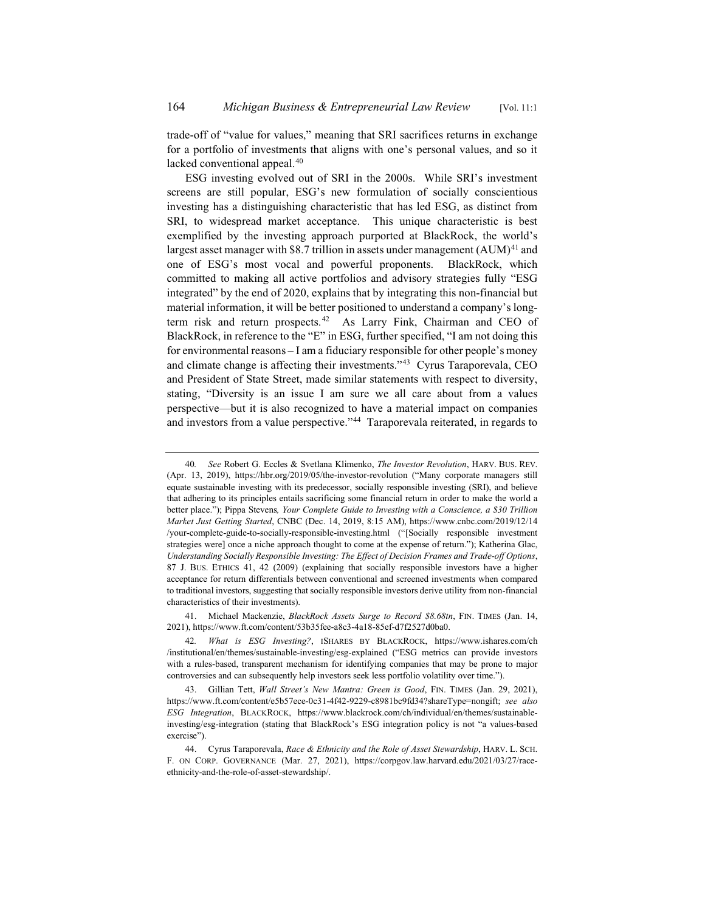trade-off of "value for values," meaning that SRI sacrifices returns in exchange for a portfolio of investments that aligns with one's personal values, and so it lacked conventional appeal.[40]

ESG investing evolved out of SRI in the 2000s. While SRI's investment screens are still popular, ESG's new formulation of socially conscientious investing has a distinguishing characteristic that has led ESG, as distinct from SRI, to widespread market acceptance. This unique characteristic is best exemplified by the investing approach purported at BlackRock, the world's largest asset manager with $8.7 trillion in assets under management (AUM)[41] and one of ESG's most vocal and powerful proponents. BlackRock, which committed to making all active portfolios and advisory strategies fully "ESG integrated" by the end of 2020, explains that by integrating this non-financial but material information, it will be better positioned to understand a company's long-term risk and return prospects.[42] As Larry Fink, Chairman and CEO of BlackRock, in reference to the "E" in ESG, further specified, "I am not doing this for environmental reasons – I am a fiduciary responsible for other people's money and climate change is affecting their investments."[43] Cyrus Taraporevala, CEO and President of State Street, made similar statements with respect to diversity, stating, "Diversity is an issue I am sure we all care about from a values perspective—but it is also recognized to have a material impact on companies and investors from a value perspective."[44] Taraporevala reiterated, in regards to

---

40. *See* Robert G. Eccles & Svetlana Klimenko, *The Investor Revolution*, HARV. BUS. REV. (Apr. 13, 2019), https://hbr.org/2019/05/the-investor-revolution ("Many corporate managers still equate sustainable investing with its predecessor, socially responsible investing (SRI), and believe that adhering to its principles entails sacrificing some financial return in order to make the world a better place."); Pippa Stevens, *Your Complete Guide to Investing with a Conscience, a $30 Trillion Market Just Getting Started*, CNBC (Dec. 14, 2019, 8:15 AM), https://www.cnbc.com/2019/12/14/your-complete-guide-to-socially-responsible-investing.html ("[Socially responsible investment strategies were] once a niche approach thought to come at the expense of return."); Katherina Glac, *Understanding Socially Responsible Investing: The Effect of Decision Frames and Trade-off Options*, 87 J. BUS. ETHICS 41, 42 (2009) (explaining that socially responsible investors have a higher acceptance for return differentials between conventional and screened investments when compared to traditional investors, suggesting that socially responsible investors derive utility from non-financial characteristics of their investments).

41. Michael Mackenzie, *BlackRock Assets Surge to Record $8.68tn*, FIN. TIMES (Jan. 14, 2021), https://www.ft.com/content/53b35fee-a8c3-4a18-85ef-d7f2527d0ba0.

42. *What is ESG Investing?*, ISHARES BY BLACKROCK, https://www.ishares.com/ch/institutional/en/themes/sustainable-investing/esg-explained ("ESG metrics can provide investors with a rules-based, transparent mechanism for identifying companies that may be prone to major controversies and can subsequently help investors seek less portfolio volatility over time.").

43. Gillian Tett, *Wall Street's New Mantra: Green is Good*, FIN. TIMES (Jan. 29, 2021), https://www.ft.com/content/e5b57ece-0c31-4f42-9229-c8981bc9fd34?shareType=nongift; *see also ESG Integration*, BLACKROCK, https://www.blackrock.com/ch/individual/en/themes/sustainable-investing/esg-integration (stating that BlackRock's ESG integration policy is not "a values-based exercise").

44. Cyrus Taraporevala, *Race & Ethnicity and the Role of Asset Stewardship*, HARV. L. SCH. F. ON CORP. GOVERNANCE (Mar. 27, 2021), https://corpgov.law.harvard.edu/2021/03/27/race-ethnicity-and-the-role-of-asset-stewardship/.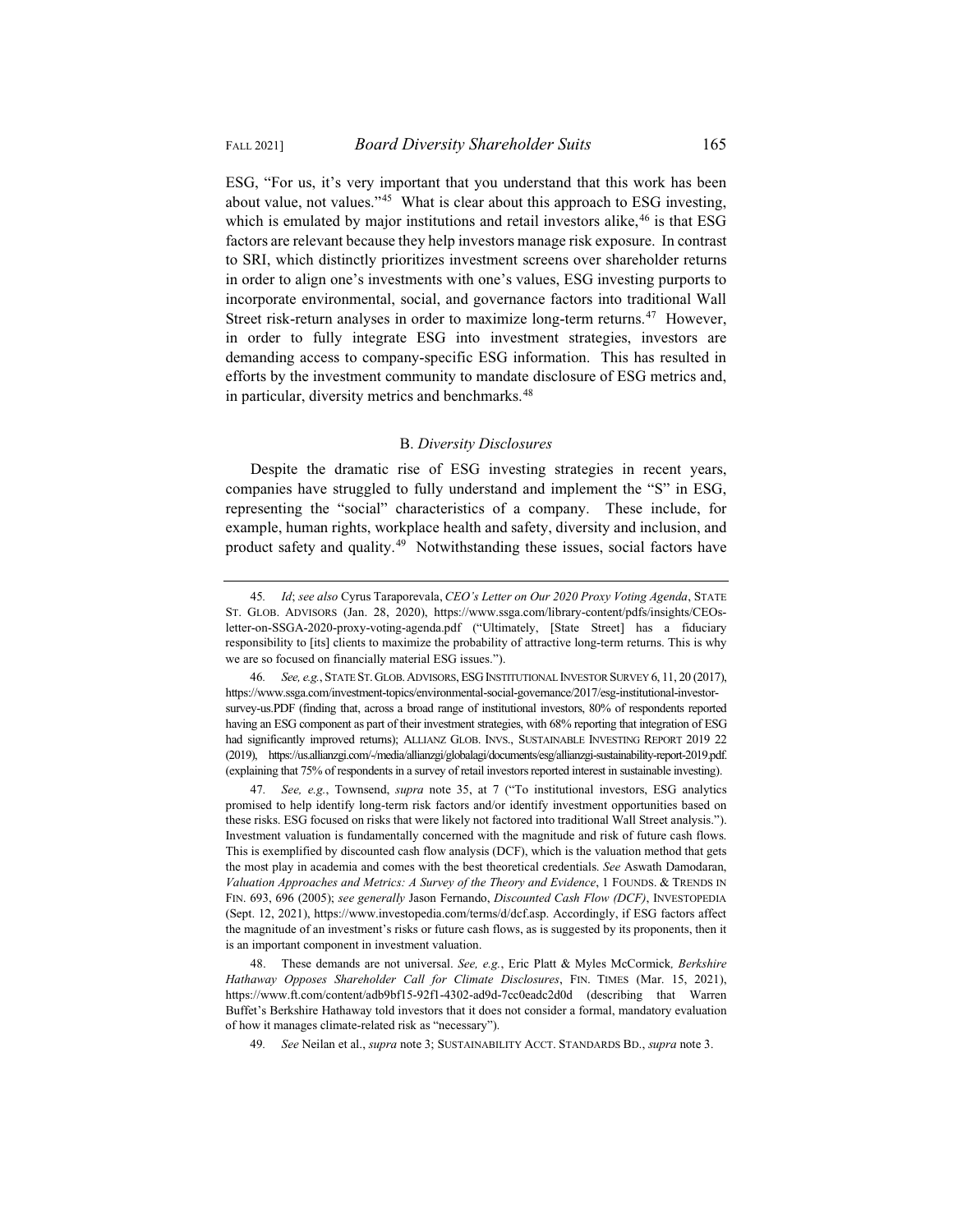ESG, "For us, it's very important that you understand that this work has been about value, not values."[45] What is clear about this approach to ESG investing, which is emulated by major institutions and retail investors alike,[46] is that ESG factors are relevant because they help investors manage risk exposure. In contrast to SRI, which distinctly prioritizes investment screens over shareholder returns in order to align one's investments with one's values, ESG investing purports to incorporate environmental, social, and governance factors into traditional Wall Street risk-return analyses in order to maximize long-term returns.[47] However, in order to fully integrate ESG into investment strategies, investors are demanding access to company-specific ESG information. This has resulted in efforts by the investment community to mandate disclosure of ESG metrics and, in particular, diversity metrics and benchmarks.[48]

### B. *Diversity Disclosures*

Despite the dramatic rise of ESG investing strategies in recent years, companies have struggled to fully understand and implement the "S" in ESG, representing the "social" characteristics of a company. These include, for example, human rights, workplace health and safety, diversity and inclusion, and product safety and quality.[49] Notwithstanding these issues, social factors have

---

45. *Id*; *see also* Cyrus Taraporevala, *CEO's Letter on Our 2020 Proxy Voting Agenda*, STATE ST. GLOB. ADVISORS (Jan. 28, 2020), https://www.ssga.com/library-content/pdfs/insights/CEOs-letter-on-SSGA-2020-proxy-voting-agenda.pdf ("Ultimately, [State Street] has a fiduciary responsibility to [its] clients to maximize the probability of attractive long-term returns. This is why we are so focused on financially material ESG issues.").

46. *See, e.g.*, STATE ST. GLOB. ADVISORS, ESG INSTITUTIONAL INVESTOR SURVEY 6, 11, 20 (2017), https://www.ssga.com/investment-topics/environmental-social-governance/2017/esg-institutional-investor-survey-us.PDF (finding that, across a broad range of institutional investors, 80% of respondents reported having an ESG component as part of their investment strategies, with 68% reporting that integration of ESG had significantly improved returns); ALLIANZ GLOB. INVS., SUSTAINABLE INVESTING REPORT 2019 22 (2019), https://us.allianzgi.com/-/media/allianzgi/globalagi/documents/esg/allianzgi-sustainability-report-2019.pdf. (explaining that 75% of respondents in a survey of retail investors reported interest in sustainable investing).

47. *See, e.g.*, Townsend, *supra* note 35, at 7 ("To institutional investors, ESG analytics promised to help identify long-term risk factors and/or identify investment opportunities based on these risks. ESG focused on risks that were likely not factored into traditional Wall Street analysis."). Investment valuation is fundamentally concerned with the magnitude and risk of future cash flows. This is exemplified by discounted cash flow analysis (DCF), which is the valuation method that gets the most play in academia and comes with the best theoretical credentials. *See* Aswath Damodaran, *Valuation Approaches and Metrics: A Survey of the Theory and Evidence*, 1 FOUNDS. & TRENDS IN FIN. 693, 696 (2005); *see generally* Jason Fernando, *Discounted Cash Flow (DCF)*, INVESTOPEDIA (Sept. 12, 2021), https://www.investopedia.com/terms/d/dcf.asp. Accordingly, if ESG factors affect the magnitude of an investment's risks or future cash flows, as is suggested by its proponents, then it is an important component in investment valuation.

48. These demands are not universal. *See, e.g.*, Eric Platt & Myles McCormick, *Berkshire Hathaway Opposes Shareholder Call for Climate Disclosures*, FIN. TIMES (Mar. 15, 2021), https://www.ft.com/content/adb9bf15-92f1-4302-ad9d-7cc0eadc2d0d (describing that Warren Buffet's Berkshire Hathaway told investors that it does not consider a formal, mandatory evaluation of how it manages climate-related risk as "necessary").

49. *See* Neilan et al., *supra* note 3; SUSTAINABILITY ACCT. STANDARDS BD., *supra* note 3.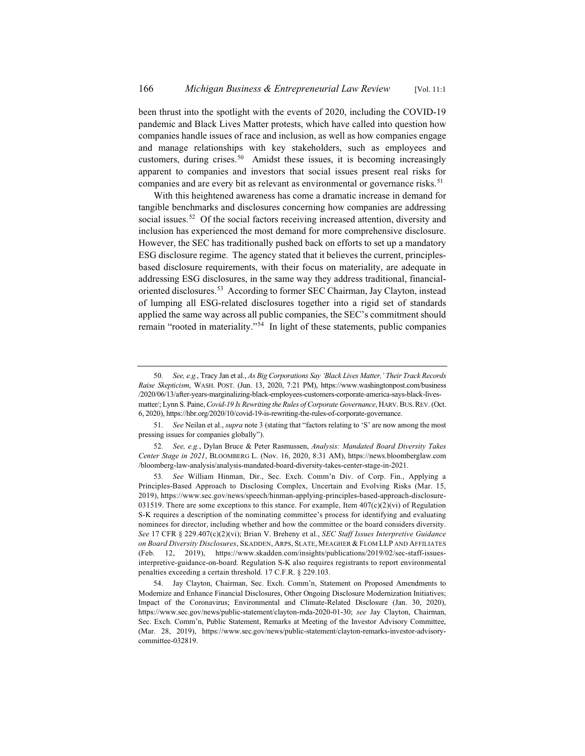been thrust into the spotlight with the events of 2020, including the COVID-19 pandemic and Black Lives Matter protests, which have called into question how companies handle issues of race and inclusion, as well as how companies engage and manage relationships with key stakeholders, such as employees and customers, during crises.[50] Amidst these issues, it is becoming increasingly apparent to companies and investors that social issues present real risks for companies and are every bit as relevant as environmental or governance risks.[51]

With this heightened awareness has come a dramatic increase in demand for tangible benchmarks and disclosures concerning how companies are addressing social issues.[52] Of the social factors receiving increased attention, diversity and inclusion has experienced the most demand for more comprehensive disclosure. However, the SEC has traditionally pushed back on efforts to set up a mandatory ESG disclosure regime. The agency stated that it believes the current, principles-based disclosure requirements, with their focus on materiality, are adequate in addressing ESG disclosures, in the same way they address traditional, financial-oriented disclosures.[53] According to former SEC Chairman, Jay Clayton, instead of lumping all ESG-related disclosures together into a rigid set of standards applied the same way across all public companies, the SEC's commitment should remain "rooted in materiality."[54] In light of these statements, public companies

---

50. *See, e.g.*, Tracy Jan et al., *As Big Corporations Say 'Black Lives Matter,' Their Track Records Raise Skepticism*, WASH. POST. (Jun. 13, 2020, 7:21 PM), https://www.washingtonpost.com/business/2020/06/13/after-years-marginalizing-black-employees-customers-corporate-america-says-black-lives-matter/; Lynn S. Paine, *Covid-19 Is Rewriting the Rules of Corporate Governance*, HARV. BUS. REV. (Oct. 6, 2020), https://hbr.org/2020/10/covid-19-is-rewriting-the-rules-of-corporate-governance.

51. *See* Neilan et al., *supra* note 3 (stating that "factors relating to 'S' are now among the most pressing issues for companies globally").

52. *See, e.g.*, Dylan Bruce & Peter Rasmussen, *Analysis: Mandated Board Diversity Takes Center Stage in 2021*, BLOOMBERG L. (Nov. 16, 2020, 8:31 AM), https://news.bloomberglaw.com/bloomberg-law-analysis/analysis-mandated-board-diversity-takes-center-stage-in-2021.

53. *See* William Hinman, Dir., Sec. Exch. Comm'n Div. of Corp. Fin., Applying a Principles-Based Approach to Disclosing Complex, Uncertain and Evolving Risks (Mar. 15, 2019), https://www.sec.gov/news/speech/hinman-applying-principles-based-approach-disclosure-031519. There are some exceptions to this stance. For example, Item 407(c)(2)(vi) of Regulation S-K requires a description of the nominating committee's process for identifying and evaluating nominees for director, including whether and how the committee or the board considers diversity. *See* 17 CFR § 229.407(c)(2)(vi); Brian V. Breheny et al., *SEC Staff Issues Interpretive Guidance on Board Diversity Disclosures*, SKADDEN, ARPS, SLATE, MEAGHER & FLOM LLP AND AFFILIATES (Feb. 12, 2019), https://www.skadden.com/insights/publications/2019/02/sec-staff-issues-interpretive-guidance-on-board. Regulation S-K also requires registrants to report environmental penalties exceeding a certain threshold. 17 C.F.R. § 229.103.

54. Jay Clayton, Chairman, Sec. Exch. Comm'n, Statement on Proposed Amendments to Modernize and Enhance Financial Disclosures, Other Ongoing Disclosure Modernization Initiatives; Impact of the Coronavirus; Environmental and Climate-Related Disclosure (Jan. 30, 2020), https://www.sec.gov/news/public-statement/clayton-mda-2020-01-30; *see* Jay Clayton, Chairman, Sec. Exch. Comm'n, Public Statement, Remarks at Meeting of the Investor Advisory Committee, (Mar. 28, 2019), https://www.sec.gov/news/public-statement/clayton-remarks-investor-advisory-committee-032819.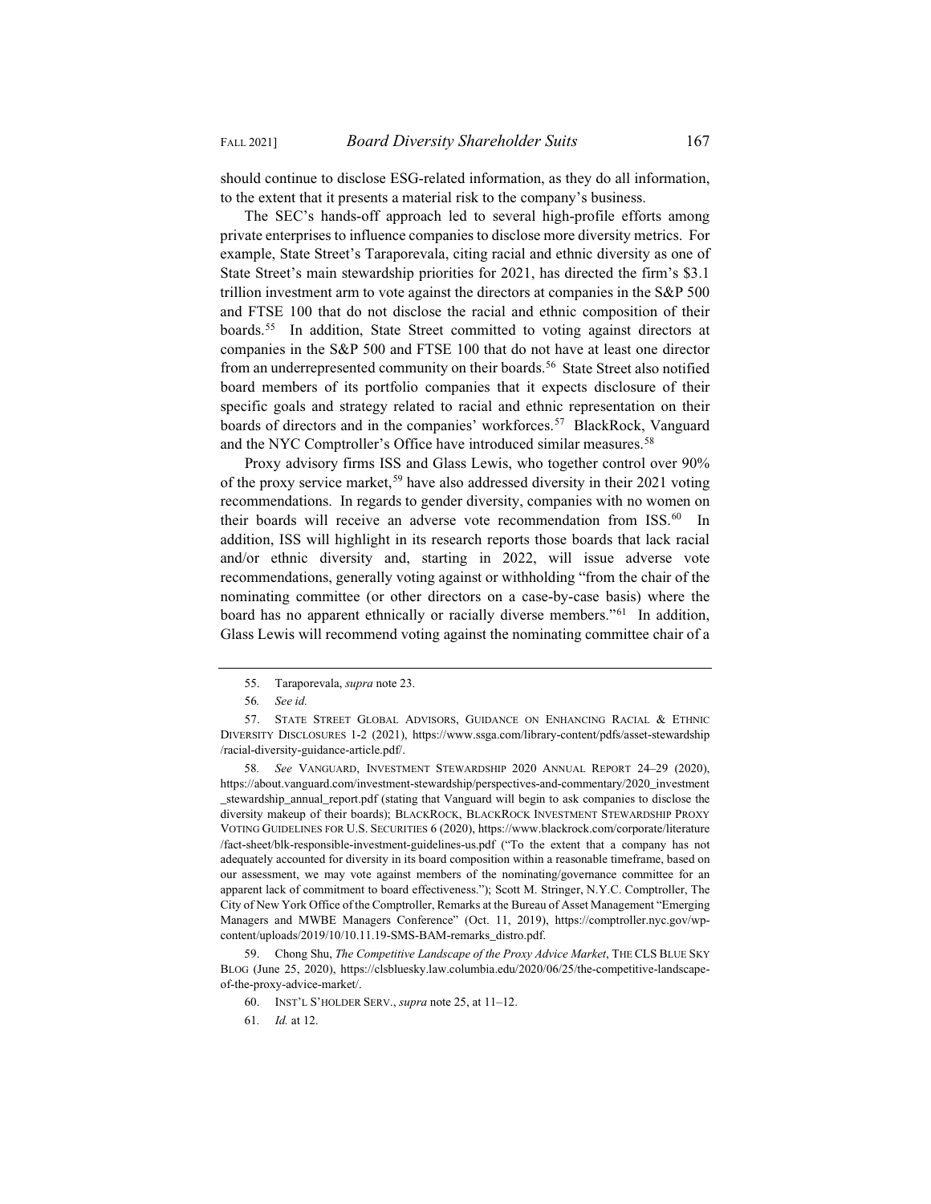should continue to disclose ESG-related information, as they do all information, to the extent that it presents a material risk to the company's business.

The SEC's hands-off approach led to several high-profile efforts among private enterprises to influence companies to disclose more diversity metrics. For example, State Street's Taraporevala, citing racial and ethnic diversity as one of State Street's main stewardship priorities for 2021, has directed the firm's $3.1 trillion investment arm to vote against the directors at companies in the S&P 500 and FTSE 100 that do not disclose the racial and ethnic composition of their boards.[55] In addition, State Street committed to voting against directors at companies in the S&P 500 and FTSE 100 that do not have at least one director from an underrepresented community on their boards.[56] State Street also notified board members of its portfolio companies that it expects disclosure of their specific goals and strategy related to racial and ethnic representation on their boards of directors and in the companies' workforces.[57] BlackRock, Vanguard and the NYC Comptroller's Office have introduced similar measures.[58]

Proxy advisory firms ISS and Glass Lewis, who together control over 90% of the proxy service market,[59] have also addressed diversity in their 2021 voting recommendations. In regards to gender diversity, companies with no women on their boards will receive an adverse vote recommendation from ISS.[60] In addition, ISS will highlight in its research reports those boards that lack racial and/or ethnic diversity and, starting in 2022, will issue adverse vote recommendations, generally voting against or withholding "from the chair of the nominating committee (or other directors on a case-by-case basis) where the board has no apparent ethnically or racially diverse members."[61] In addition, Glass Lewis will recommend voting against the nominating committee chair of a

---

55. Taraporevala, *supra* note 23.

56. *See id.*

57. STATE STREET GLOBAL ADVISORS, GUIDANCE ON ENHANCING RACIAL & ETHNIC DIVERSITY DISCLOSURES 1-2 (2021), https://www.ssga.com/library-content/pdfs/asset-stewardship/racial-diversity-guidance-article.pdf/.

58. *See* VANGUARD, INVESTMENT STEWARDSHIP 2020 ANNUAL REPORT 24–29 (2020), https://about.vanguard.com/investment-stewardship/perspectives-and-commentary/2020_investment_stewardship_annual_report.pdf (stating that Vanguard will begin to ask companies to disclose the diversity makeup of their boards); BLACKROCK, BLACKROCK INVESTMENT STEWARDSHIP PROXY VOTING GUIDELINES FOR U.S. SECURITIES 6 (2020), https://www.blackrock.com/corporate/literature/fact-sheet/blk-responsible-investment-guidelines-us.pdf ("To the extent that a company has not adequately accounted for diversity in its board composition within a reasonable timeframe, based on our assessment, we may vote against members of the nominating/governance committee for an apparent lack of commitment to board effectiveness."); Scott M. Stringer, N.Y.C. Comptroller, The City of New York Office of the Comptroller, Remarks at the Bureau of Asset Management "Emerging Managers and MWBE Managers Conference" (Oct. 11, 2019), https://comptroller.nyc.gov/wp-content/uploads/2019/10/10.11.19-SMS-BAM-remarks_distro.pdf.

59. Chong Shu, *The Competitive Landscape of the Proxy Advice Market*, THE CLS BLUE SKY BLOG (June 25, 2020), https://clsbluesky.law.columbia.edu/2020/06/25/the-competitive-landscape-of-the-proxy-advice-market/.

60. INST'L S'HOLDER SERV., *supra* note 25, at 11–12.

61. *Id.* at 12.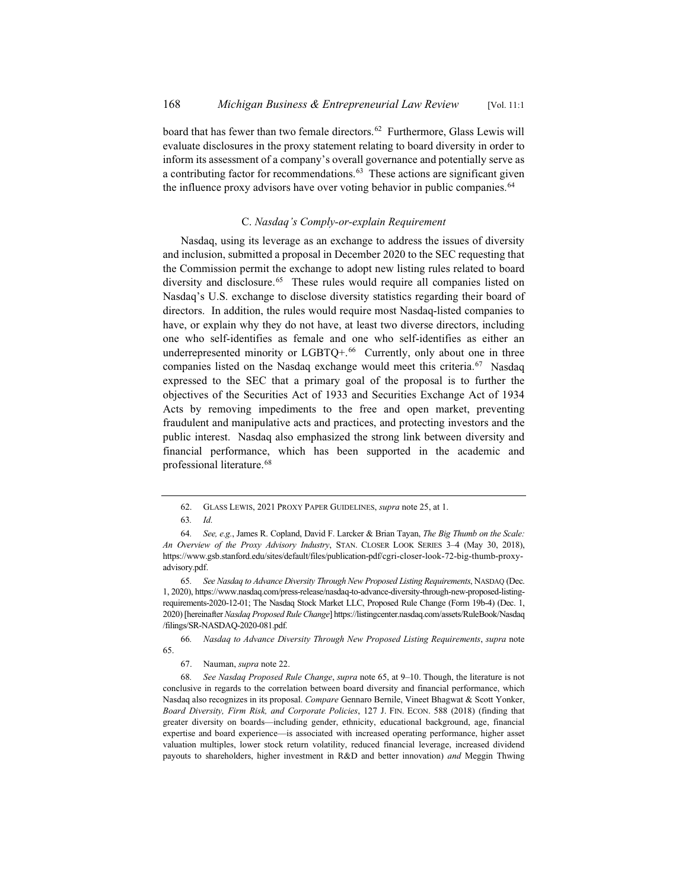board that has fewer than two female directors.[62] Furthermore, Glass Lewis will evaluate disclosures in the proxy statement relating to board diversity in order to inform its assessment of a company's overall governance and potentially serve as a contributing factor for recommendations.[63] These actions are significant given the influence proxy advisors have over voting behavior in public companies.[64]

### C. *Nasdaq's Comply-or-explain Requirement*

Nasdaq, using its leverage as an exchange to address the issues of diversity and inclusion, submitted a proposal in December 2020 to the SEC requesting that the Commission permit the exchange to adopt new listing rules related to board diversity and disclosure.[65] These rules would require all companies listed on Nasdaq's U.S. exchange to disclose diversity statistics regarding their board of directors. In addition, the rules would require most Nasdaq-listed companies to have, or explain why they do not have, at least two diverse directors, including one who self-identifies as female and one who self-identifies as either an underrepresented minority or LGBTQ+.[66] Currently, only about one in three companies listed on the Nasdaq exchange would meet this criteria.[67] Nasdaq expressed to the SEC that a primary goal of the proposal is to further the objectives of the Securities Act of 1933 and Securities Exchange Act of 1934 Acts by removing impediments to the free and open market, preventing fraudulent and manipulative acts and practices, and protecting investors and the public interest. Nasdaq also emphasized the strong link between diversity and financial performance, which has been supported in the academic and professional literature.[68]

---

62. GLASS LEWIS, 2021 PROXY PAPER GUIDELINES, *supra* note 25, at 1.

63. *Id.*

64. *See, e.g.*, James R. Copland, David F. Larcker & Brian Tayan, *The Big Thumb on the Scale: An Overview of the Proxy Advisory Industry*, STAN. CLOSER LOOK SERIES 3–4 (May 30, 2018), https://www.gsb.stanford.edu/sites/default/files/publication-pdf/cgri-closer-look-72-big-thumb-proxy-advisory.pdf.

65. *See Nasdaq to Advance Diversity Through New Proposed Listing Requirements*, NASDAQ (Dec. 1, 2020), https://www.nasdaq.com/press-release/nasdaq-to-advance-diversity-through-new-proposed-listing-requirements-2020-12-01; The Nasdaq Stock Market LLC, Proposed Rule Change (Form 19b-4) (Dec. 1, 2020) [hereinafter *Nasdaq Proposed Rule Change*] https://listingcenter.nasdaq.com/assets/RuleBook/Nasdaq/filings/SR-NASDAQ-2020-081.pdf.

66. *Nasdaq to Advance Diversity Through New Proposed Listing Requirements*, *supra* note 65.

67. Nauman, *supra* note 22.

68. *See Nasdaq Proposed Rule Change*, *supra* note 65, at 9–10. Though, the literature is not conclusive in regards to the correlation between board diversity and financial performance, which Nasdaq also recognizes in its proposal. *Compare* Gennaro Bernile, Vineet Bhagwat & Scott Yonker, *Board Diversity, Firm Risk, and Corporate Policies*, 127 J. FIN. ECON. 588 (2018) (finding that greater diversity on boards—including gender, ethnicity, educational background, age, financial expertise and board experience—is associated with increased operating performance, higher asset valuation multiples, lower stock return volatility, reduced financial leverage, increased dividend payouts to shareholders, higher investment in R&D and better innovation) *and* Meggin Thwing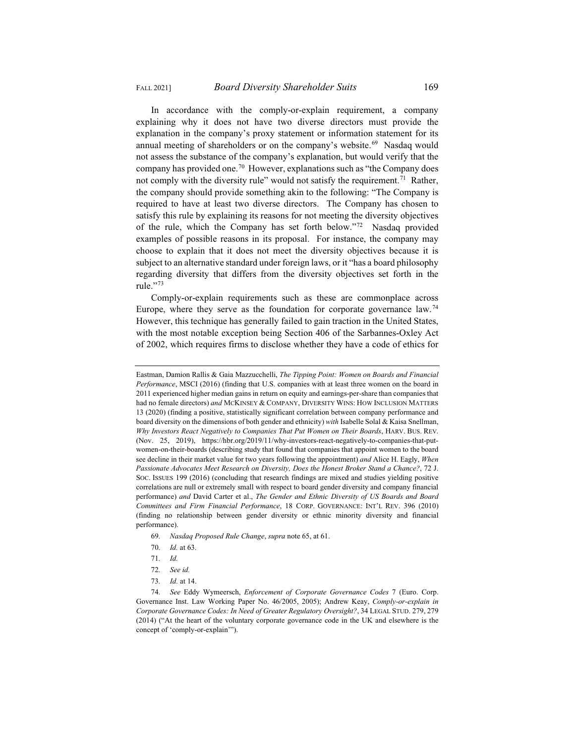In accordance with the comply-or-explain requirement, a company explaining why it does not have two diverse directors must provide the explanation in the company's proxy statement or information statement for its annual meeting of shareholders or on the company's website.[69] Nasdaq would not assess the substance of the company's explanation, but would verify that the company has provided one.[70] However, explanations such as "the Company does not comply with the diversity rule" would not satisfy the requirement.[71] Rather, the company should provide something akin to the following: "The Company is required to have at least two diverse directors. The Company has chosen to satisfy this rule by explaining its reasons for not meeting the diversity objectives of the rule, which the Company has set forth below."[72] Nasdaq provided examples of possible reasons in its proposal. For instance, the company may choose to explain that it does not meet the diversity objectives because it is subject to an alternative standard under foreign laws, or it "has a board philosophy regarding diversity that differs from the diversity objectives set forth in the rule."[73]

Comply-or-explain requirements such as these are commonplace across Europe, where they serve as the foundation for corporate governance law.[74] However, this technique has generally failed to gain traction in the United States, with the most notable exception being Section 406 of the Sarbannes-Oxley Act of 2002, which requires firms to disclose whether they have a code of ethics for

---

Eastman, Damion Rallis & Gaia Mazzucchelli, *The Tipping Point: Women on Boards and Financial Performance*, MSCI (2016) (finding that U.S. companies with at least three women on the board in 2011 experienced higher median gains in return on equity and earnings-per-share than companies that had no female directors) *and* MCKINSEY & COMPANY, DIVERSITY WINS: HOW INCLUSION MATTERS 13 (2020) (finding a positive, statistically significant correlation between company performance and board diversity on the dimensions of both gender and ethnicity) *with* Isabelle Solal & Kaisa Snellman, *Why Investors React Negatively to Companies That Put Women on Their Boards*, HARV. BUS. REV. (Nov. 25, 2019), https://hbr.org/2019/11/why-investors-react-negatively-to-companies-that-put-women-on-their-boards (describing study that found that companies that appoint women to the board see decline in their market value for two years following the appointment) *and* Alice H. Eagly, *When Passionate Advocates Meet Research on Diversity, Does the Honest Broker Stand a Chance?*, 72 J. SOC. ISSUES 199 (2016) (concluding that research findings are mixed and studies yielding positive correlations are null or extremely small with respect to board gender diversity and company financial performance) *and* David Carter et al., *The Gender and Ethnic Diversity of US Boards and Board Committees and Firm Financial Performance*, 18 CORP. GOVERNANCE: INT'L REV. 396 (2010) (finding no relationship between gender diversity or ethnic minority diversity and financial performance).

69. *Nasdaq Proposed Rule Change*, *supra* note 65, at 61.

70. *Id.* at 63.

71. *Id.*

72. *See id.*

73. *Id.* at 14.

74. *See* Eddy Wymeersch, *Enforcement of Corporate Governance Codes* 7 (Euro. Corp. Governance Inst. Law Working Paper No. 46/2005, 2005); Andrew Keay, *Comply-or-explain in Corporate Governance Codes: In Need of Greater Regulatory Oversight?*, 34 LEGAL STUD. 279, 279 (2014) ("At the heart of the voluntary corporate governance code in the UK and elsewhere is the concept of 'comply-or-explain'").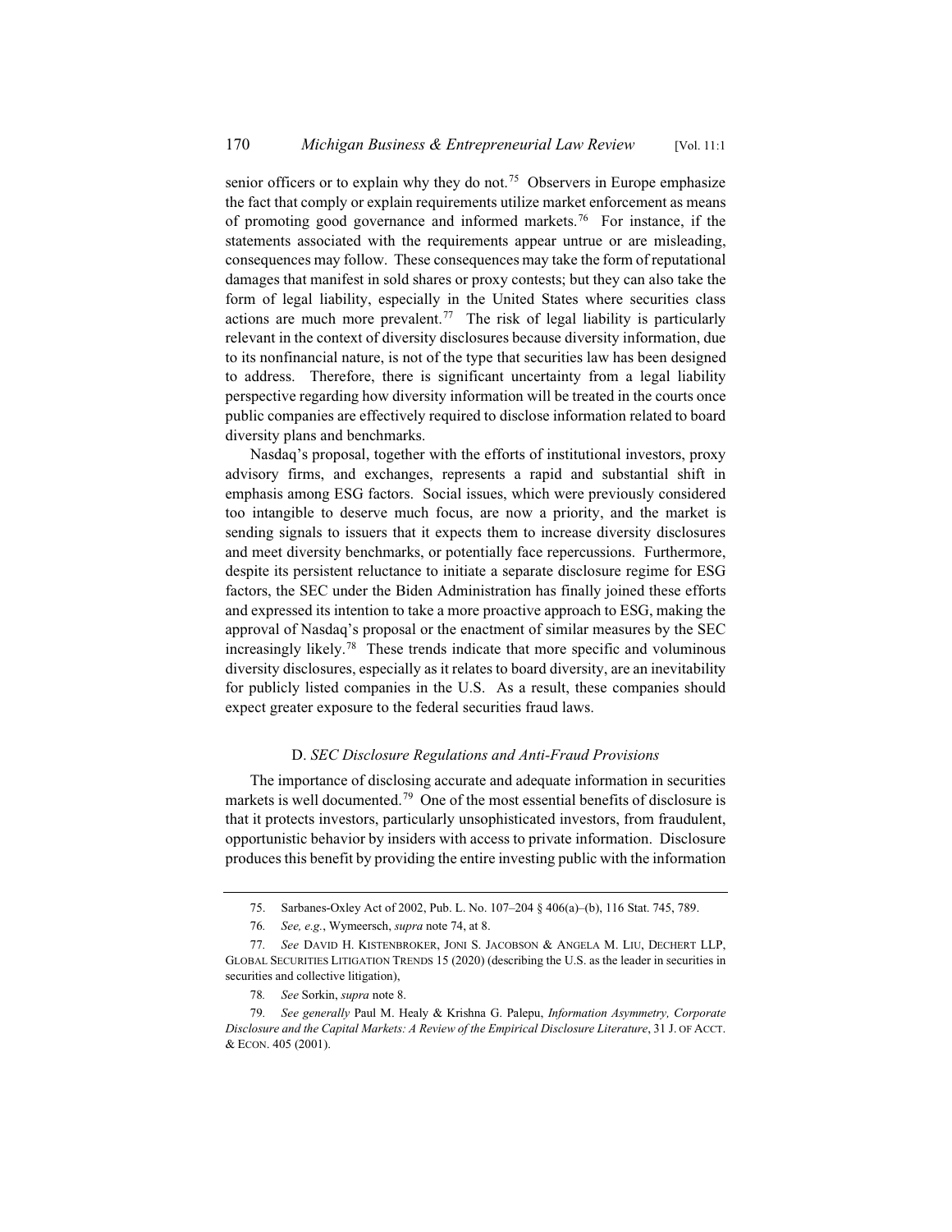senior officers or to explain why they do not.[75] Observers in Europe emphasize the fact that comply or explain requirements utilize market enforcement as means of promoting good governance and informed markets.[76] For instance, if the statements associated with the requirements appear untrue or are misleading, consequences may follow. These consequences may take the form of reputational damages that manifest in sold shares or proxy contests; but they can also take the form of legal liability, especially in the United States where securities class actions are much more prevalent.[77] The risk of legal liability is particularly relevant in the context of diversity disclosures because diversity information, due to its nonfinancial nature, is not of the type that securities law has been designed to address. Therefore, there is significant uncertainty from a legal liability perspective regarding how diversity information will be treated in the courts once public companies are effectively required to disclose information related to board diversity plans and benchmarks.

Nasdaq's proposal, together with the efforts of institutional investors, proxy advisory firms, and exchanges, represents a rapid and substantial shift in emphasis among ESG factors. Social issues, which were previously considered too intangible to deserve much focus, are now a priority, and the market is sending signals to issuers that it expects them to increase diversity disclosures and meet diversity benchmarks, or potentially face repercussions. Furthermore, despite its persistent reluctance to initiate a separate disclosure regime for ESG factors, the SEC under the Biden Administration has finally joined these efforts and expressed its intention to take a more proactive approach to ESG, making the approval of Nasdaq's proposal or the enactment of similar measures by the SEC increasingly likely.[78] These trends indicate that more specific and voluminous diversity disclosures, especially as it relates to board diversity, are an inevitability for publicly listed companies in the U.S. As a result, these companies should expect greater exposure to the federal securities fraud laws.

### D. *SEC Disclosure Regulations and Anti-Fraud Provisions*

The importance of disclosing accurate and adequate information in securities markets is well documented.[79] One of the most essential benefits of disclosure is that it protects investors, particularly unsophisticated investors, from fraudulent, opportunistic behavior by insiders with access to private information. Disclosure produces this benefit by providing the entire investing public with the information

---

75. Sarbanes-Oxley Act of 2002, Pub. L. No. 107–204 § 406(a)–(b), 116 Stat. 745, 789.

76. *See, e.g.*, Wymeersch, *supra* note 74, at 8.

77. *See* DAVID H. KISTENBROKER, JONI S. JACOBSON & ANGELA M. LIU, DECHERT LLP, GLOBAL SECURITIES LITIGATION TRENDS 15 (2020) (describing the U.S. as the leader in securities in securities and collective litigation),

78. *See* Sorkin, *supra* note 8.

79. *See generally* Paul M. Healy & Krishna G. Palepu, *Information Asymmetry, Corporate Disclosure and the Capital Markets: A Review of the Empirical Disclosure Literature*, 31 J. OF ACCT. & ECON. 405 (2001).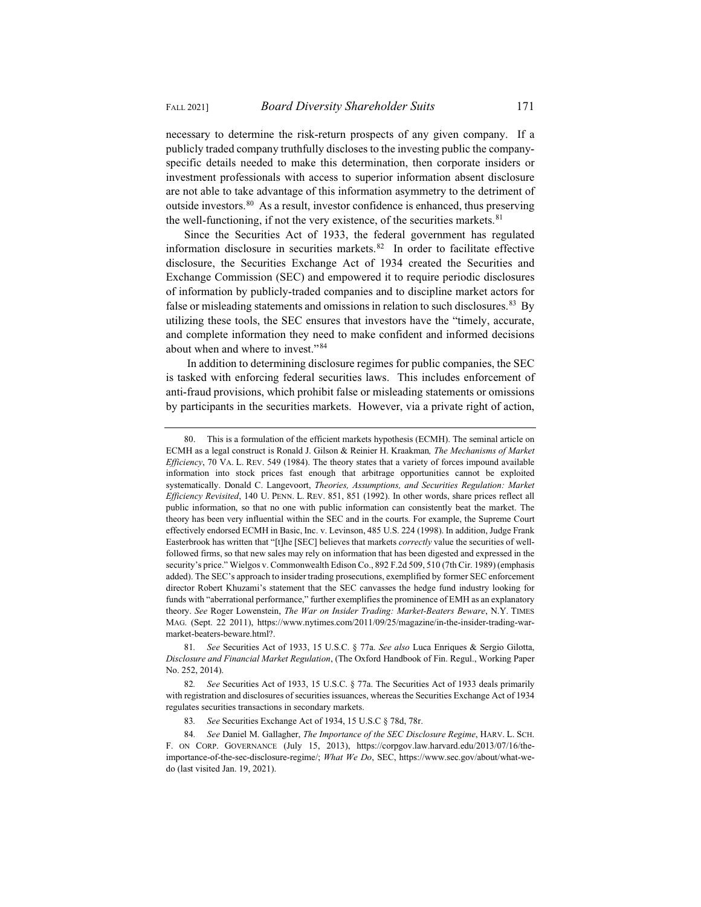necessary to determine the risk-return prospects of any given company. If a publicly traded company truthfully discloses to the investing public the company-specific details needed to make this determination, then corporate insiders or investment professionals with access to superior information absent disclosure are not able to take advantage of this information asymmetry to the detriment of outside investors.[80] As a result, investor confidence is enhanced, thus preserving the well-functioning, if not the very existence, of the securities markets.[81]

Since the Securities Act of 1933, the federal government has regulated information disclosure in securities markets.[82] In order to facilitate effective disclosure, the Securities Exchange Act of 1934 created the Securities and Exchange Commission (SEC) and empowered it to require periodic disclosures of information by publicly-traded companies and to discipline market actors for false or misleading statements and omissions in relation to such disclosures.[83] By utilizing these tools, the SEC ensures that investors have the "timely, accurate, and complete information they need to make confident and informed decisions about when and where to invest."[84]

In addition to determining disclosure regimes for public companies, the SEC is tasked with enforcing federal securities laws. This includes enforcement of anti-fraud provisions, which prohibit false or misleading statements or omissions by participants in the securities markets. However, via a private right of action,

---

80. This is a formulation of the efficient markets hypothesis (ECMH). The seminal article on ECMH as a legal construct is Ronald J. Gilson & Reinier H. Kraakman*, The Mechanisms of Market Efficiency*, 70 VA. L. REV. 549 (1984). The theory states that a variety of forces impound available information into stock prices fast enough that arbitrage opportunities cannot be exploited systematically. Donald C. Langevoort, *Theories, Assumptions, and Securities Regulation: Market Efficiency Revisited*, 140 U. PENN. L. REV. 851, 851 (1992). In other words, share prices reflect all public information, so that no one with public information can consistently beat the market. The theory has been very influential within the SEC and in the courts. For example, the Supreme Court effectively endorsed ECMH in Basic, Inc. v. Levinson, 485 U.S. 224 (1998). In addition, Judge Frank Easterbrook has written that "[t]he [SEC] believes that markets *correctly* value the securities of well-followed firms, so that new sales may rely on information that has been digested and expressed in the security's price." Wielgos v. Commonwealth Edison Co., 892 F.2d 509, 510 (7th Cir. 1989) (emphasis added). The SEC's approach to insider trading prosecutions, exemplified by former SEC enforcement director Robert Khuzami's statement that the SEC canvasses the hedge fund industry looking for funds with "aberrational performance," further exemplifies the prominence of EMH as an explanatory theory. *See* Roger Lowenstein, *The War on Insider Trading: Market-Beaters Beware*, N.Y. TIMES MAG. (Sept. 22 2011), https://www.nytimes.com/2011/09/25/magazine/in-the-insider-trading-war-market-beaters-beware.html?.

81. *See* Securities Act of 1933, 15 U.S.C. § 77a. *See also* Luca Enriques & Sergio Gilotta, *Disclosure and Financial Market Regulation*, (The Oxford Handbook of Fin. Regul., Working Paper No. 252, 2014).

82. *See* Securities Act of 1933, 15 U.S.C. § 77a. The Securities Act of 1933 deals primarily with registration and disclosures of securities issuances, whereas the Securities Exchange Act of 1934 regulates securities transactions in secondary markets.

83. *See* Securities Exchange Act of 1934, 15 U.S.C § 78d, 78r.

84. *See* Daniel M. Gallagher, *The Importance of the SEC Disclosure Regime*, HARV. L. SCH. F. ON CORP. GOVERNANCE (July 15, 2013), https://corpgov.law.harvard.edu/2013/07/16/the-importance-of-the-sec-disclosure-regime/; *What We Do*, SEC, https://www.sec.gov/about/what-we-do (last visited Jan. 19, 2021).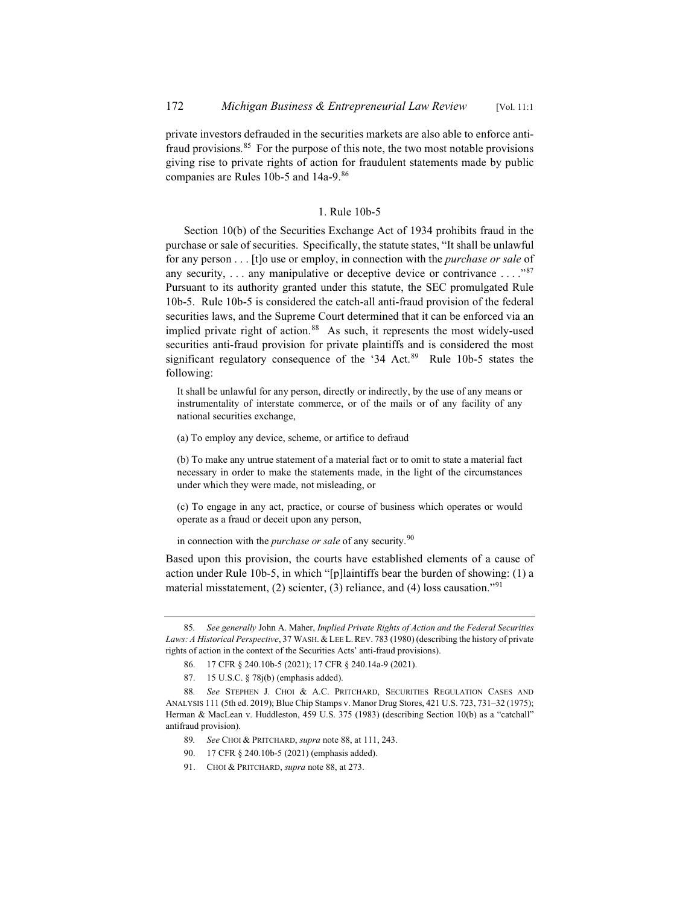private investors defrauded in the securities markets are also able to enforce anti-fraud provisions.[85] For the purpose of this note, the two most notable provisions giving rise to private rights of action for fraudulent statements made by public companies are Rules 10b-5 and 14a-9.[86]

### 1. Rule 10b-5

Section 10(b) of the Securities Exchange Act of 1934 prohibits fraud in the purchase or sale of securities. Specifically, the statute states, "It shall be unlawful for any person . . . [t]o use or employ, in connection with the *purchase or sale* of any security, . . . any manipulative or deceptive device or contrivance . . . ."[87] Pursuant to its authority granted under this statute, the SEC promulgated Rule 10b-5. Rule 10b-5 is considered the catch-all anti-fraud provision of the federal securities laws, and the Supreme Court determined that it can be enforced via an implied private right of action.[88] As such, it represents the most widely-used securities anti-fraud provision for private plaintiffs and is considered the most significant regulatory consequence of the '34 Act.[89] Rule 10b-5 states the following:

> It shall be unlawful for any person, directly or indirectly, by the use of any means or instrumentality of interstate commerce, or of the mails or of any facility of any national securities exchange,
>
> (a) To employ any device, scheme, or artifice to defraud
>
> (b) To make any untrue statement of a material fact or to omit to state a material fact necessary in order to make the statements made, in the light of the circumstances under which they were made, not misleading, or
>
> (c) To engage in any act, practice, or course of business which operates or would operate as a fraud or deceit upon any person,
>
> in connection with the *purchase or sale* of any security.[90]

Based upon this provision, the courts have established elements of a cause of action under Rule 10b-5, in which "[p]laintiffs bear the burden of showing: (1) a material misstatement, (2) scienter, (3) reliance, and (4) loss causation."[91]

---

85. *See generally* John A. Maher, *Implied Private Rights of Action and the Federal Securities Laws: A Historical Perspective*, 37 WASH. & LEE L. REV. 783 (1980) (describing the history of private rights of action in the context of the Securities Acts' anti-fraud provisions).

86. 17 CFR § 240.10b-5 (2021); 17 CFR § 240.14a-9 (2021).

87. 15 U.S.C. § 78j(b) (emphasis added).

88. *See* STEPHEN J. CHOI & A.C. PRITCHARD, SECURITIES REGULATION CASES AND ANALYSIS 111 (5th ed. 2019); Blue Chip Stamps v. Manor Drug Stores, 421 U.S. 723, 731–32 (1975); Herman & MacLean v. Huddleston, 459 U.S. 375 (1983) (describing Section 10(b) as a "catchall" antifraud provision).

89. *See* CHOI & PRITCHARD, *supra* note 88, at 111, 243.

90. 17 CFR § 240.10b-5 (2021) (emphasis added).

91. CHOI & PRITCHARD, *supra* note 88, at 273.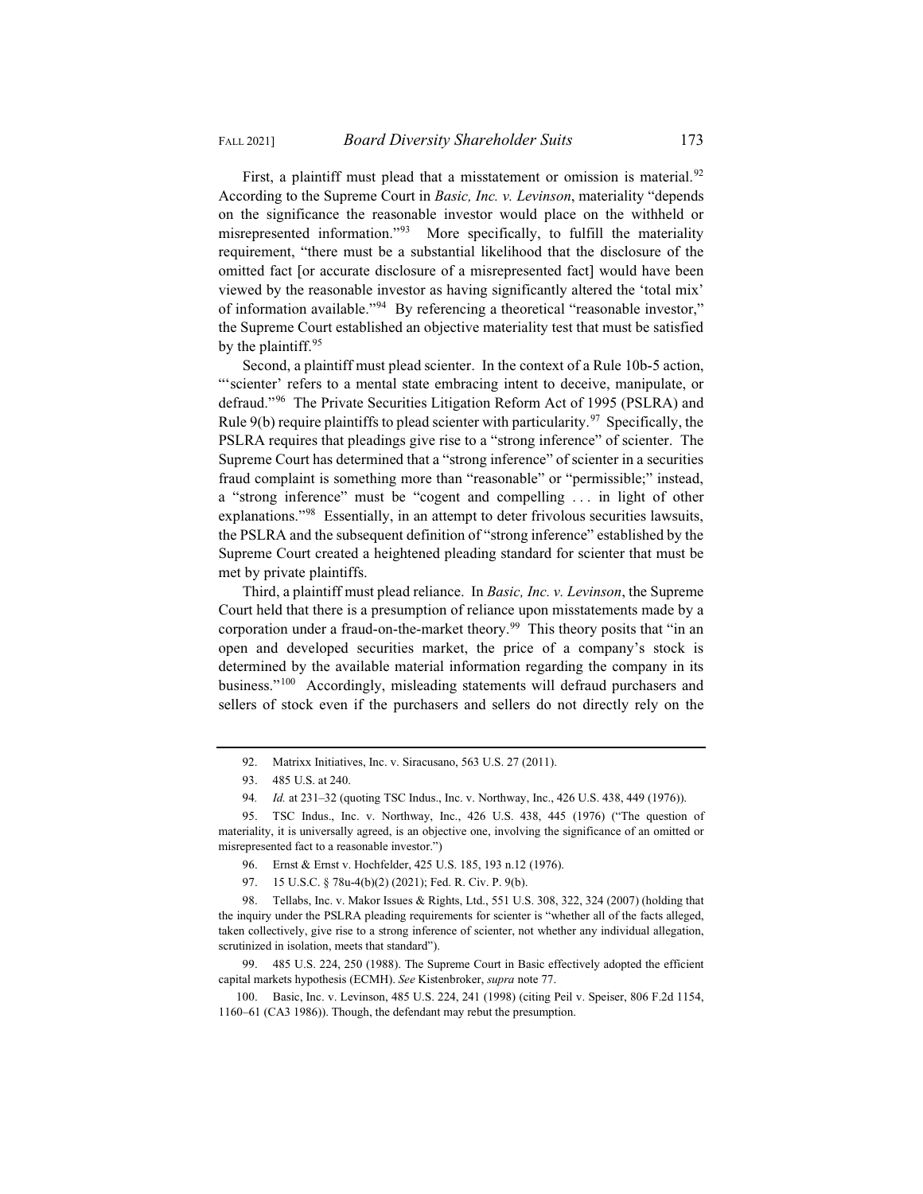First, a plaintiff must plead that a misstatement or omission is material.[92] According to the Supreme Court in *Basic, Inc. v. Levinson*, materiality "depends on the significance the reasonable investor would place on the withheld or misrepresented information."[93] More specifically, to fulfill the materiality requirement, "there must be a substantial likelihood that the disclosure of the omitted fact [or accurate disclosure of a misrepresented fact] would have been viewed by the reasonable investor as having significantly altered the 'total mix' of information available."[94] By referencing a theoretical "reasonable investor," the Supreme Court established an objective materiality test that must be satisfied by the plaintiff.[95]

Second, a plaintiff must plead scienter. In the context of a Rule 10b-5 action, "'scienter' refers to a mental state embracing intent to deceive, manipulate, or defraud."[96] The Private Securities Litigation Reform Act of 1995 (PSLRA) and Rule 9(b) require plaintiffs to plead scienter with particularity.[97] Specifically, the PSLRA requires that pleadings give rise to a "strong inference" of scienter. The Supreme Court has determined that a "strong inference" of scienter in a securities fraud complaint is something more than "reasonable" or "permissible;" instead, a "strong inference" must be "cogent and compelling . . . in light of other explanations."[98] Essentially, in an attempt to deter frivolous securities lawsuits, the PSLRA and the subsequent definition of "strong inference" established by the Supreme Court created a heightened pleading standard for scienter that must be met by private plaintiffs.

Third, a plaintiff must plead reliance. In *Basic, Inc. v. Levinson*, the Supreme Court held that there is a presumption of reliance upon misstatements made by a corporation under a fraud-on-the-market theory.[99] This theory posits that "in an open and developed securities market, the price of a company's stock is determined by the available material information regarding the company in its business."[100] Accordingly, misleading statements will defraud purchasers and sellers of stock even if the purchasers and sellers do not directly rely on the

---

92. Matrixx Initiatives, Inc. v. Siracusano, 563 U.S. 27 (2011).

93. 485 U.S. at 240.

94. *Id.* at 231–32 (quoting TSC Indus., Inc. v. Northway, Inc., 426 U.S. 438, 449 (1976)).

95. TSC Indus., Inc. v. Northway, Inc., 426 U.S. 438, 445 (1976) ("The question of materiality, it is universally agreed, is an objective one, involving the significance of an omitted or misrepresented fact to a reasonable investor.")

96. Ernst & Ernst v. Hochfelder, 425 U.S. 185, 193 n.12 (1976).

97. 15 U.S.C. § 78u-4(b)(2) (2021); Fed. R. Civ. P. 9(b).

98. Tellabs, Inc. v. Makor Issues & Rights, Ltd., 551 U.S. 308, 322, 324 (2007) (holding that the inquiry under the PSLRA pleading requirements for scienter is "whether all of the facts alleged, taken collectively, give rise to a strong inference of scienter, not whether any individual allegation, scrutinized in isolation, meets that standard").

99. 485 U.S. 224, 250 (1988). The Supreme Court in Basic effectively adopted the efficient capital markets hypothesis (ECMH). *See* Kistenbroker, *supra* note 77.

100. Basic, Inc. v. Levinson, 485 U.S. 224, 241 (1998) (citing Peil v. Speiser, 806 F.2d 1154, 1160–61 (CA3 1986)). Though, the defendant may rebut the presumption.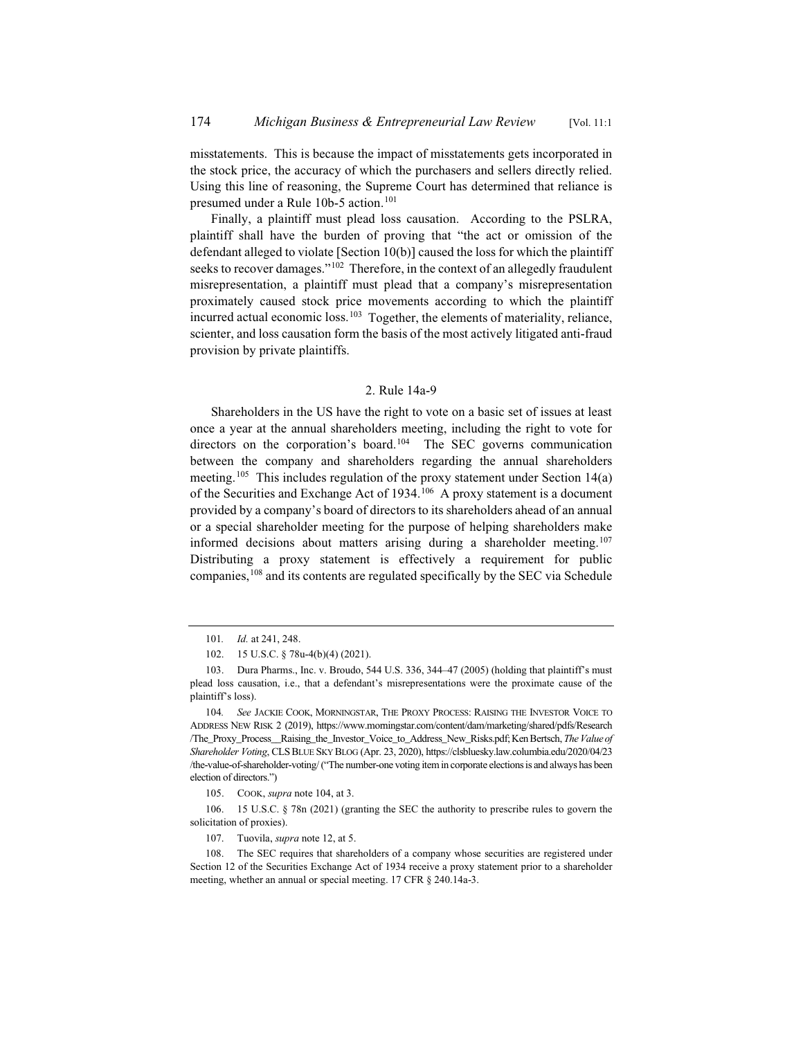misstatements. This is because the impact of misstatements gets incorporated in the stock price, the accuracy of which the purchasers and sellers directly relied. Using this line of reasoning, the Supreme Court has determined that reliance is presumed under a Rule 10b-5 action.[101]

Finally, a plaintiff must plead loss causation. According to the PSLRA, plaintiff shall have the burden of proving that "the act or omission of the defendant alleged to violate [Section 10(b)] caused the loss for which the plaintiff seeks to recover damages."[102] Therefore, in the context of an allegedly fraudulent misrepresentation, a plaintiff must plead that a company's misrepresentation proximately caused stock price movements according to which the plaintiff incurred actual economic loss.[103] Together, the elements of materiality, reliance, scienter, and loss causation form the basis of the most actively litigated anti-fraud provision by private plaintiffs.

### 2. Rule 14a-9

Shareholders in the US have the right to vote on a basic set of issues at least once a year at the annual shareholders meeting, including the right to vote for directors on the corporation's board.[104] The SEC governs communication between the company and shareholders regarding the annual shareholders meeting.[105] This includes regulation of the proxy statement under Section 14(a) of the Securities and Exchange Act of 1934.[106] A proxy statement is a document provided by a company's board of directors to its shareholders ahead of an annual or a special shareholder meeting for the purpose of helping shareholders make informed decisions about matters arising during a shareholder meeting.[107] Distributing a proxy statement is effectively a requirement for public companies,[108] and its contents are regulated specifically by the SEC via Schedule

---

101. *Id.* at 241, 248.

102. 15 U.S.C. § 78u-4(b)(4) (2021).

103. Dura Pharms., Inc. v. Broudo, 544 U.S. 336, 344–47 (2005) (holding that plaintiff's must plead loss causation, i.e., that a defendant's misrepresentations were the proximate cause of the plaintiff's loss).

104. *See* JACKIE COOK, MORNINGSTAR, THE PROXY PROCESS: RAISING THE INVESTOR VOICE TO ADDRESS NEW RISK 2 (2019), https://www.morningstar.com/content/dam/marketing/shared/pdfs/Research/The_Proxy_Process__Raising_the_Investor_Voice_to_Address_New_Risks.pdf; Ken Bertsch, *The Value of Shareholder Voting*, CLS BLUE SKY BLOG (Apr. 23, 2020), https://clsbluesky.law.columbia.edu/2020/04/23/the-value-of-shareholder-voting/ ("The number-one voting item in corporate elections is and always has been election of directors.")

105. COOK, *supra* note 104, at 3.

106. 15 U.S.C. § 78n (2021) (granting the SEC the authority to prescribe rules to govern the solicitation of proxies).

107. Tuovila, *supra* note 12, at 5.

108. The SEC requires that shareholders of a company whose securities are registered under Section 12 of the Securities Exchange Act of 1934 receive a proxy statement prior to a shareholder meeting, whether an annual or special meeting. 17 CFR § 240.14a-3.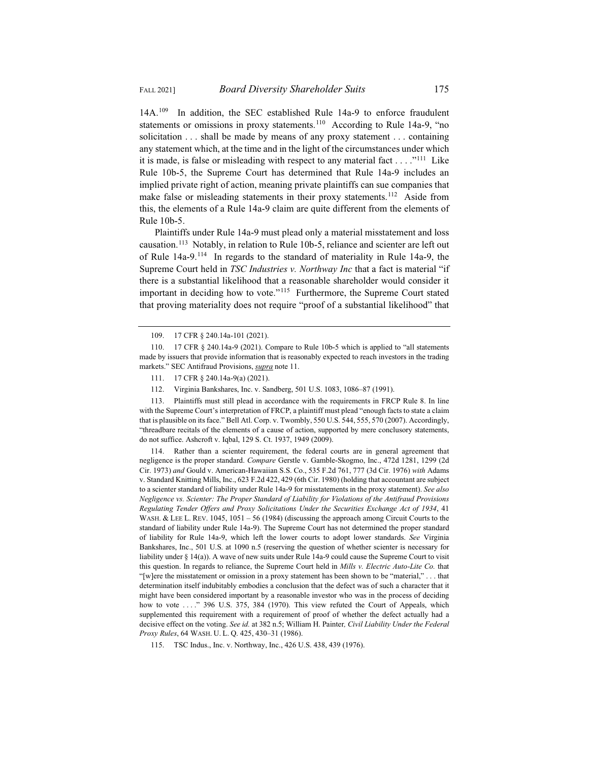14A.[109] In addition, the SEC established Rule 14a-9 to enforce fraudulent statements or omissions in proxy statements.[110] According to Rule 14a-9, "no solicitation . . . shall be made by means of any proxy statement . . . containing any statement which, at the time and in the light of the circumstances under which it is made, is false or misleading with respect to any material fact . . . ."[111] Like Rule 10b-5, the Supreme Court has determined that Rule 14a-9 includes an implied private right of action, meaning private plaintiffs can sue companies that make false or misleading statements in their proxy statements.[112] Aside from this, the elements of a Rule 14a-9 claim are quite different from the elements of Rule 10b-5.

Plaintiffs under Rule 14a-9 must plead only a material misstatement and loss causation.[113] Notably, in relation to Rule 10b-5, reliance and scienter are left out of Rule 14a-9.[114] In regards to the standard of materiality in Rule 14a-9, the Supreme Court held in *TSC Industries v. Northway Inc* that a fact is material "if there is a substantial likelihood that a reasonable shareholder would consider it important in deciding how to vote."[115] Furthermore, the Supreme Court stated that proving materiality does not require "proof of a substantial likelihood" that

---

109. 17 CFR § 240.14a-101 (2021).

110. 17 CFR § 240.14a-9 (2021). Compare to Rule 10b-5 which is applied to "all statements made by issuers that provide information that is reasonably expected to reach investors in the trading markets." SEC Antifraud Provisions, *supra* note 11.

111. 17 CFR § 240.14a-9(a) (2021).

112. Virginia Bankshares, Inc. v. Sandberg, 501 U.S. 1083, 1086–87 (1991).

113. Plaintiffs must still plead in accordance with the requirements in FRCP Rule 8. In line with the Supreme Court's interpretation of FRCP, a plaintiff must plead "enough facts to state a claim that is plausible on its face." Bell Atl. Corp. v. Twombly, 550 U.S. 544, 555, 570 (2007). Accordingly, "threadbare recitals of the elements of a cause of action, supported by mere conclusory statements, do not suffice. Ashcroft v. Iqbal, 129 S. Ct. 1937, 1949 (2009).

114. Rather than a scienter requirement, the federal courts are in general agreement that negligence is the proper standard. *Compare* Gerstle v. Gamble-Skogmo, Inc., 472d 1281, 1299 (2d Cir. 1973) *and* Gould v. American-Hawaiian S.S. Co., 535 F.2d 761, 777 (3d Cir. 1976) *with* Adams v. Standard Knitting Mills, Inc., 623 F.2d 422, 429 (6th Cir. 1980) (holding that accountant are subject to a scienter standard of liability under Rule 14a-9 for misstatements in the proxy statement). *See also Negligence vs. Scienter: The Proper Standard of Liability for Violations of the Antifraud Provisions Regulating Tender Offers and Proxy Solicitations Under the Securities Exchange Act of 1934*, 41 WASH. & LEE L. REV. 1045, 1051 – 56 (1984) (discussing the approach among Circuit Courts to the standard of liability under Rule 14a-9). The Supreme Court has not determined the proper standard of liability for Rule 14a-9, which left the lower courts to adopt lower standards. *See* Virginia Bankshares, Inc., 501 U.S. at 1090 n.5 (reserving the question of whether scienter is necessary for liability under § 14(a)). A wave of new suits under Rule 14a-9 could cause the Supreme Court to visit this question. In regards to reliance, the Supreme Court held in *Mills v. Electric Auto-Lite Co.* that "[w]ere the misstatement or omission in a proxy statement has been shown to be "material," . . . that determination itself indubitably embodies a conclusion that the defect was of such a character that it might have been considered important by a reasonable investor who was in the process of deciding how to vote . . . ." 396 U.S. 375, 384 (1970). This view refuted the Court of Appeals, which supplemented this requirement with a requirement of proof of whether the defect actually had a decisive effect on the voting. *See id.* at 382 n.5; William H. Painter, *Civil Liability Under the Federal Proxy Rules*, 64 WASH. U. L. Q. 425, 430–31 (1986).

115. TSC Indus., Inc. v. Northway, Inc., 426 U.S. 438, 439 (1976).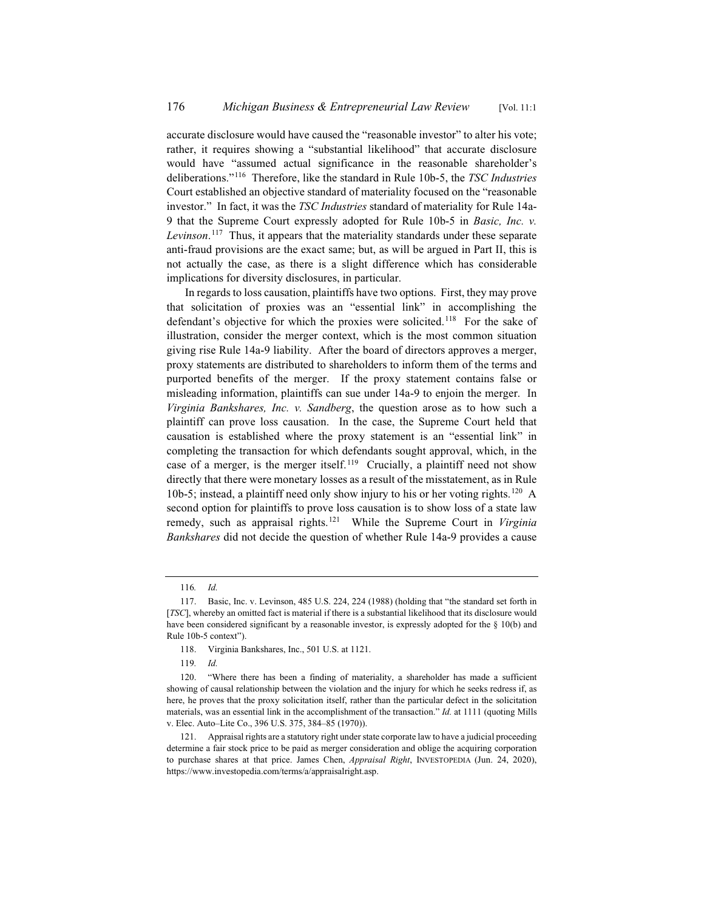accurate disclosure would have caused the "reasonable investor" to alter his vote; rather, it requires showing a "substantial likelihood" that accurate disclosure would have "assumed actual significance in the reasonable shareholder's deliberations."[116] Therefore, like the standard in Rule 10b-5, the *TSC Industries* Court established an objective standard of materiality focused on the "reasonable investor." In fact, it was the *TSC Industries* standard of materiality for Rule 14a-9 that the Supreme Court expressly adopted for Rule 10b-5 in *Basic, Inc. v. Levinson*.[117] Thus, it appears that the materiality standards under these separate anti-fraud provisions are the exact same; but, as will be argued in Part II, this is not actually the case, as there is a slight difference which has considerable implications for diversity disclosures, in particular.

In regards to loss causation, plaintiffs have two options. First, they may prove that solicitation of proxies was an "essential link" in accomplishing the defendant's objective for which the proxies were solicited.[118] For the sake of illustration, consider the merger context, which is the most common situation giving rise Rule 14a-9 liability. After the board of directors approves a merger, proxy statements are distributed to shareholders to inform them of the terms and purported benefits of the merger. If the proxy statement contains false or misleading information, plaintiffs can sue under 14a-9 to enjoin the merger. In *Virginia Bankshares, Inc. v. Sandberg*, the question arose as to how such a plaintiff can prove loss causation. In the case, the Supreme Court held that causation is established where the proxy statement is an "essential link" in completing the transaction for which defendants sought approval, which, in the case of a merger, is the merger itself.[119] Crucially, a plaintiff need not show directly that there were monetary losses as a result of the misstatement, as in Rule 10b-5; instead, a plaintiff need only show injury to his or her voting rights.[120] A second option for plaintiffs to prove loss causation is to show loss of a state law remedy, such as appraisal rights.[121] While the Supreme Court in *Virginia Bankshares* did not decide the question of whether Rule 14a-9 provides a cause

---

116. *Id.*

117. Basic, Inc. v. Levinson, 485 U.S. 224, 224 (1988) (holding that "the standard set forth in [*TSC*], whereby an omitted fact is material if there is a substantial likelihood that its disclosure would have been considered significant by a reasonable investor, is expressly adopted for the § 10(b) and Rule 10b-5 context").

118. Virginia Bankshares, Inc., 501 U.S. at 1121.

119. *Id.*

120. "Where there has been a finding of materiality, a shareholder has made a sufficient showing of causal relationship between the violation and the injury for which he seeks redress if, as here, he proves that the proxy solicitation itself, rather than the particular defect in the solicitation materials, was an essential link in the accomplishment of the transaction." *Id.* at 1111 (quoting Mills v. Elec. Auto–Lite Co., 396 U.S. 375, 384–85 (1970)).

121. Appraisal rights are a statutory right under state corporate law to have a judicial proceeding determine a fair stock price to be paid as merger consideration and oblige the acquiring corporation to purchase shares at that price. James Chen, *Appraisal Right*, INVESTOPEDIA (Jun. 24, 2020), https://www.investopedia.com/terms/a/appraisalright.asp.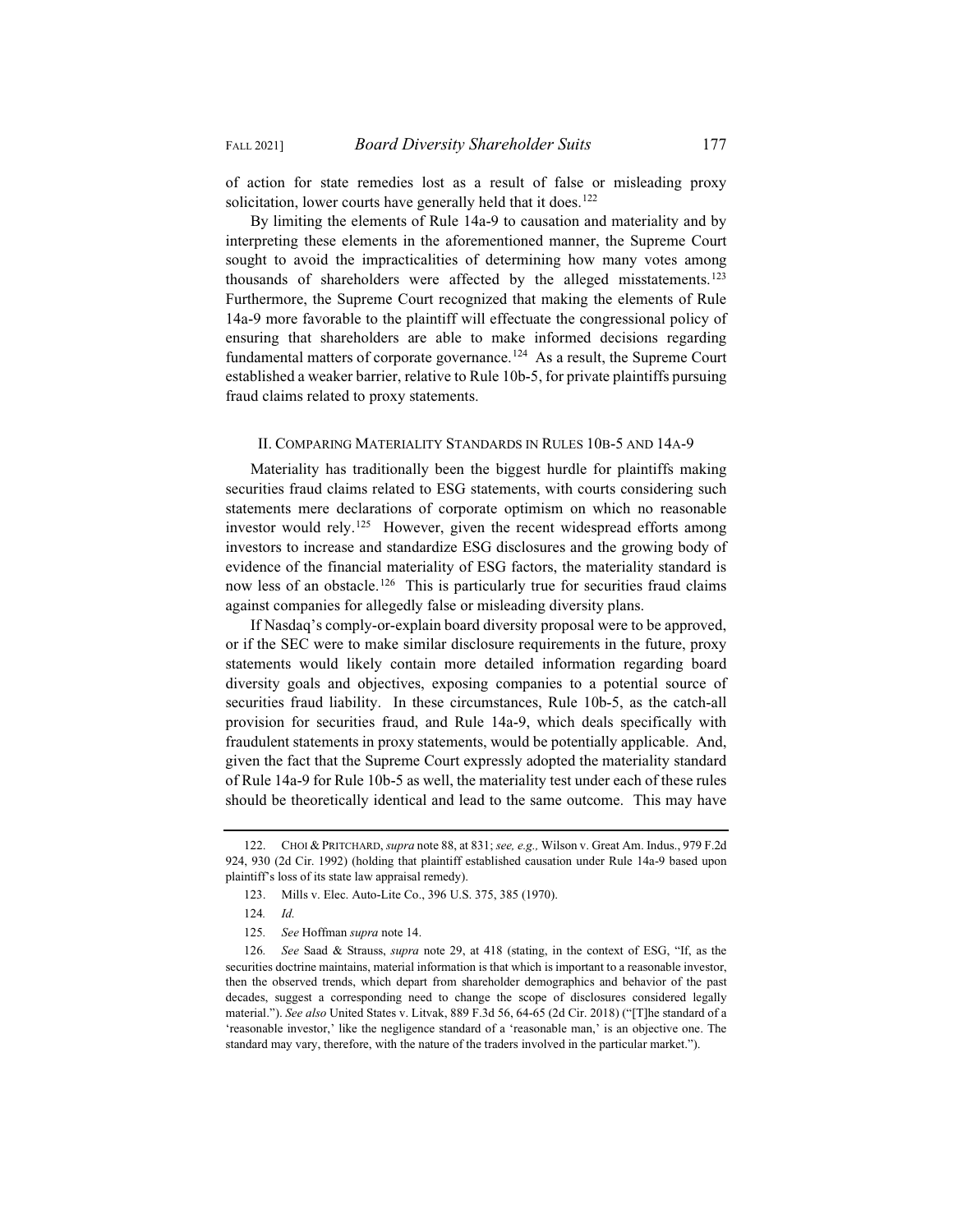of action for state remedies lost as a result of false or misleading proxy solicitation, lower courts have generally held that it does.[122]

By limiting the elements of Rule 14a-9 to causation and materiality and by interpreting these elements in the aforementioned manner, the Supreme Court sought to avoid the impracticalities of determining how many votes among thousands of shareholders were affected by the alleged misstatements.[123] Furthermore, the Supreme Court recognized that making the elements of Rule 14a-9 more favorable to the plaintiff will effectuate the congressional policy of ensuring that shareholders are able to make informed decisions regarding fundamental matters of corporate governance.[124] As a result, the Supreme Court established a weaker barrier, relative to Rule 10b-5, for private plaintiffs pursuing fraud claims related to proxy statements.

## II. Comparing Materiality Standards in Rules 10b-5 and 14a-9

Materiality has traditionally been the biggest hurdle for plaintiffs making securities fraud claims related to ESG statements, with courts considering such statements mere declarations of corporate optimism on which no reasonable investor would rely.[125] However, given the recent widespread efforts among investors to increase and standardize ESG disclosures and the growing body of evidence of the financial materiality of ESG factors, the materiality standard is now less of an obstacle.[126] This is particularly true for securities fraud claims against companies for allegedly false or misleading diversity plans.

If Nasdaq's comply-or-explain board diversity proposal were to be approved, or if the SEC were to make similar disclosure requirements in the future, proxy statements would likely contain more detailed information regarding board diversity goals and objectives, exposing companies to a potential source of securities fraud liability. In these circumstances, Rule 10b-5, as the catch-all provision for securities fraud, and Rule 14a-9, which deals specifically with fraudulent statements in proxy statements, would be potentially applicable. And, given the fact that the Supreme Court expressly adopted the materiality standard of Rule 14a-9 for Rule 10b-5 as well, the materiality test under each of these rules should be theoretically identical and lead to the same outcome. This may have

---

122. Choi & Pritchard, *supra* note 88, at 831; *see, e.g.,* Wilson v. Great Am. Indus., 979 F.2d 924, 930 (2d Cir. 1992) (holding that plaintiff established causation under Rule 14a-9 based upon plaintiff's loss of its state law appraisal remedy).

123. Mills v. Elec. Auto-Lite Co., 396 U.S. 375, 385 (1970).

124. *Id.*

125. *See* Hoffman *supra* note 14.

126. *See* Saad & Strauss, *supra* note 29, at 418 (stating, in the context of ESG, "If, as the securities doctrine maintains, material information is that which is important to a reasonable investor, then the observed trends, which depart from shareholder demographics and behavior of the past decades, suggest a corresponding need to change the scope of disclosures considered legally material."). *See also* United States v. Litvak, 889 F.3d 56, 64-65 (2d Cir. 2018) ("[T]he standard of a 'reasonable investor,' like the negligence standard of a 'reasonable man,' is an objective one. The standard may vary, therefore, with the nature of the traders involved in the particular market.").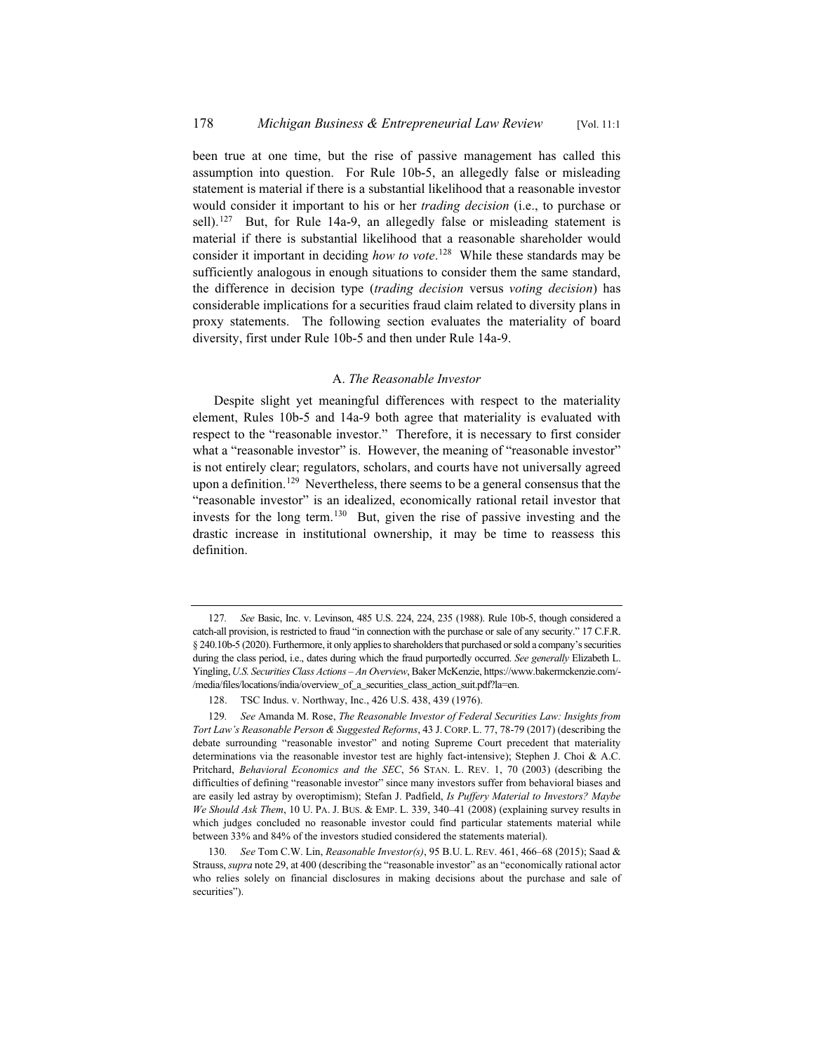been true at one time, but the rise of passive management has called this assumption into question. For Rule 10b-5, an allegedly false or misleading statement is material if there is a substantial likelihood that a reasonable investor would consider it important to his or her *trading decision* (i.e., to purchase or sell).[127] But, for Rule 14a-9, an allegedly false or misleading statement is material if there is substantial likelihood that a reasonable shareholder would consider it important in deciding *how to vote*.[128] While these standards may be sufficiently analogous in enough situations to consider them the same standard, the difference in decision type (*trading decision* versus *voting decision*) has considerable implications for a securities fraud claim related to diversity plans in proxy statements. The following section evaluates the materiality of board diversity, first under Rule 10b-5 and then under Rule 14a-9.

### A. *The Reasonable Investor*

Despite slight yet meaningful differences with respect to the materiality element, Rules 10b-5 and 14a-9 both agree that materiality is evaluated with respect to the "reasonable investor." Therefore, it is necessary to first consider what a "reasonable investor" is. However, the meaning of "reasonable investor" is not entirely clear; regulators, scholars, and courts have not universally agreed upon a definition.[129] Nevertheless, there seems to be a general consensus that the "reasonable investor" is an idealized, economically rational retail investor that invests for the long term.[130] But, given the rise of passive investing and the drastic increase in institutional ownership, it may be time to reassess this definition.

---

127. *See* Basic, Inc. v. Levinson, 485 U.S. 224, 224, 235 (1988). Rule 10b-5, though considered a catch-all provision, is restricted to fraud "in connection with the purchase or sale of any security." 17 C.F.R. § 240.10b-5 (2020). Furthermore, it only applies to shareholders that purchased or sold a company's securities during the class period, i.e., dates during which the fraud purportedly occurred. *See generally* Elizabeth L. Yingling, *U.S. Securities Class Actions – An Overview*, Baker McKenzie, https://www.bakermckenzie.com/-/media/files/locations/india/overview_of_a_securities_class_action_suit.pdf?la=en.

128. TSC Indus. v. Northway, Inc., 426 U.S. 438, 439 (1976).

129. *See* Amanda M. Rose, *The Reasonable Investor of Federal Securities Law: Insights from Tort Law's Reasonable Person & Suggested Reforms*, 43 J. CORP. L. 77, 78-79 (2017) (describing the debate surrounding "reasonable investor" and noting Supreme Court precedent that materiality determinations via the reasonable investor test are highly fact-intensive); Stephen J. Choi & A.C. Pritchard, *Behavioral Economics and the SEC*, 56 STAN. L. REV. 1, 70 (2003) (describing the difficulties of defining "reasonable investor" since many investors suffer from behavioral biases and are easily led astray by overoptimism); Stefan J. Padfield, *Is Puffery Material to Investors? Maybe We Should Ask Them*, 10 U. PA. J. BUS. & EMP. L. 339, 340–41 (2008) (explaining survey results in which judges concluded no reasonable investor could find particular statements material while between 33% and 84% of the investors studied considered the statements material).

130. *See* Tom C.W. Lin, *Reasonable Investor(s)*, 95 B.U. L. REV. 461, 466–68 (2015); Saad & Strauss, *supra* note 29, at 400 (describing the "reasonable investor" as an "economically rational actor who relies solely on financial disclosures in making decisions about the purchase and sale of securities").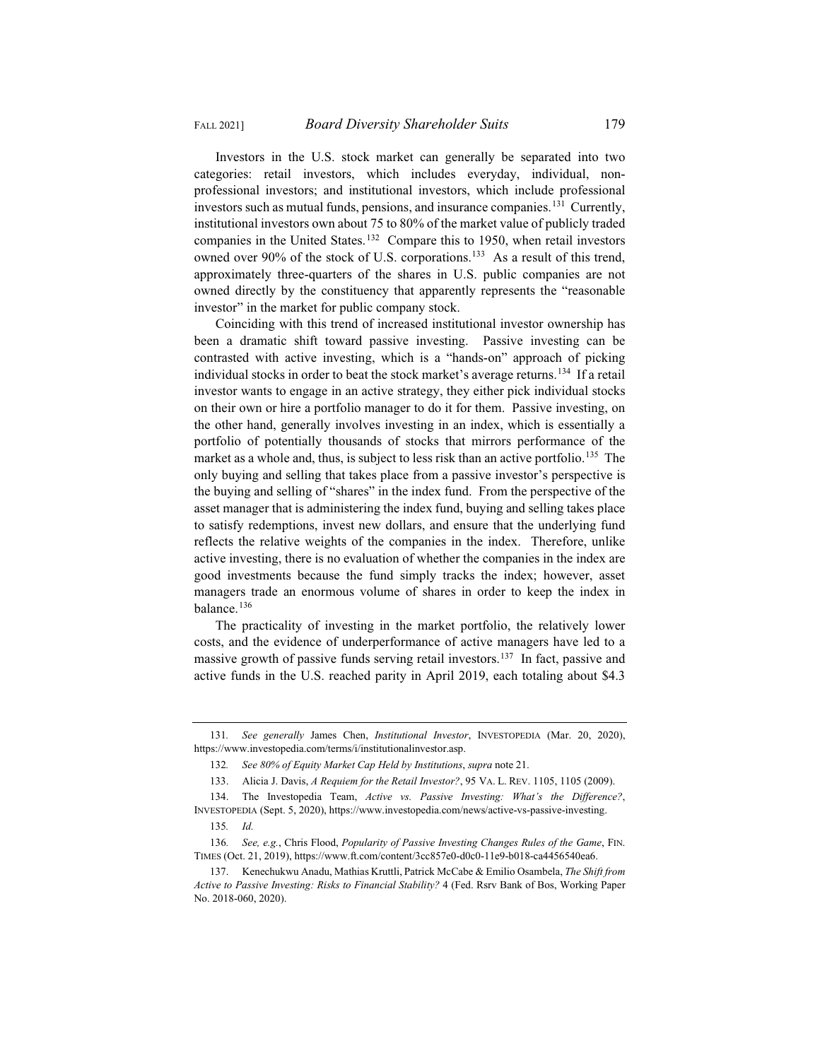Investors in the U.S. stock market can generally be separated into two categories: retail investors, which includes everyday, individual, non-professional investors; and institutional investors, which include professional investors such as mutual funds, pensions, and insurance companies.[131] Currently, institutional investors own about 75 to 80% of the market value of publicly traded companies in the United States.[132] Compare this to 1950, when retail investors owned over 90% of the stock of U.S. corporations.[133] As a result of this trend, approximately three-quarters of the shares in U.S. public companies are not owned directly by the constituency that apparently represents the "reasonable investor" in the market for public company stock.

Coinciding with this trend of increased institutional investor ownership has been a dramatic shift toward passive investing. Passive investing can be contrasted with active investing, which is a "hands-on" approach of picking individual stocks in order to beat the stock market's average returns.[134] If a retail investor wants to engage in an active strategy, they either pick individual stocks on their own or hire a portfolio manager to do it for them. Passive investing, on the other hand, generally involves investing in an index, which is essentially a portfolio of potentially thousands of stocks that mirrors performance of the market as a whole and, thus, is subject to less risk than an active portfolio.[135] The only buying and selling that takes place from a passive investor's perspective is the buying and selling of "shares" in the index fund. From the perspective of the asset manager that is administering the index fund, buying and selling takes place to satisfy redemptions, invest new dollars, and ensure that the underlying fund reflects the relative weights of the companies in the index. Therefore, unlike active investing, there is no evaluation of whether the companies in the index are good investments because the fund simply tracks the index; however, asset managers trade an enormous volume of shares in order to keep the index in balance.[136]

The practicality of investing in the market portfolio, the relatively lower costs, and the evidence of underperformance of active managers have led to a massive growth of passive funds serving retail investors.[137] In fact, passive and active funds in the U.S. reached parity in April 2019, each totaling about $4.3

---

131. *See generally* James Chen, *Institutional Investor*, INVESTOPEDIA (Mar. 20, 2020), https://www.investopedia.com/terms/i/institutionalinvestor.asp.

132. *See 80% of Equity Market Cap Held by Institutions*, *supra* note 21.

133. Alicia J. Davis, *A Requiem for the Retail Investor?*, 95 VA. L. REV. 1105, 1105 (2009).

134. The Investopedia Team, *Active vs. Passive Investing: What's the Difference?*, INVESTOPEDIA (Sept. 5, 2020), https://www.investopedia.com/news/active-vs-passive-investing.

135. *Id.*

136. *See, e.g.*, Chris Flood, *Popularity of Passive Investing Changes Rules of the Game*, FIN. TIMES (Oct. 21, 2019), https://www.ft.com/content/3cc857e0-d0c0-11e9-b018-ca4456540ea6.

137. Kenechukwu Anadu, Mathias Kruttli, Patrick McCabe & Emilio Osambela, *The Shift from Active to Passive Investing: Risks to Financial Stability?* 4 (Fed. Rsrv Bank of Bos, Working Paper No. 2018-060, 2020).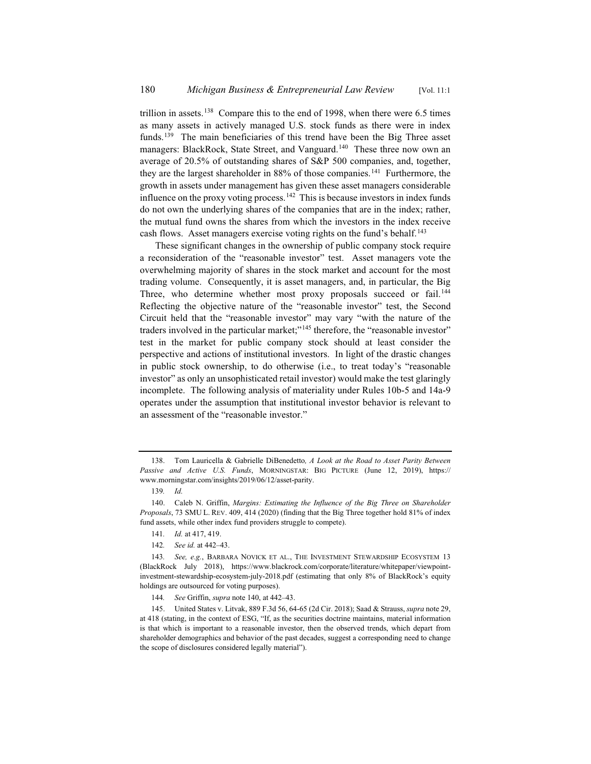trillion in assets.[138] Compare this to the end of 1998, when there were 6.5 times as many assets in actively managed U.S. stock funds as there were in index funds.[139] The main beneficiaries of this trend have been the Big Three asset managers: BlackRock, State Street, and Vanguard.[140] These three now own an average of 20.5% of outstanding shares of S&P 500 companies, and, together, they are the largest shareholder in 88% of those companies.[141] Furthermore, the growth in assets under management has given these asset managers considerable influence on the proxy voting process.[142] This is because investors in index funds do not own the underlying shares of the companies that are in the index; rather, the mutual fund owns the shares from which the investors in the index receive cash flows. Asset managers exercise voting rights on the fund's behalf.[143]

These significant changes in the ownership of public company stock require a reconsideration of the "reasonable investor" test. Asset managers vote the overwhelming majority of shares in the stock market and account for the most trading volume. Consequently, it is asset managers, and, in particular, the Big Three, who determine whether most proxy proposals succeed or fail.[144] Reflecting the objective nature of the "reasonable investor" test, the Second Circuit held that the "reasonable investor" may vary "with the nature of the traders involved in the particular market;"[145] therefore, the "reasonable investor" test in the market for public company stock should at least consider the perspective and actions of institutional investors. In light of the drastic changes in public stock ownership, to do otherwise (i.e., to treat today's "reasonable investor" as only an unsophisticated retail investor) would make the test glaringly incomplete. The following analysis of materiality under Rules 10b-5 and 14a-9 operates under the assumption that institutional investor behavior is relevant to an assessment of the "reasonable investor."

---

138. Tom Lauricella & Gabrielle DiBenedetto, *A Look at the Road to Asset Parity Between Passive and Active U.S. Funds*, MORNINGSTAR: BIG PICTURE (June 12, 2019), https://www.morningstar.com/insights/2019/06/12/asset-parity.

139. *Id.*

140. Caleb N. Griffin, *Margins: Estimating the Influence of the Big Three on Shareholder Proposals*, 73 SMU L. REV. 409, 414 (2020) (finding that the Big Three together hold 81% of index fund assets, while other index fund providers struggle to compete).

141. *Id.* at 417, 419.

142. *See id.* at 442–43.

143. *See, e.g.*, BARBARA NOVICK ET AL., THE INVESTMENT STEWARDSHIP ECOSYSTEM 13 (BlackRock July 2018), https://www.blackrock.com/corporate/literature/whitepaper/viewpoint-investment-stewardship-ecosystem-july-2018.pdf (estimating that only 8% of BlackRock's equity holdings are outsourced for voting purposes).

144. *See* Griffin, *supra* note 140, at 442–43.

145. United States v. Litvak, 889 F.3d 56, 64-65 (2d Cir. 2018); Saad & Strauss, *supra* note 29, at 418 (stating, in the context of ESG, "If, as the securities doctrine maintains, material information is that which is important to a reasonable investor, then the observed trends, which depart from shareholder demographics and behavior of the past decades, suggest a corresponding need to change the scope of disclosures considered legally material").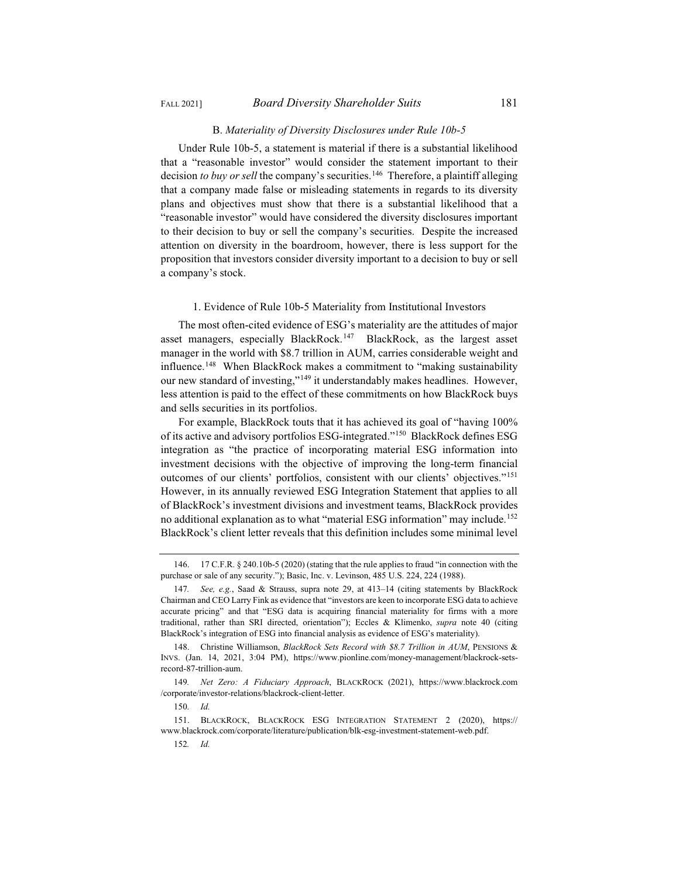### B. *Materiality of Diversity Disclosures under Rule 10b-5*

Under Rule 10b-5, a statement is material if there is a substantial likelihood that a "reasonable investor" would consider the statement important to their decision *to buy or sell* the company's securities.[146] Therefore, a plaintiff alleging that a company made false or misleading statements in regards to its diversity plans and objectives must show that there is a substantial likelihood that a "reasonable investor" would have considered the diversity disclosures important to their decision to buy or sell the company's securities. Despite the increased attention on diversity in the boardroom, however, there is less support for the proposition that investors consider diversity important to a decision to buy or sell a company's stock.

#### 1. Evidence of Rule 10b-5 Materiality from Institutional Investors

The most often-cited evidence of ESG's materiality are the attitudes of major asset managers, especially BlackRock.[147] BlackRock, as the largest asset manager in the world with $8.7 trillion in AUM, carries considerable weight and influence.[148] When BlackRock makes a commitment to "making sustainability our new standard of investing,"[149] it understandably makes headlines. However, less attention is paid to the effect of these commitments on how BlackRock buys and sells securities in its portfolios.

For example, BlackRock touts that it has achieved its goal of "having 100% of its active and advisory portfolios ESG-integrated."[150] BlackRock defines ESG integration as "the practice of incorporating material ESG information into investment decisions with the objective of improving the long-term financial outcomes of our clients' portfolios, consistent with our clients' objectives."[151] However, in its annually reviewed ESG Integration Statement that applies to all of BlackRock's investment divisions and investment teams, BlackRock provides no additional explanation as to what "material ESG information" may include.[152] BlackRock's client letter reveals that this definition includes some minimal level

---

146. 17 C.F.R. § 240.10b-5 (2020) (stating that the rule applies to fraud "in connection with the purchase or sale of any security."); Basic, Inc. v. Levinson, 485 U.S. 224, 224 (1988).

147. *See, e.g.*, Saad & Strauss, supra note 29, at 413–14 (citing statements by BlackRock Chairman and CEO Larry Fink as evidence that "investors are keen to incorporate ESG data to achieve accurate pricing" and that "ESG data is acquiring financial materiality for firms with a more traditional, rather than SRI directed, orientation"); Eccles & Klimenko, *supra* note 40 (citing BlackRock's integration of ESG into financial analysis as evidence of ESG's materiality).

148. Christine Williamson, *BlackRock Sets Record with $8.7 Trillion in AUM*, PENSIONS & INVS. (Jan. 14, 2021, 3:04 PM), https://www.pionline.com/money-management/blackrock-sets-record-87-trillion-aum.

149. *Net Zero: A Fiduciary Approach*, BLACKROCK (2021), https://www.blackrock.com/corporate/investor-relations/blackrock-client-letter.

150. *Id.*

151. BLACKROCK, BLACKROCK ESG INTEGRATION STATEMENT 2 (2020), https://www.blackrock.com/corporate/literature/publication/blk-esg-investment-statement-web.pdf.

152. *Id.*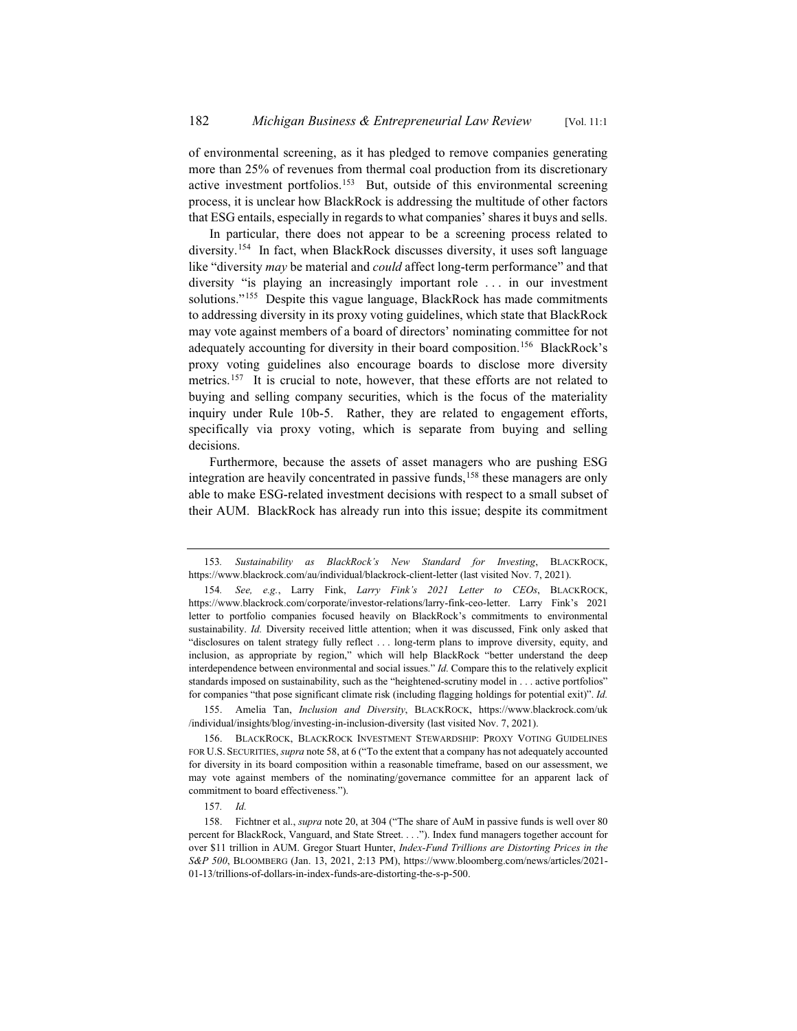of environmental screening, as it has pledged to remove companies generating more than 25% of revenues from thermal coal production from its discretionary active investment portfolios.[153] But, outside of this environmental screening process, it is unclear how BlackRock is addressing the multitude of other factors that ESG entails, especially in regards to what companies' shares it buys and sells.

In particular, there does not appear to be a screening process related to diversity.[154] In fact, when BlackRock discusses diversity, it uses soft language like "diversity *may* be material and *could* affect long-term performance" and that diversity "is playing an increasingly important role . . . in our investment solutions."[155] Despite this vague language, BlackRock has made commitments to addressing diversity in its proxy voting guidelines, which state that BlackRock may vote against members of a board of directors' nominating committee for not adequately accounting for diversity in their board composition.[156] BlackRock's proxy voting guidelines also encourage boards to disclose more diversity metrics.[157] It is crucial to note, however, that these efforts are not related to buying and selling company securities, which is the focus of the materiality inquiry under Rule 10b-5. Rather, they are related to engagement efforts, specifically via proxy voting, which is separate from buying and selling decisions.

Furthermore, because the assets of asset managers who are pushing ESG integration are heavily concentrated in passive funds,[158] these managers are only able to make ESG-related investment decisions with respect to a small subset of their AUM. BlackRock has already run into this issue; despite its commitment

---

153. *Sustainability as BlackRock's New Standard for Investing*, BLACKROCK, https://www.blackrock.com/au/individual/blackrock-client-letter (last visited Nov. 7, 2021).

154. *See, e.g.*, Larry Fink, *Larry Fink's 2021 Letter to CEOs*, BLACKROCK, https://www.blackrock.com/corporate/investor-relations/larry-fink-ceo-letter. Larry Fink's 2021 letter to portfolio companies focused heavily on BlackRock's commitments to environmental sustainability. *Id.* Diversity received little attention; when it was discussed, Fink only asked that "disclosures on talent strategy fully reflect . . . long-term plans to improve diversity, equity, and inclusion, as appropriate by region," which will help BlackRock "better understand the deep interdependence between environmental and social issues." *Id.* Compare this to the relatively explicit standards imposed on sustainability, such as the "heightened-scrutiny model in . . . active portfolios" for companies "that pose significant climate risk (including flagging holdings for potential exit)". *Id.*

155. Amelia Tan, *Inclusion and Diversity*, BLACKROCK, https://www.blackrock.com/uk/individual/insights/blog/investing-in-inclusion-diversity (last visited Nov. 7, 2021).

156. BLACKROCK, BLACKROCK INVESTMENT STEWARDSHIP: PROXY VOTING GUIDELINES FOR U.S. SECURITIES, *supra* note 58, at 6 ("To the extent that a company has not adequately accounted for diversity in its board composition within a reasonable timeframe, based on our assessment, we may vote against members of the nominating/governance committee for an apparent lack of commitment to board effectiveness.").

157. *Id.*

158. Fichtner et al., *supra* note 20, at 304 ("The share of AuM in passive funds is well over 80 percent for BlackRock, Vanguard, and State Street. . . ."). Index fund managers together account for over $11 trillion in AUM. Gregor Stuart Hunter, *Index-Fund Trillions are Distorting Prices in the S&P 500*, BLOOMBERG (Jan. 13, 2021, 2:13 PM), https://www.bloomberg.com/news/articles/2021-01-13/trillions-of-dollars-in-index-funds-are-distorting-the-s-p-500.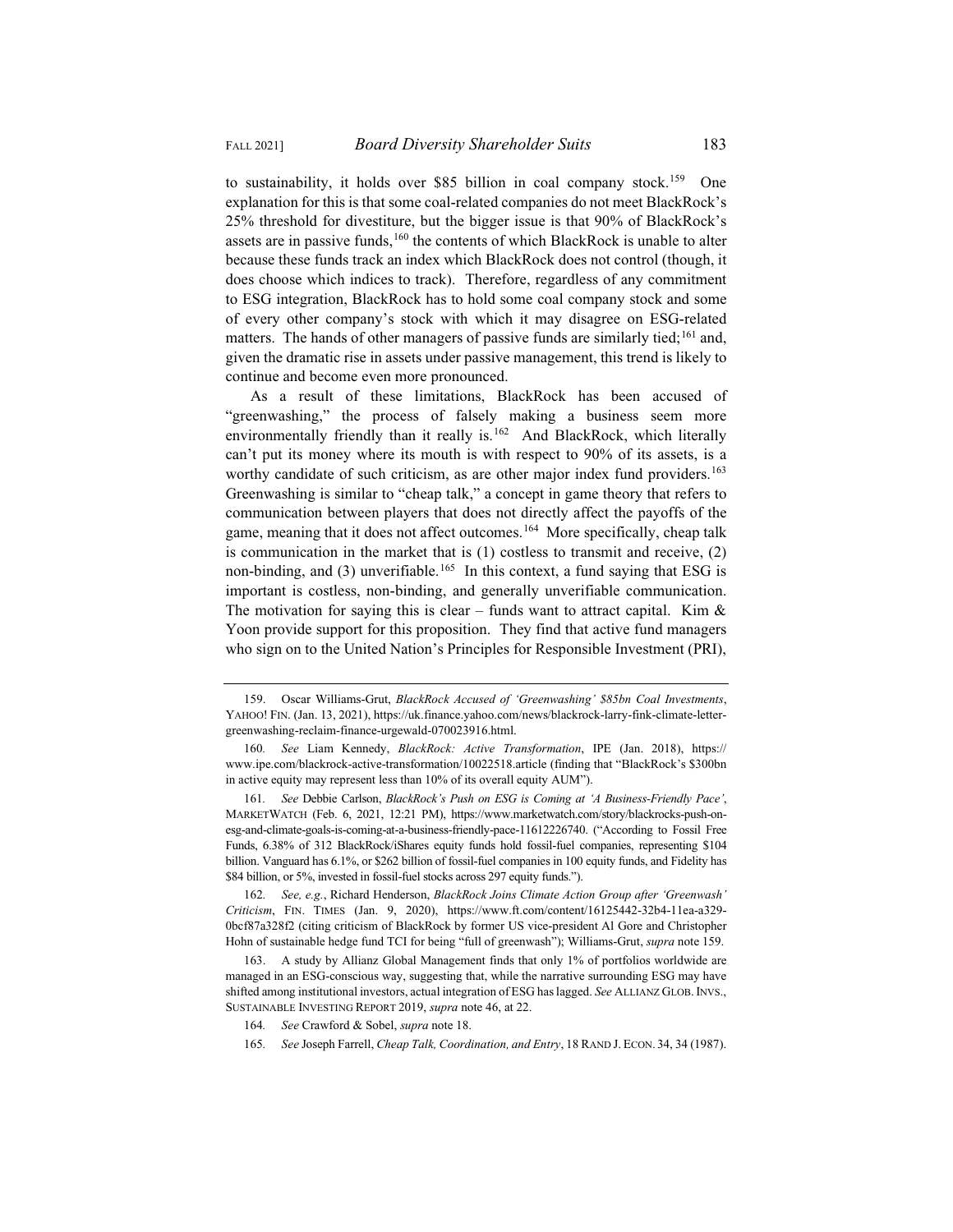to sustainability, it holds over $85 billion in coal company stock.[159] One explanation for this is that some coal-related companies do not meet BlackRock's 25% threshold for divestiture, but the bigger issue is that 90% of BlackRock's assets are in passive funds,[160] the contents of which BlackRock is unable to alter because these funds track an index which BlackRock does not control (though, it does choose which indices to track). Therefore, regardless of any commitment to ESG integration, BlackRock has to hold some coal company stock and some of every other company's stock with which it may disagree on ESG-related matters. The hands of other managers of passive funds are similarly tied;[161] and, given the dramatic rise in assets under passive management, this trend is likely to continue and become even more pronounced.

As a result of these limitations, BlackRock has been accused of "greenwashing," the process of falsely making a business seem more environmentally friendly than it really is.[162] And BlackRock, which literally can't put its money where its mouth is with respect to 90% of its assets, is a worthy candidate of such criticism, as are other major index fund providers.[163] Greenwashing is similar to "cheap talk," a concept in game theory that refers to communication between players that does not directly affect the payoffs of the game, meaning that it does not affect outcomes.[164] More specifically, cheap talk is communication in the market that is (1) costless to transmit and receive, (2) non-binding, and (3) unverifiable.[165] In this context, a fund saying that ESG is important is costless, non-binding, and generally unverifiable communication. The motivation for saying this is clear – funds want to attract capital. Kim & Yoon provide support for this proposition. They find that active fund managers who sign on to the United Nation's Principles for Responsible Investment (PRI),

---

159. Oscar Williams-Grut, *BlackRock Accused of 'Greenwashing' $85bn Coal Investments*, YAHOO! FIN. (Jan. 13, 2021), https://uk.finance.yahoo.com/news/blackrock-larry-fink-climate-letter-greenwashing-reclaim-finance-urgewald-070023916.html.

160. *See* Liam Kennedy, *BlackRock: Active Transformation*, IPE (Jan. 2018), https://www.ipe.com/blackrock-active-transformation/10022518.article (finding that "BlackRock's $300bn in active equity may represent less than 10% of its overall equity AUM").

161. *See* Debbie Carlson, *BlackRock's Push on ESG is Coming at 'A Business-Friendly Pace'*, MARKETWATCH (Feb. 6, 2021, 12:21 PM), https://www.marketwatch.com/story/blackrocks-push-on-esg-and-climate-goals-is-coming-at-a-business-friendly-pace-11612226740. ("According to Fossil Free Funds, 6.38% of 312 BlackRock/iShares equity funds hold fossil-fuel companies, representing $104 billion. Vanguard has 6.1%, or $262 billion of fossil-fuel companies in 100 equity funds, and Fidelity has $84 billion, or 5%, invested in fossil-fuel stocks across 297 equity funds.").

162. *See, e.g.*, Richard Henderson, *BlackRock Joins Climate Action Group after 'Greenwash' Criticism*, FIN. TIMES (Jan. 9, 2020), https://www.ft.com/content/16125442-32b4-11ea-a329-0bcf87a328f2 (citing criticism of BlackRock by former US vice-president Al Gore and Christopher Hohn of sustainable hedge fund TCI for being "full of greenwash"); Williams-Grut, *supra* note 159.

163. A study by Allianz Global Management finds that only 1% of portfolios worldwide are managed in an ESG-conscious way, suggesting that, while the narrative surrounding ESG may have shifted among institutional investors, actual integration of ESG has lagged. *See* ALLIANZ GLOB. INVS., SUSTAINABLE INVESTING REPORT 2019, *supra* note 46, at 22.

164. *See* Crawford & Sobel, *supra* note 18.

165. *See* Joseph Farrell, *Cheap Talk, Coordination, and Entry*, 18 RAND J. ECON. 34, 34 (1987).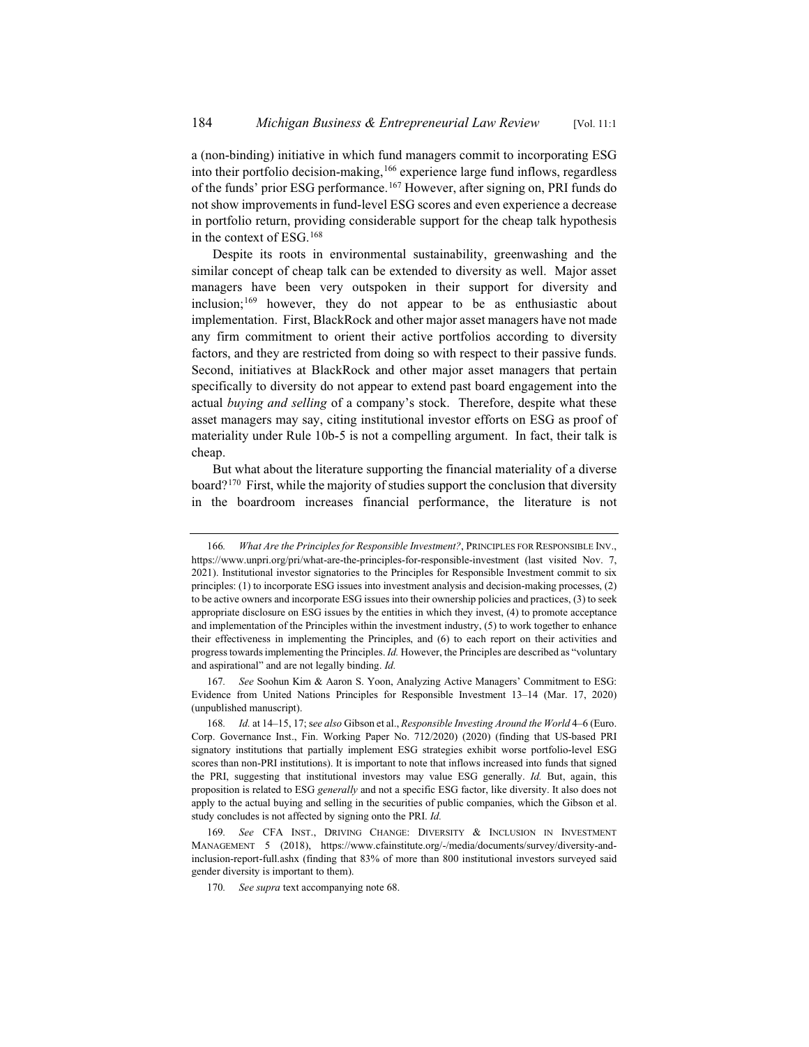a (non-binding) initiative in which fund managers commit to incorporating ESG into their portfolio decision-making,[166] experience large fund inflows, regardless of the funds' prior ESG performance.[167] However, after signing on, PRI funds do not show improvements in fund-level ESG scores and even experience a decrease in portfolio return, providing considerable support for the cheap talk hypothesis in the context of ESG.[168]

Despite its roots in environmental sustainability, greenwashing and the similar concept of cheap talk can be extended to diversity as well. Major asset managers have been very outspoken in their support for diversity and inclusion;[169] however, they do not appear to be as enthusiastic about implementation. First, BlackRock and other major asset managers have not made any firm commitment to orient their active portfolios according to diversity factors, and they are restricted from doing so with respect to their passive funds. Second, initiatives at BlackRock and other major asset managers that pertain specifically to diversity do not appear to extend past board engagement into the actual *buying and selling* of a company's stock. Therefore, despite what these asset managers may say, citing institutional investor efforts on ESG as proof of materiality under Rule 10b-5 is not a compelling argument. In fact, their talk is cheap.

But what about the literature supporting the financial materiality of a diverse board?[170] First, while the majority of studies support the conclusion that diversity in the boardroom increases financial performance, the literature is not

---

166. *What Are the Principles for Responsible Investment?*, PRINCIPLES FOR RESPONSIBLE INV., https://www.unpri.org/pri/what-are-the-principles-for-responsible-investment (last visited Nov. 7, 2021). Institutional investor signatories to the Principles for Responsible Investment commit to six principles: (1) to incorporate ESG issues into investment analysis and decision-making processes, (2) to be active owners and incorporate ESG issues into their ownership policies and practices, (3) to seek appropriate disclosure on ESG issues by the entities in which they invest, (4) to promote acceptance and implementation of the Principles within the investment industry, (5) to work together to enhance their effectiveness in implementing the Principles, and (6) to each report on their activities and progress towards implementing the Principles. *Id.* However, the Principles are described as "voluntary and aspirational" and are not legally binding. *Id.*

167. *See* Soohun Kim & Aaron S. Yoon, Analyzing Active Managers' Commitment to ESG: Evidence from United Nations Principles for Responsible Investment 13–14 (Mar. 17, 2020) (unpublished manuscript).

168. *Id.* at 14–15, 17; *see also* Gibson et al., *Responsible Investing Around the World* 4–6 (Euro. Corp. Governance Inst., Fin. Working Paper No. 712/2020) (2020) (finding that US-based PRI signatory institutions that partially implement ESG strategies exhibit worse portfolio-level ESG scores than non-PRI institutions). It is important to note that inflows increased into funds that signed the PRI, suggesting that institutional investors may value ESG generally. *Id.* But, again, this proposition is related to ESG *generally* and not a specific ESG factor, like diversity. It also does not apply to the actual buying and selling in the securities of public companies, which the Gibson et al. study concludes is not affected by signing onto the PRI. *Id.*

169. *See* CFA INST., DRIVING CHANGE: DIVERSITY & INCLUSION IN INVESTMENT MANAGEMENT 5 (2018), https://www.cfainstitute.org/-/media/documents/survey/diversity-and-inclusion-report-full.ashx (finding that 83% of more than 800 institutional investors surveyed said gender diversity is important to them).

170. *See supra* text accompanying note 68.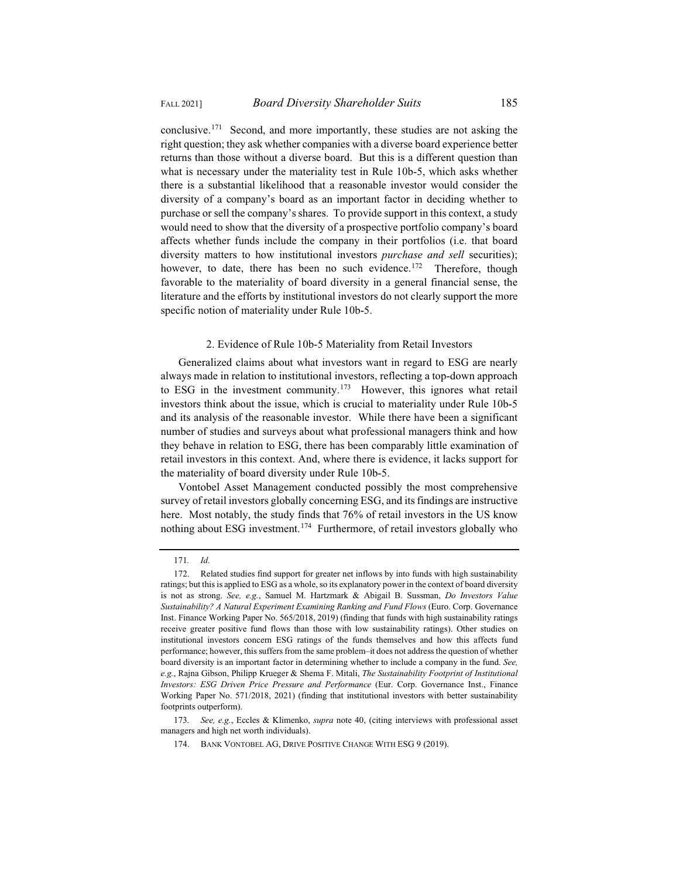conclusive.[171] Second, and more importantly, these studies are not asking the right question; they ask whether companies with a diverse board experience better returns than those without a diverse board. But this is a different question than what is necessary under the materiality test in Rule 10b-5, which asks whether there is a substantial likelihood that a reasonable investor would consider the diversity of a company's board as an important factor in deciding whether to purchase or sell the company's shares. To provide support in this context, a study would need to show that the diversity of a prospective portfolio company's board affects whether funds include the company in their portfolios (i.e. that board diversity matters to how institutional investors *purchase and sell* securities); however, to date, there has been no such evidence.[172] Therefore, though favorable to the materiality of board diversity in a general financial sense, the literature and the efforts by institutional investors do not clearly support the more specific notion of materiality under Rule 10b-5.

### 2. Evidence of Rule 10b-5 Materiality from Retail Investors

Generalized claims about what investors want in regard to ESG are nearly always made in relation to institutional investors, reflecting a top-down approach to ESG in the investment community.[173] However, this ignores what retail investors think about the issue, which is crucial to materiality under Rule 10b-5 and its analysis of the reasonable investor. While there have been a significant number of studies and surveys about what professional managers think and how they behave in relation to ESG, there has been comparably little examination of retail investors in this context. And, where there is evidence, it lacks support for the materiality of board diversity under Rule 10b-5.

Vontobel Asset Management conducted possibly the most comprehensive survey of retail investors globally concerning ESG, and its findings are instructive here. Most notably, the study finds that 76% of retail investors in the US know nothing about ESG investment.[174] Furthermore, of retail investors globally who

---

171. *Id.*

172. Related studies find support for greater net inflows by into funds with high sustainability ratings; but this is applied to ESG as a whole, so its explanatory power in the context of board diversity is not as strong. *See, e.g.*, Samuel M. Hartzmark & Abigail B. Sussman, *Do Investors Value Sustainability? A Natural Experiment Examining Ranking and Fund Flows* (Euro. Corp. Governance Inst. Finance Working Paper No. 565/2018, 2019) (finding that funds with high sustainability ratings receive greater positive fund flows than those with low sustainability ratings). Other studies on institutional investors concern ESG ratings of the funds themselves and how this affects fund performance; however, this suffers from the same problem–it does not address the question of whether board diversity is an important factor in determining whether to include a company in the fund. *See, e.g.*, Rajna Gibson, Philipp Krueger & Shema F. Mitali, *The Sustainability Footprint of Institutional Investors: ESG Driven Price Pressure and Performance* (Eur. Corp. Governance Inst., Finance Working Paper No. 571/2018, 2021) (finding that institutional investors with better sustainability footprints outperform).

173. *See, e.g.*, Eccles & Klimenko, *supra* note 40, (citing interviews with professional asset managers and high net worth individuals).

174. BANK VONTOBEL AG, DRIVE POSITIVE CHANGE WITH ESG 9 (2019).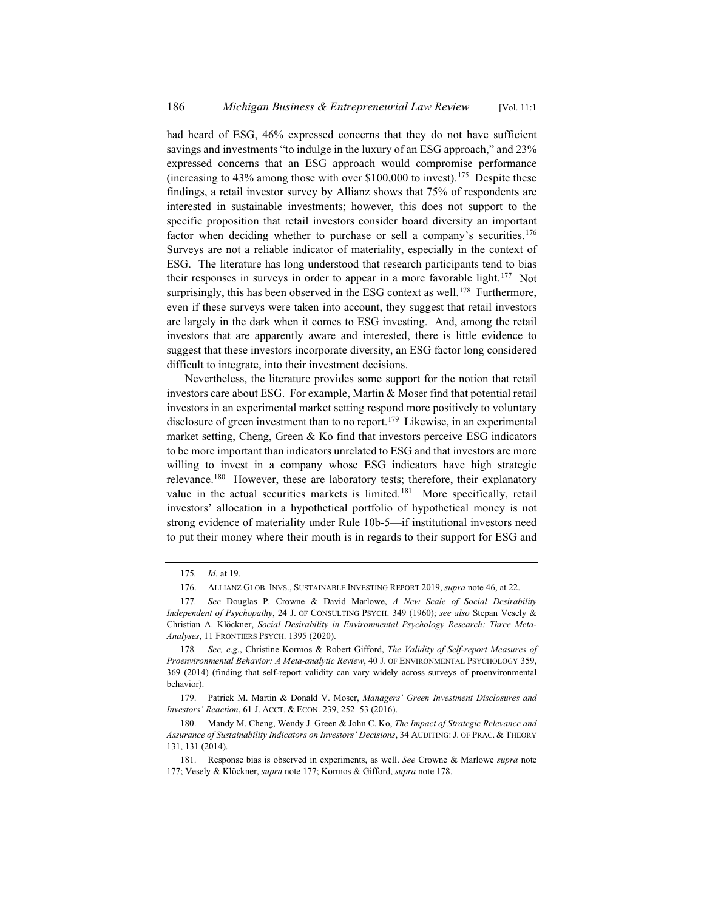had heard of ESG, 46% expressed concerns that they do not have sufficient savings and investments "to indulge in the luxury of an ESG approach," and 23% expressed concerns that an ESG approach would compromise performance (increasing to 43% among those with over $100,000 to invest).[175] Despite these findings, a retail investor survey by Allianz shows that 75% of respondents are interested in sustainable investments; however, this does not support to the specific proposition that retail investors consider board diversity an important factor when deciding whether to purchase or sell a company's securities.[176] Surveys are not a reliable indicator of materiality, especially in the context of ESG. The literature has long understood that research participants tend to bias their responses in surveys in order to appear in a more favorable light.[177] Not surprisingly, this has been observed in the ESG context as well.[178] Furthermore, even if these surveys were taken into account, they suggest that retail investors are largely in the dark when it comes to ESG investing. And, among the retail investors that are apparently aware and interested, there is little evidence to suggest that these investors incorporate diversity, an ESG factor long considered difficult to integrate, into their investment decisions.

Nevertheless, the literature provides some support for the notion that retail investors care about ESG. For example, Martin & Moser find that potential retail investors in an experimental market setting respond more positively to voluntary disclosure of green investment than to no report.[179] Likewise, in an experimental market setting, Cheng, Green & Ko find that investors perceive ESG indicators to be more important than indicators unrelated to ESG and that investors are more willing to invest in a company whose ESG indicators have high strategic relevance.[180] However, these are laboratory tests; therefore, their explanatory value in the actual securities markets is limited.[181] More specifically, retail investors' allocation in a hypothetical portfolio of hypothetical money is not strong evidence of materiality under Rule 10b-5—if institutional investors need to put their money where their mouth is in regards to their support for ESG and

---

175. *Id.* at 19.

176. ALLIANZ GLOB. INVS., SUSTAINABLE INVESTING REPORT 2019, *supra* note 46, at 22.

177. *See* Douglas P. Crowne & David Marlowe, *A New Scale of Social Desirability Independent of Psychopathy*, 24 J. OF CONSULTING PSYCH. 349 (1960); *see also* Stepan Vesely & Christian A. Klöckner, *Social Desirability in Environmental Psychology Research: Three Meta-Analyses*, 11 FRONTIERS PSYCH. 1395 (2020).

178. *See, e.g.*, Christine Kormos & Robert Gifford, *The Validity of Self-report Measures of Proenvironmental Behavior: A Meta-analytic Review*, 40 J. OF ENVIRONMENTAL PSYCHOLOGY 359, 369 (2014) (finding that self-report validity can vary widely across surveys of proenvironmental behavior).

179. Patrick M. Martin & Donald V. Moser, *Managers' Green Investment Disclosures and Investors' Reaction*, 61 J. ACCT. & ECON. 239, 252–53 (2016).

180. Mandy M. Cheng, Wendy J. Green & John C. Ko, *The Impact of Strategic Relevance and Assurance of Sustainability Indicators on Investors' Decisions*, 34 AUDITING: J. OF PRAC. & THEORY 131, 131 (2014).

181. Response bias is observed in experiments, as well. *See* Crowne & Marlowe *supra* note 177; Vesely & Klöckner, *supra* note 177; Kormos & Gifford, *supra* note 178.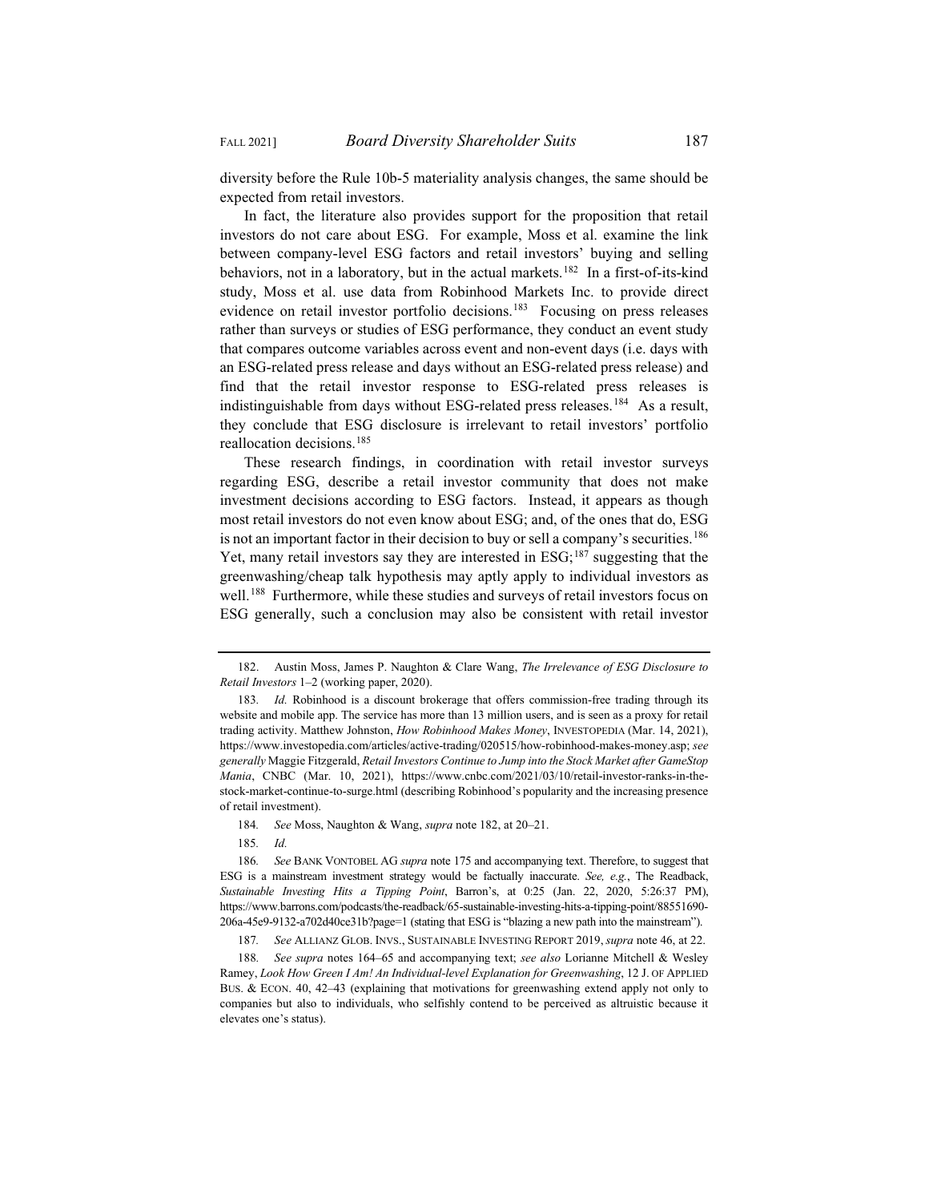diversity before the Rule 10b-5 materiality analysis changes, the same should be expected from retail investors.

In fact, the literature also provides support for the proposition that retail investors do not care about ESG. For example, Moss et al. examine the link between company-level ESG factors and retail investors' buying and selling behaviors, not in a laboratory, but in the actual markets.[182] In a first-of-its-kind study, Moss et al. use data from Robinhood Markets Inc. to provide direct evidence on retail investor portfolio decisions.[183] Focusing on press releases rather than surveys or studies of ESG performance, they conduct an event study that compares outcome variables across event and non-event days (i.e. days with an ESG-related press release and days without an ESG-related press release) and find that the retail investor response to ESG-related press releases is indistinguishable from days without ESG-related press releases.[184] As a result, they conclude that ESG disclosure is irrelevant to retail investors' portfolio reallocation decisions.[185]

These research findings, in coordination with retail investor surveys regarding ESG, describe a retail investor community that does not make investment decisions according to ESG factors. Instead, it appears as though most retail investors do not even know about ESG; and, of the ones that do, ESG is not an important factor in their decision to buy or sell a company's securities.[186] Yet, many retail investors say they are interested in ESG;[187] suggesting that the greenwashing/cheap talk hypothesis may aptly apply to individual investors as well.[188] Furthermore, while these studies and surveys of retail investors focus on ESG generally, such a conclusion may also be consistent with retail investor

---

182. Austin Moss, James P. Naughton & Clare Wang, *The Irrelevance of ESG Disclosure to Retail Investors* 1–2 (working paper, 2020).

183. *Id.* Robinhood is a discount brokerage that offers commission-free trading through its website and mobile app. The service has more than 13 million users, and is seen as a proxy for retail trading activity. Matthew Johnston, *How Robinhood Makes Money*, INVESTOPEDIA (Mar. 14, 2021), https://www.investopedia.com/articles/active-trading/020515/how-robinhood-makes-money.asp; *see generally* Maggie Fitzgerald, *Retail Investors Continue to Jump into the Stock Market after GameStop Mania*, CNBC (Mar. 10, 2021), https://www.cnbc.com/2021/03/10/retail-investor-ranks-in-the-stock-market-continue-to-surge.html (describing Robinhood's popularity and the increasing presence of retail investment).

184. *See* Moss, Naughton & Wang, *supra* note 182, at 20–21.

185. *Id.*

186. *See* BANK VONTOBEL AG *supra* note 175 and accompanying text. Therefore, to suggest that ESG is a mainstream investment strategy would be factually inaccurate. *See, e.g.*, The Readback, *Sustainable Investing Hits a Tipping Point*, Barron's, at 0:25 (Jan. 22, 2020, 5:26:37 PM), https://www.barrons.com/podcasts/the-readback/65-sustainable-investing-hits-a-tipping-point/88551690-206a-45e9-9132-a702d40ce31b?page=1 (stating that ESG is "blazing a new path into the mainstream").

187. *See* ALLIANZ GLOB. INVS., SUSTAINABLE INVESTING REPORT 2019, *supra* note 46, at 22.

188. *See supra* notes 164–65 and accompanying text; *see also* Lorianne Mitchell & Wesley Ramey, *Look How Green I Am! An Individual-level Explanation for Greenwashing*, 12 J. OF APPLIED BUS. & ECON. 40, 42–43 (explaining that motivations for greenwashing extend apply not only to companies but also to individuals, who selfishly contend to be perceived as altruistic because it elevates one's status).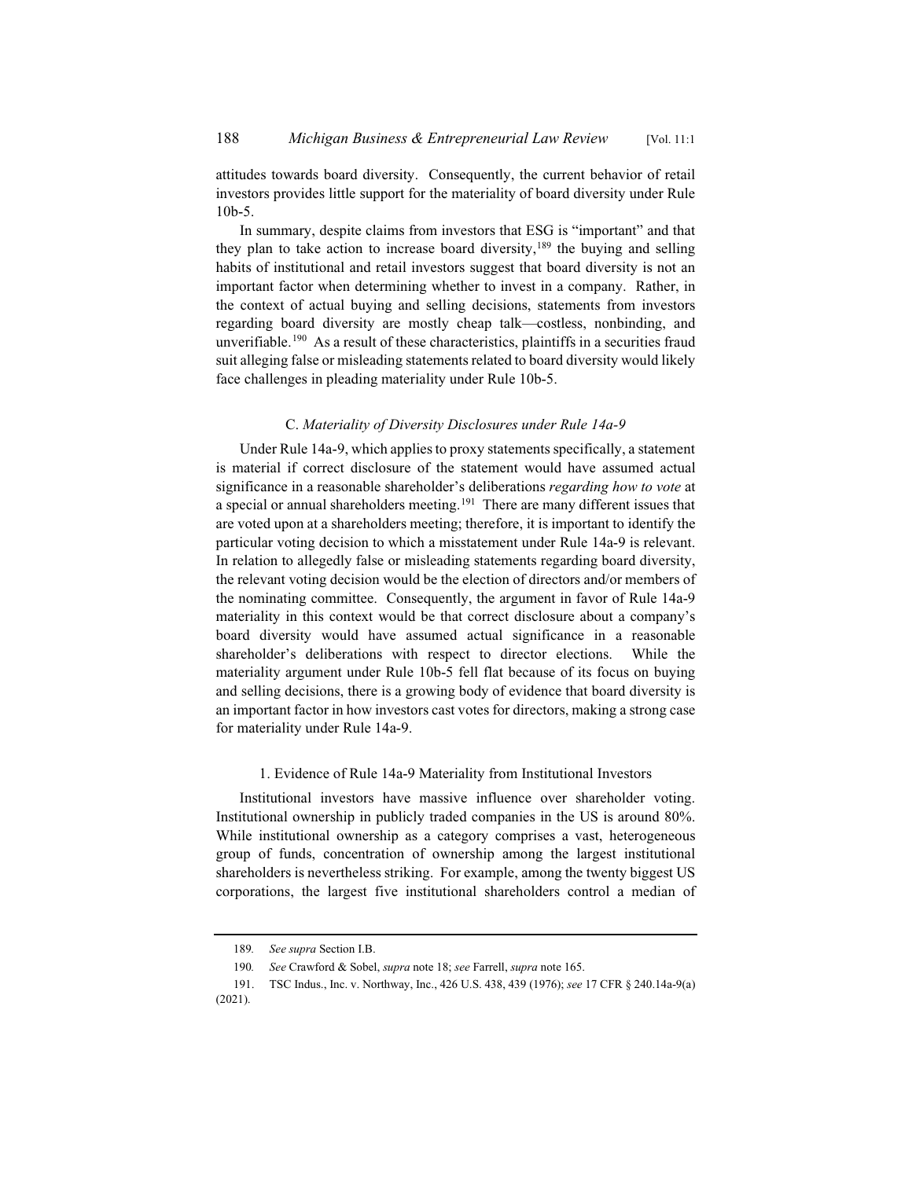attitudes towards board diversity. Consequently, the current behavior of retail investors provides little support for the materiality of board diversity under Rule 10b-5.

In summary, despite claims from investors that ESG is "important" and that they plan to take action to increase board diversity,[189] the buying and selling habits of institutional and retail investors suggest that board diversity is not an important factor when determining whether to invest in a company. Rather, in the context of actual buying and selling decisions, statements from investors regarding board diversity are mostly cheap talk—costless, nonbinding, and unverifiable.[190] As a result of these characteristics, plaintiffs in a securities fraud suit alleging false or misleading statements related to board diversity would likely face challenges in pleading materiality under Rule 10b-5.

### C. *Materiality of Diversity Disclosures under Rule 14a-9*

Under Rule 14a-9, which applies to proxy statements specifically, a statement is material if correct disclosure of the statement would have assumed actual significance in a reasonable shareholder's deliberations *regarding how to vote* at a special or annual shareholders meeting.[191] There are many different issues that are voted upon at a shareholders meeting; therefore, it is important to identify the particular voting decision to which a misstatement under Rule 14a-9 is relevant. In relation to allegedly false or misleading statements regarding board diversity, the relevant voting decision would be the election of directors and/or members of the nominating committee. Consequently, the argument in favor of Rule 14a-9 materiality in this context would be that correct disclosure about a company's board diversity would have assumed actual significance in a reasonable shareholder's deliberations with respect to director elections. While the materiality argument under Rule 10b-5 fell flat because of its focus on buying and selling decisions, there is a growing body of evidence that board diversity is an important factor in how investors cast votes for directors, making a strong case for materiality under Rule 14a-9.

#### 1. Evidence of Rule 14a-9 Materiality from Institutional Investors

Institutional investors have massive influence over shareholder voting. Institutional ownership in publicly traded companies in the US is around 80%. While institutional ownership as a category comprises a vast, heterogeneous group of funds, concentration of ownership among the largest institutional shareholders is nevertheless striking. For example, among the twenty biggest US corporations, the largest five institutional shareholders control a median of

---

189. *See supra* Section I.B.

190. *See* Crawford & Sobel, *supra* note 18; *see* Farrell, *supra* note 165.

191. TSC Indus., Inc. v. Northway, Inc., 426 U.S. 438, 439 (1976); *see* 17 CFR § 240.14a-9(a) (2021).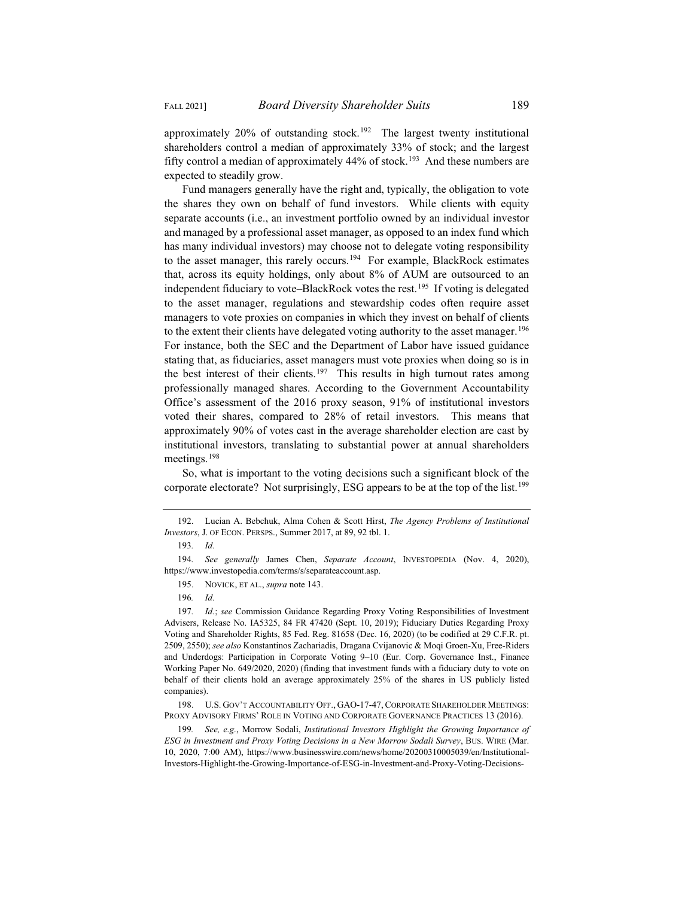approximately 20% of outstanding stock.[192] The largest twenty institutional shareholders control a median of approximately 33% of stock; and the largest fifty control a median of approximately 44% of stock.[193] And these numbers are expected to steadily grow.

Fund managers generally have the right and, typically, the obligation to vote the shares they own on behalf of fund investors. While clients with equity separate accounts (i.e., an investment portfolio owned by an individual investor and managed by a professional asset manager, as opposed to an index fund which has many individual investors) may choose not to delegate voting responsibility to the asset manager, this rarely occurs.[194] For example, BlackRock estimates that, across its equity holdings, only about 8% of AUM are outsourced to an independent fiduciary to vote–BlackRock votes the rest.[195] If voting is delegated to the asset manager, regulations and stewardship codes often require asset managers to vote proxies on companies in which they invest on behalf of clients to the extent their clients have delegated voting authority to the asset manager.[196] For instance, both the SEC and the Department of Labor have issued guidance stating that, as fiduciaries, asset managers must vote proxies when doing so is in the best interest of their clients.[197] This results in high turnout rates among professionally managed shares. According to the Government Accountability Office's assessment of the 2016 proxy season, 91% of institutional investors voted their shares, compared to 28% of retail investors. This means that approximately 90% of votes cast in the average shareholder election are cast by institutional investors, translating to substantial power at annual shareholders meetings.[198]

So, what is important to the voting decisions such a significant block of the corporate electorate? Not surprisingly, ESG appears to be at the top of the list.[199]

---

192. Lucian A. Bebchuk, Alma Cohen & Scott Hirst, *The Agency Problems of Institutional Investors*, J. OF ECON. PERSPS., Summer 2017, at 89, 92 tbl. 1.

193. *Id.*

194. *See generally* James Chen, *Separate Account*, INVESTOPEDIA (Nov. 4, 2020), https://www.investopedia.com/terms/s/separateaccount.asp.

195. NOVICK, ET AL., *supra* note 143.

196. *Id.*

197. *Id.*; *see* Commission Guidance Regarding Proxy Voting Responsibilities of Investment Advisers, Release No. IA5325, 84 FR 47420 (Sept. 10, 2019); Fiduciary Duties Regarding Proxy Voting and Shareholder Rights, 85 Fed. Reg. 81658 (Dec. 16, 2020) (to be codified at 29 C.F.R. pt. 2509, 2550); *see also* Konstantinos Zachariadis, Dragana Cvijanovic & Moqi Groen-Xu, Free-Riders and Underdogs: Participation in Corporate Voting 9–10 (Eur. Corp. Governance Inst., Finance Working Paper No. 649/2020, 2020) (finding that investment funds with a fiduciary duty to vote on behalf of their clients hold an average approximately 25% of the shares in US publicly listed companies).

198. U.S. GOV'T ACCOUNTABILITY OFF., GAO-17-47, CORPORATE SHAREHOLDER MEETINGS: PROXY ADVISORY FIRMS' ROLE IN VOTING AND CORPORATE GOVERNANCE PRACTICES 13 (2016).

199. *See, e.g.*, Morrow Sodali, *Institutional Investors Highlight the Growing Importance of ESG in Investment and Proxy Voting Decisions in a New Morrow Sodali Survey*, BUS. WIRE (Mar. 10, 2020, 7:00 AM), https://www.businesswire.com/news/home/20200310005039/en/Institutional-Investors-Highlight-the-Growing-Importance-of-ESG-in-Investment-and-Proxy-Voting-Decisions-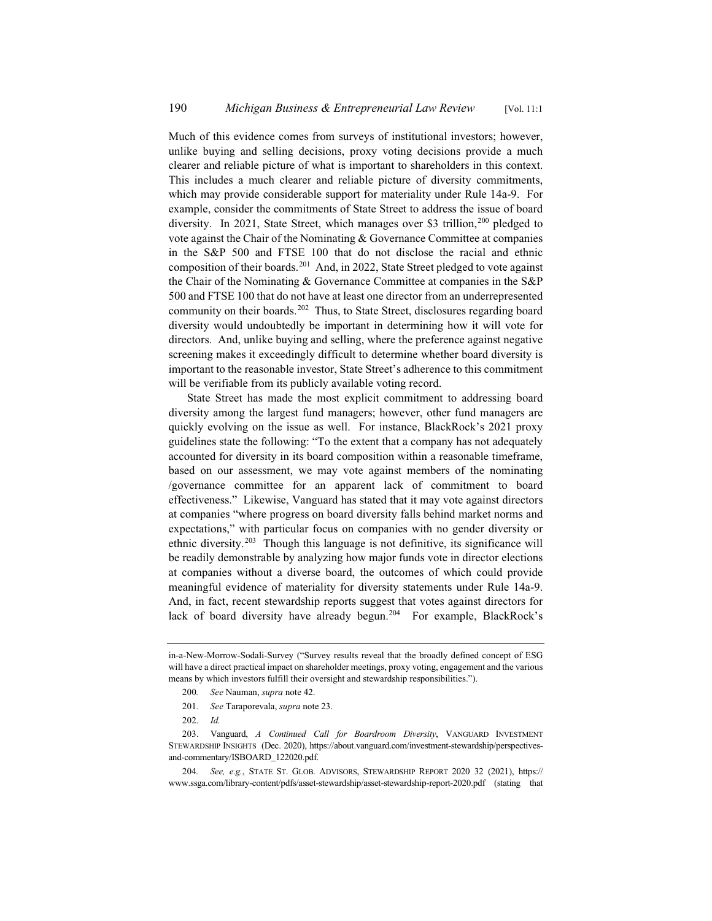Much of this evidence comes from surveys of institutional investors; however, unlike buying and selling decisions, proxy voting decisions provide a much clearer and reliable picture of what is important to shareholders in this context. This includes a much clearer and reliable picture of diversity commitments, which may provide considerable support for materiality under Rule 14a-9. For example, consider the commitments of State Street to address the issue of board diversity. In 2021, State Street, which manages over $3 trillion,[200] pledged to vote against the Chair of the Nominating & Governance Committee at companies in the S&P 500 and FTSE 100 that do not disclose the racial and ethnic composition of their boards.[201] And, in 2022, State Street pledged to vote against the Chair of the Nominating & Governance Committee at companies in the S&P 500 and FTSE 100 that do not have at least one director from an underrepresented community on their boards.[202] Thus, to State Street, disclosures regarding board diversity would undoubtedly be important in determining how it will vote for directors. And, unlike buying and selling, where the preference against negative screening makes it exceedingly difficult to determine whether board diversity is important to the reasonable investor, State Street's adherence to this commitment will be verifiable from its publicly available voting record.

State Street has made the most explicit commitment to addressing board diversity among the largest fund managers; however, other fund managers are quickly evolving on the issue as well. For instance, BlackRock's 2021 proxy guidelines state the following: "To the extent that a company has not adequately accounted for diversity in its board composition within a reasonable timeframe, based on our assessment, we may vote against members of the nominating /governance committee for an apparent lack of commitment to board effectiveness." Likewise, Vanguard has stated that it may vote against directors at companies "where progress on board diversity falls behind market norms and expectations," with particular focus on companies with no gender diversity or ethnic diversity.[203] Though this language is not definitive, its significance will be readily demonstrable by analyzing how major funds vote in director elections at companies without a diverse board, the outcomes of which could provide meaningful evidence of materiality for diversity statements under Rule 14a-9. And, in fact, recent stewardship reports suggest that votes against directors for lack of board diversity have already begun.[204] For example, BlackRock's

---

in-a-New-Morrow-Sodali-Survey ("Survey results reveal that the broadly defined concept of ESG will have a direct practical impact on shareholder meetings, proxy voting, engagement and the various means by which investors fulfill their oversight and stewardship responsibilities.").

200. *See* Nauman, *supra* note 42.

201. *See* Taraporevala, *supra* note 23.

202. *Id.*

203. Vanguard, *A Continued Call for Boardroom Diversity*, VANGUARD INVESTMENT STEWARDSHIP INSIGHTS (Dec. 2020), https://about.vanguard.com/investment-stewardship/perspectives-and-commentary/ISBOARD_122020.pdf.

204. *See, e.g.*, STATE ST. GLOB. ADVISORS, STEWARDSHIP REPORT 2020 32 (2021), https://www.ssga.com/library-content/pdfs/asset-stewardship/asset-stewardship-report-2020.pdf (stating that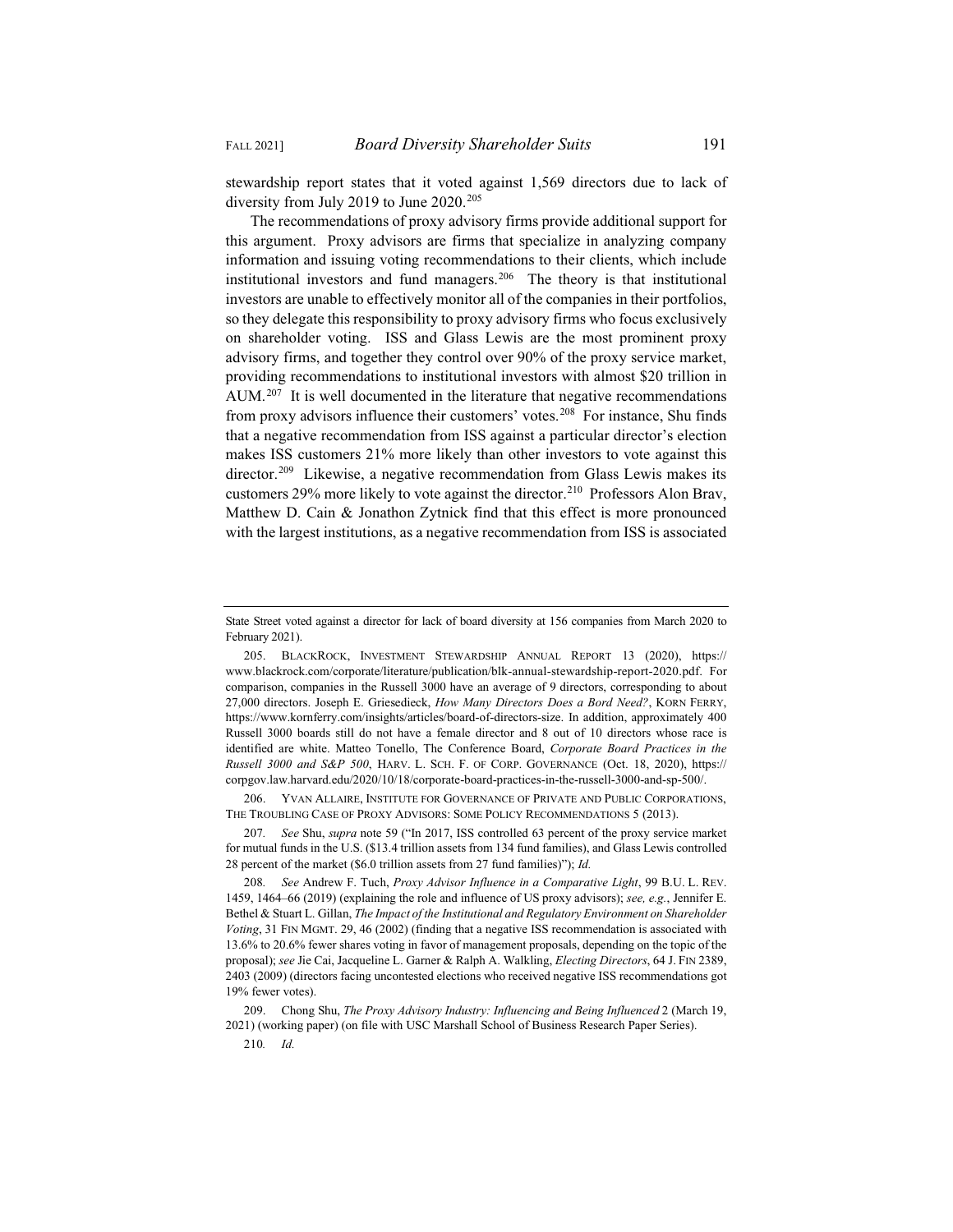stewardship report states that it voted against 1,569 directors due to lack of diversity from July 2019 to June 2020.[205]

The recommendations of proxy advisory firms provide additional support for this argument. Proxy advisors are firms that specialize in analyzing company information and issuing voting recommendations to their clients, which include institutional investors and fund managers.[206] The theory is that institutional investors are unable to effectively monitor all of the companies in their portfolios, so they delegate this responsibility to proxy advisory firms who focus exclusively on shareholder voting. ISS and Glass Lewis are the most prominent proxy advisory firms, and together they control over 90% of the proxy service market, providing recommendations to institutional investors with almost $20 trillion in AUM.[207] It is well documented in the literature that negative recommendations from proxy advisors influence their customers' votes.[208] For instance, Shu finds that a negative recommendation from ISS against a particular director's election makes ISS customers 21% more likely than other investors to vote against this director.[209] Likewise, a negative recommendation from Glass Lewis makes its customers 29% more likely to vote against the director.[210] Professors Alon Brav, Matthew D. Cain & Jonathon Zytnick find that this effect is more pronounced with the largest institutions, as a negative recommendation from ISS is associated

---

State Street voted against a director for lack of board diversity at 156 companies from March 2020 to February 2021).

205. BLACKROCK, INVESTMENT STEWARDSHIP ANNUAL REPORT 13 (2020), https://www.blackrock.com/corporate/literature/publication/blk-annual-stewardship-report-2020.pdf. For comparison, companies in the Russell 3000 have an average of 9 directors, corresponding to about 27,000 directors. Joseph E. Griesedieck, *How Many Directors Does a Bord Need?*, KORN FERRY, https://www.kornferry.com/insights/articles/board-of-directors-size. In addition, approximately 400 Russell 3000 boards still do not have a female director and 8 out of 10 directors whose race is identified are white. Matteo Tonello, The Conference Board, *Corporate Board Practices in the Russell 3000 and S&P 500*, HARV. L. SCH. F. OF CORP. GOVERNANCE (Oct. 18, 2020), https://corpgov.law.harvard.edu/2020/10/18/corporate-board-practices-in-the-russell-3000-and-sp-500/.

206. YVAN ALLAIRE, INSTITUTE FOR GOVERNANCE OF PRIVATE AND PUBLIC CORPORATIONS, THE TROUBLING CASE OF PROXY ADVISORS: SOME POLICY RECOMMENDATIONS 5 (2013).

207. *See* Shu, *supra* note 59 ("In 2017, ISS controlled 63 percent of the proxy service market for mutual funds in the U.S. ($13.4 trillion assets from 134 fund families), and Glass Lewis controlled 28 percent of the market ($6.0 trillion assets from 27 fund families)"); *Id.*

208. *See* Andrew F. Tuch, *Proxy Advisor Influence in a Comparative Light*, 99 B.U. L. REV. 1459, 1464–66 (2019) (explaining the role and influence of US proxy advisors); *see, e.g.*, Jennifer E. Bethel & Stuart L. Gillan, *The Impact of the Institutional and Regulatory Environment on Shareholder Voting*, 31 FIN MGMT. 29, 46 (2002) (finding that a negative ISS recommendation is associated with 13.6% to 20.6% fewer shares voting in favor of management proposals, depending on the topic of the proposal); *see* Jie Cai, Jacqueline L. Garner & Ralph A. Walkling, *Electing Directors*, 64 J. FIN 2389, 2403 (2009) (directors facing uncontested elections who received negative ISS recommendations got 19% fewer votes).

209. Chong Shu, *The Proxy Advisory Industry: Influencing and Being Influenced* 2 (March 19, 2021) (working paper) (on file with USC Marshall School of Business Research Paper Series).

210. *Id.*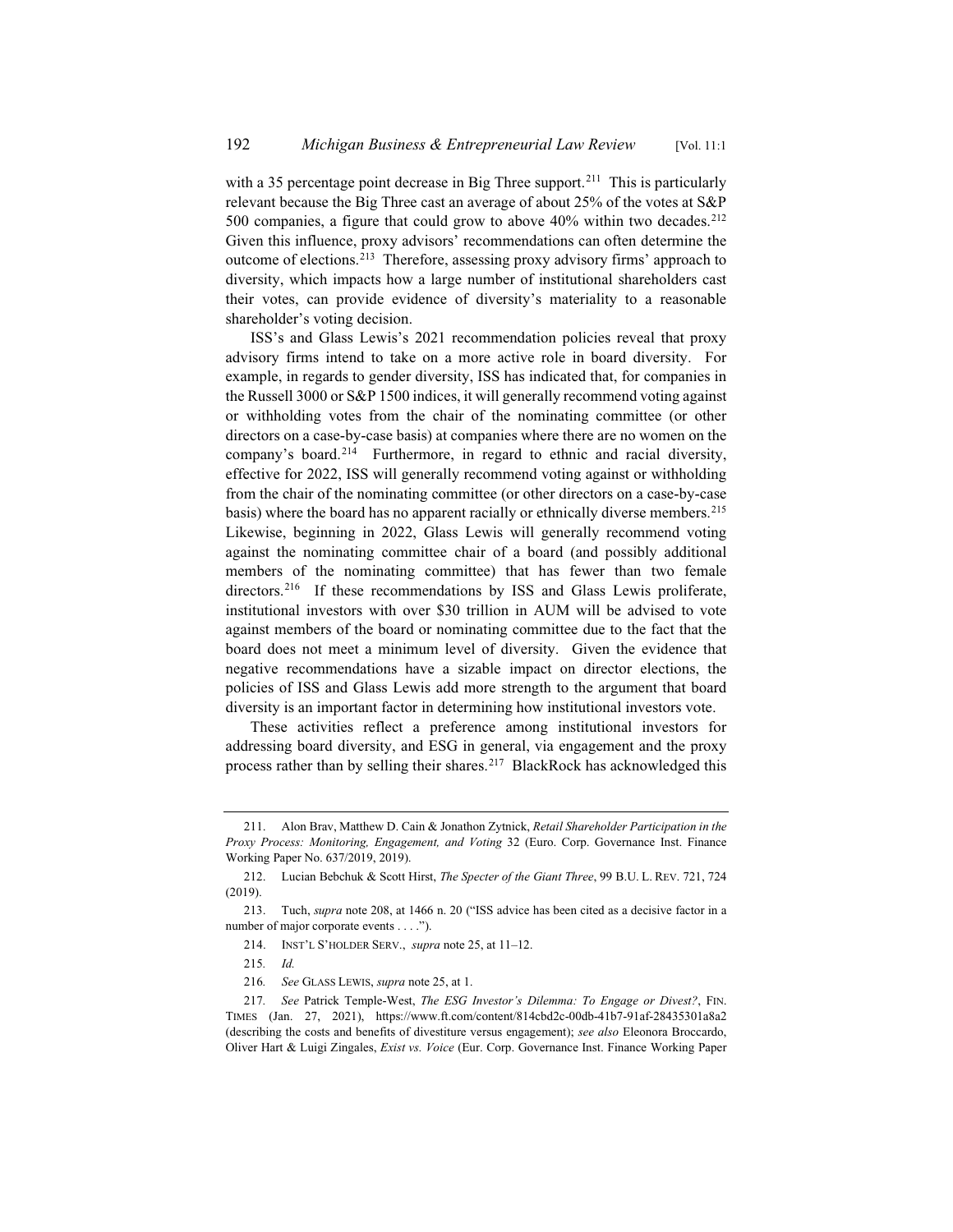with a 35 percentage point decrease in Big Three support.[211] This is particularly relevant because the Big Three cast an average of about 25% of the votes at S&P 500 companies, a figure that could grow to above 40% within two decades.[212] Given this influence, proxy advisors' recommendations can often determine the outcome of elections.[213] Therefore, assessing proxy advisory firms' approach to diversity, which impacts how a large number of institutional shareholders cast their votes, can provide evidence of diversity's materiality to a reasonable shareholder's voting decision.

ISS's and Glass Lewis's 2021 recommendation policies reveal that proxy advisory firms intend to take on a more active role in board diversity. For example, in regards to gender diversity, ISS has indicated that, for companies in the Russell 3000 or S&P 1500 indices, it will generally recommend voting against or withholding votes from the chair of the nominating committee (or other directors on a case-by-case basis) at companies where there are no women on the company's board.[214] Furthermore, in regard to ethnic and racial diversity, effective for 2022, ISS will generally recommend voting against or withholding from the chair of the nominating committee (or other directors on a case-by-case basis) where the board has no apparent racially or ethnically diverse members.[215] Likewise, beginning in 2022, Glass Lewis will generally recommend voting against the nominating committee chair of a board (and possibly additional members of the nominating committee) that has fewer than two female directors.[216] If these recommendations by ISS and Glass Lewis proliferate, institutional investors with over $30 trillion in AUM will be advised to vote against members of the board or nominating committee due to the fact that the board does not meet a minimum level of diversity. Given the evidence that negative recommendations have a sizable impact on director elections, the policies of ISS and Glass Lewis add more strength to the argument that board diversity is an important factor in determining how institutional investors vote.

These activities reflect a preference among institutional investors for addressing board diversity, and ESG in general, via engagement and the proxy process rather than by selling their shares.[217] BlackRock has acknowledged this

---

211. Alon Brav, Matthew D. Cain & Jonathon Zytnick, *Retail Shareholder Participation in the Proxy Process: Monitoring, Engagement, and Voting* 32 (Euro. Corp. Governance Inst. Finance Working Paper No. 637/2019, 2019).

212. Lucian Bebchuk & Scott Hirst, *The Specter of the Giant Three*, 99 B.U. L. REV. 721, 724 (2019).

213. Tuch, *supra* note 208, at 1466 n. 20 ("ISS advice has been cited as a decisive factor in a number of major corporate events . . . .").

214. INST'L S'HOLDER SERV., *supra* note 25, at 11–12.

215. *Id.*

216. *See* GLASS LEWIS, *supra* note 25, at 1.

217. *See* Patrick Temple-West, *The ESG Investor's Dilemma: To Engage or Divest?*, FIN. TIMES (Jan. 27, 2021), https://www.ft.com/content/814cbd2c-00db-41b7-91af-28435301a8a2 (describing the costs and benefits of divestiture versus engagement); *see also* Eleonora Broccardo, Oliver Hart & Luigi Zingales, *Exist vs. Voice* (Eur. Corp. Governance Inst. Finance Working Paper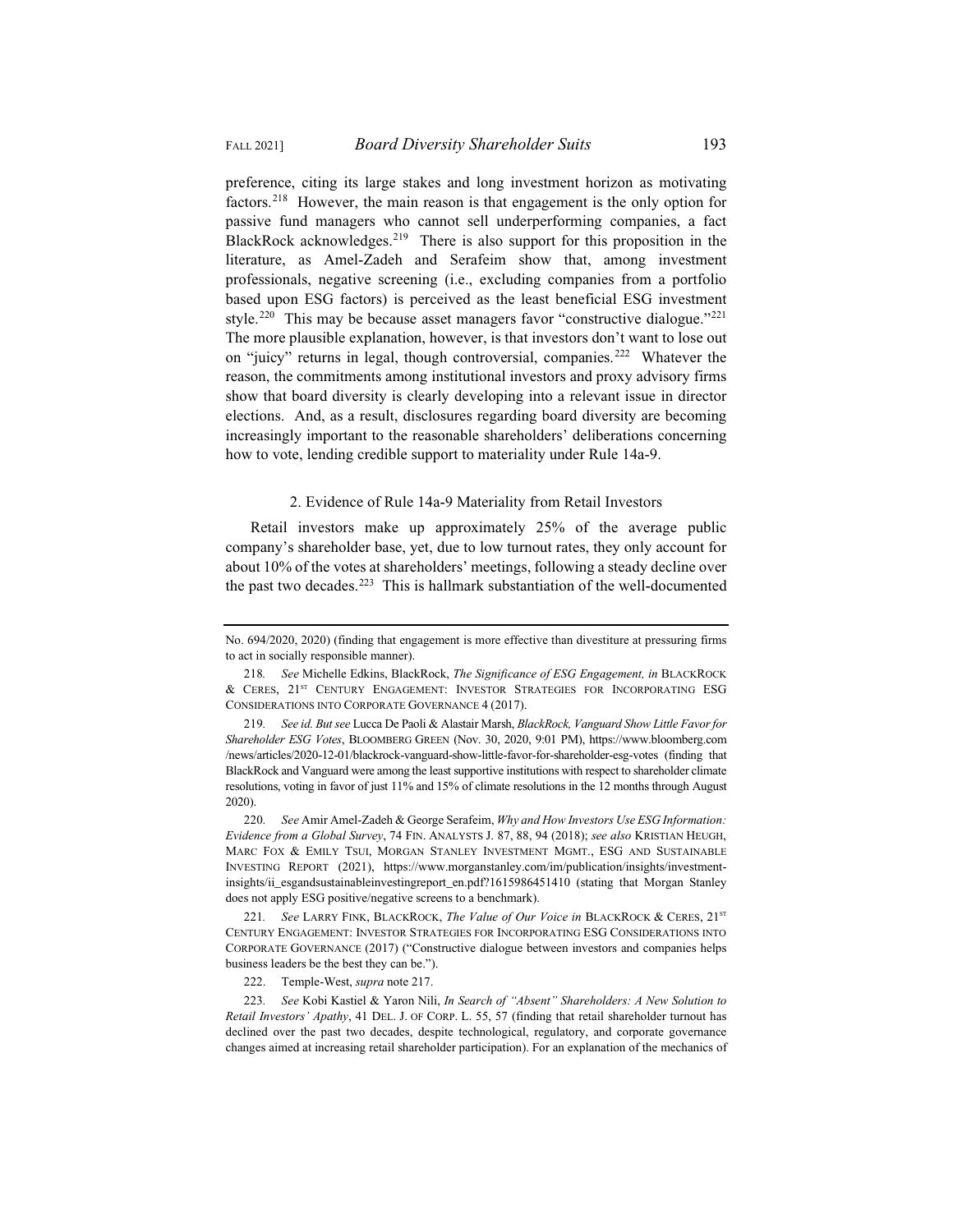preference, citing its large stakes and long investment horizon as motivating factors.[218] However, the main reason is that engagement is the only option for passive fund managers who cannot sell underperforming companies, a fact BlackRock acknowledges.[219] There is also support for this proposition in the literature, as Amel-Zadeh and Serafeim show that, among investment professionals, negative screening (i.e., excluding companies from a portfolio based upon ESG factors) is perceived as the least beneficial ESG investment style.[220] This may be because asset managers favor "constructive dialogue."[221] The more plausible explanation, however, is that investors don't want to lose out on "juicy" returns in legal, though controversial, companies.[222] Whatever the reason, the commitments among institutional investors and proxy advisory firms show that board diversity is clearly developing into a relevant issue in director elections. And, as a result, disclosures regarding board diversity are becoming increasingly important to the reasonable shareholders' deliberations concerning how to vote, lending credible support to materiality under Rule 14a-9.

### 2. Evidence of Rule 14a-9 Materiality from Retail Investors

Retail investors make up approximately 25% of the average public company's shareholder base, yet, due to low turnout rates, they only account for about 10% of the votes at shareholders' meetings, following a steady decline over the past two decades.[223] This is hallmark substantiation of the well-documented

---

No. 694/2020, 2020) (finding that engagement is more effective than divestiture at pressuring firms to act in socially responsible manner).

218. *See* Michelle Edkins, BlackRock, *The Significance of ESG Engagement, in* BLACKROCK & CERES, 21ST CENTURY ENGAGEMENT: INVESTOR STRATEGIES FOR INCORPORATING ESG CONSIDERATIONS INTO CORPORATE GOVERNANCE 4 (2017).

219. *See id. But see* Lucca De Paoli & Alastair Marsh, *BlackRock, Vanguard Show Little Favor for Shareholder ESG Votes*, BLOOMBERG GREEN (Nov. 30, 2020, 9:01 PM), https://www.bloomberg.com/news/articles/2020-12-01/blackrock-vanguard-show-little-favor-for-shareholder-esg-votes (finding that BlackRock and Vanguard were among the least supportive institutions with respect to shareholder climate resolutions, voting in favor of just 11% and 15% of climate resolutions in the 12 months through August 2020).

220. *See* Amir Amel-Zadeh & George Serafeim, *Why and How Investors Use ESG Information: Evidence from a Global Survey*, 74 FIN. ANALYSTS J. 87, 88, 94 (2018); *see also* KRISTIAN HEUGH, MARC FOX & EMILY TSUI, MORGAN STANLEY INVESTMENT MGMT., ESG AND SUSTAINABLE INVESTING REPORT (2021), https://www.morganstanley.com/im/publication/insights/investment-insights/ii_esgandsustainableinvestingreport_en.pdf?1615986451410 (stating that Morgan Stanley does not apply ESG positive/negative screens to a benchmark).

221. *See* LARRY FINK, BLACKROCK, *The Value of Our Voice in* BLACKROCK & CERES, 21ST CENTURY ENGAGEMENT: INVESTOR STRATEGIES FOR INCORPORATING ESG CONSIDERATIONS INTO CORPORATE GOVERNANCE (2017) ("Constructive dialogue between investors and companies helps business leaders be the best they can be.").

222. Temple-West, *supra* note 217.

223. *See* Kobi Kastiel & Yaron Nili, *In Search of "Absent" Shareholders: A New Solution to Retail Investors' Apathy*, 41 DEL. J. OF CORP. L. 55, 57 (finding that retail shareholder turnout has declined over the past two decades, despite technological, regulatory, and corporate governance changes aimed at increasing retail shareholder participation). For an explanation of the mechanics of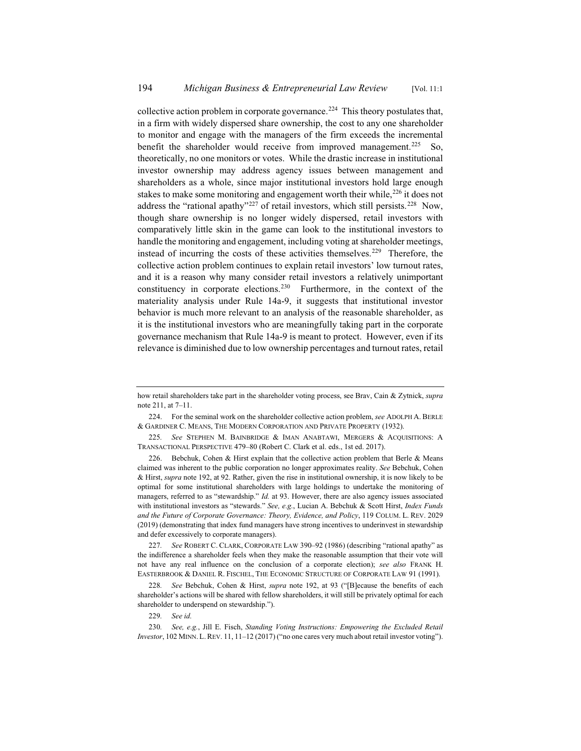collective action problem in corporate governance.[224] This theory postulates that, in a firm with widely dispersed share ownership, the cost to any one shareholder to monitor and engage with the managers of the firm exceeds the incremental benefit the shareholder would receive from improved management.[225] So, theoretically, no one monitors or votes. While the drastic increase in institutional investor ownership may address agency issues between management and shareholders as a whole, since major institutional investors hold large enough stakes to make some monitoring and engagement worth their while,[226] it does not address the "rational apathy"[227] of retail investors, which still persists.[228] Now, though share ownership is no longer widely dispersed, retail investors with comparatively little skin in the game can look to the institutional investors to handle the monitoring and engagement, including voting at shareholder meetings, instead of incurring the costs of these activities themselves.[229] Therefore, the collective action problem continues to explain retail investors' low turnout rates, and it is a reason why many consider retail investors a relatively unimportant constituency in corporate elections.[230] Furthermore, in the context of the materiality analysis under Rule 14a-9, it suggests that institutional investor behavior is much more relevant to an analysis of the reasonable shareholder, as it is the institutional investors who are meaningfully taking part in the corporate governance mechanism that Rule 14a-9 is meant to protect. However, even if its relevance is diminished due to low ownership percentages and turnout rates, retail

---

how retail shareholders take part in the shareholder voting process, see Brav, Cain & Zytnick, *supra* note 211, at 7–11.

224. For the seminal work on the shareholder collective action problem, *see* ADOLPH A. BERLE & GARDINER C. MEANS, THE MODERN CORPORATION AND PRIVATE PROPERTY (1932).

225. *See* STEPHEN M. BAINBRIDGE & IMAN ANABTAWI, MERGERS & ACQUISITIONS: A TRANSACTIONAL PERSPECTIVE 479–80 (Robert C. Clark et al. eds., 1st ed. 2017).

226. Bebchuk, Cohen & Hirst explain that the collective action problem that Berle & Means claimed was inherent to the public corporation no longer approximates reality. *See* Bebchuk, Cohen & Hirst, *supra* note 192, at 92. Rather, given the rise in institutional ownership, it is now likely to be optimal for some institutional shareholders with large holdings to undertake the monitoring of managers, referred to as "stewardship." *Id.* at 93. However, there are also agency issues associated with institutional investors as "stewards." *See, e.g.*, Lucian A. Bebchuk & Scott Hirst, *Index Funds and the Future of Corporate Governance: Theory, Evidence, and Policy*, 119 COLUM. L. REV. 2029 (2019) (demonstrating that index fund managers have strong incentives to underinvest in stewardship and defer excessively to corporate managers).

227. *See* ROBERT C. CLARK, CORPORATE LAW 390–92 (1986) (describing "rational apathy" as the indifference a shareholder feels when they make the reasonable assumption that their vote will not have any real influence on the conclusion of a corporate election); *see also* FRANK H. EASTERBROOK & DANIEL R. FISCHEL, THE ECONOMIC STRUCTURE OF CORPORATE LAW 91 (1991).

228. *See* Bebchuk, Cohen & Hirst, *supra* note 192, at 93 ("[B]ecause the benefits of each shareholder's actions will be shared with fellow shareholders, it will still be privately optimal for each shareholder to underspend on stewardship.").

229. *See id.*

230. *See, e.g.*, Jill E. Fisch, *Standing Voting Instructions: Empowering the Excluded Retail Investor*, 102 MINN. L. REV. 11, 11–12 (2017) ("no one cares very much about retail investor voting").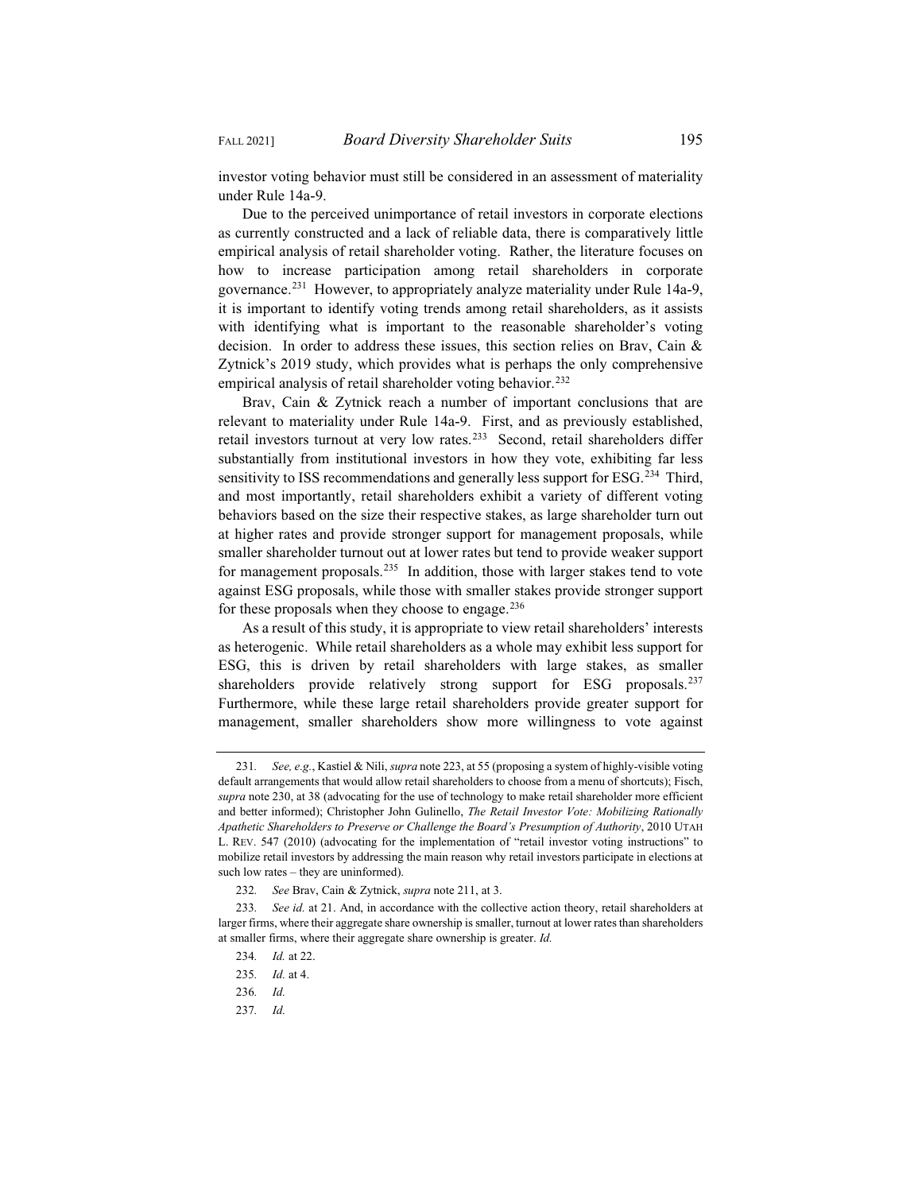investor voting behavior must still be considered in an assessment of materiality under Rule 14a-9.

Due to the perceived unimportance of retail investors in corporate elections as currently constructed and a lack of reliable data, there is comparatively little empirical analysis of retail shareholder voting. Rather, the literature focuses on how to increase participation among retail shareholders in corporate governance.[231] However, to appropriately analyze materiality under Rule 14a-9, it is important to identify voting trends among retail shareholders, as it assists with identifying what is important to the reasonable shareholder's voting decision. In order to address these issues, this section relies on Brav, Cain & Zytnick's 2019 study, which provides what is perhaps the only comprehensive empirical analysis of retail shareholder voting behavior.[232]

Brav, Cain & Zytnick reach a number of important conclusions that are relevant to materiality under Rule 14a-9. First, and as previously established, retail investors turnout at very low rates.[233] Second, retail shareholders differ substantially from institutional investors in how they vote, exhibiting far less sensitivity to ISS recommendations and generally less support for ESG.[234] Third, and most importantly, retail shareholders exhibit a variety of different voting behaviors based on the size their respective stakes, as large shareholder turn out at higher rates and provide stronger support for management proposals, while smaller shareholder turnout out at lower rates but tend to provide weaker support for management proposals.[235] In addition, those with larger stakes tend to vote against ESG proposals, while those with smaller stakes provide stronger support for these proposals when they choose to engage.[236]

As a result of this study, it is appropriate to view retail shareholders' interests as heterogenic. While retail shareholders as a whole may exhibit less support for ESG, this is driven by retail shareholders with large stakes, as smaller shareholders provide relatively strong support for ESG proposals.[237] Furthermore, while these large retail shareholders provide greater support for management, smaller shareholders show more willingness to vote against

---

231. *See, e.g.*, Kastiel & Nili, *supra* note 223, at 55 (proposing a system of highly-visible voting default arrangements that would allow retail shareholders to choose from a menu of shortcuts); Fisch, *supra* note 230, at 38 (advocating for the use of technology to make retail shareholder more efficient and better informed); Christopher John Gulinello, *The Retail Investor Vote: Mobilizing Rationally Apathetic Shareholders to Preserve or Challenge the Board's Presumption of Authority*, 2010 UTAH L. REV. 547 (2010) (advocating for the implementation of "retail investor voting instructions" to mobilize retail investors by addressing the main reason why retail investors participate in elections at such low rates – they are uninformed).

232. *See* Brav, Cain & Zytnick, *supra* note 211, at 3.

233. *See id.* at 21. And, in accordance with the collective action theory, retail shareholders at larger firms, where their aggregate share ownership is smaller, turnout at lower rates than shareholders at smaller firms, where their aggregate share ownership is greater. *Id.*

234. *Id.* at 22.

235. *Id.* at 4.

236. *Id.*

237. *Id.*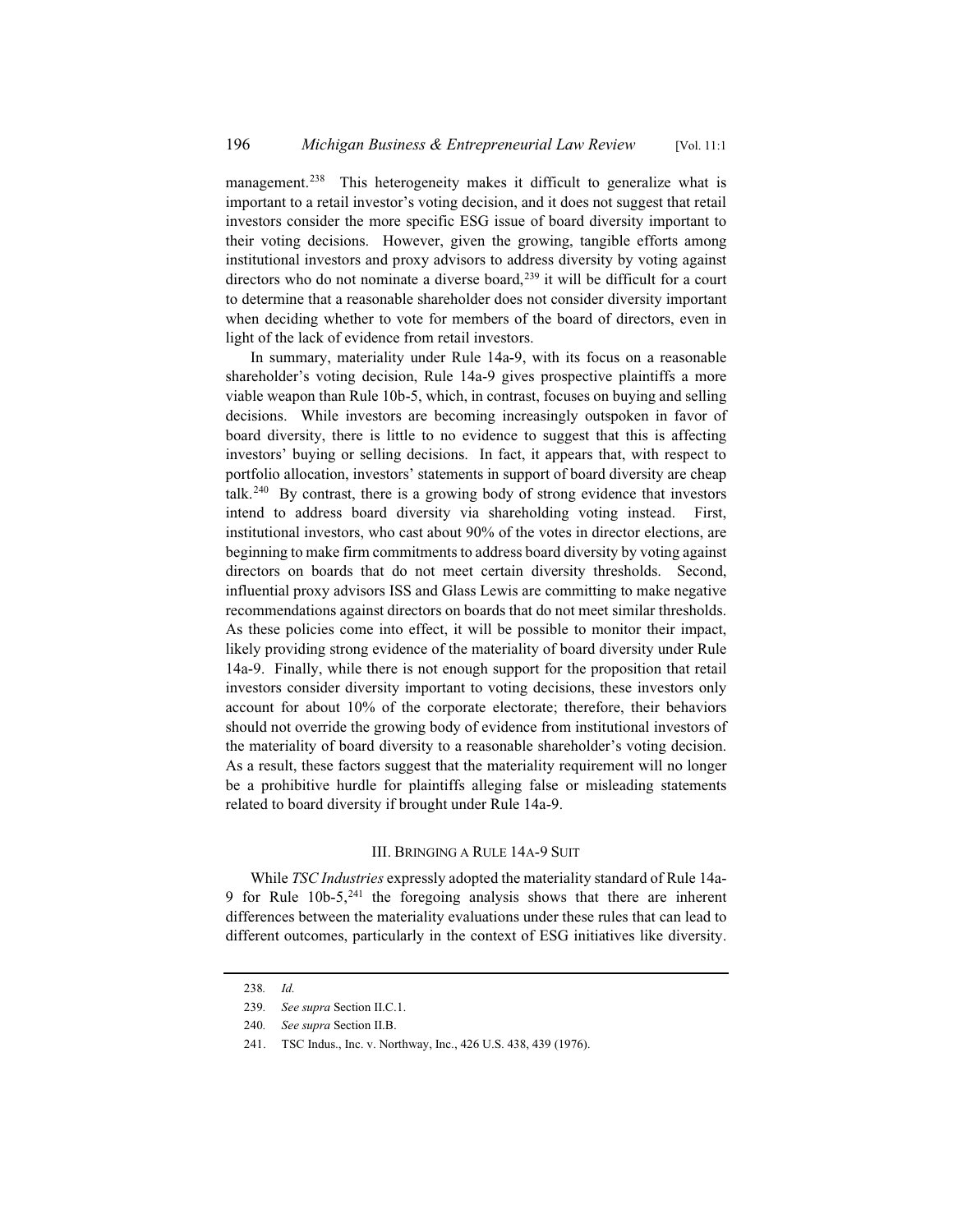management.[238] This heterogeneity makes it difficult to generalize what is important to a retail investor's voting decision, and it does not suggest that retail investors consider the more specific ESG issue of board diversity important to their voting decisions. However, given the growing, tangible efforts among institutional investors and proxy advisors to address diversity by voting against directors who do not nominate a diverse board,[239] it will be difficult for a court to determine that a reasonable shareholder does not consider diversity important when deciding whether to vote for members of the board of directors, even in light of the lack of evidence from retail investors.

In summary, materiality under Rule 14a-9, with its focus on a reasonable shareholder's voting decision, Rule 14a-9 gives prospective plaintiffs a more viable weapon than Rule 10b-5, which, in contrast, focuses on buying and selling decisions. While investors are becoming increasingly outspoken in favor of board diversity, there is little to no evidence to suggest that this is affecting investors' buying or selling decisions. In fact, it appears that, with respect to portfolio allocation, investors' statements in support of board diversity are cheap talk.[240] By contrast, there is a growing body of strong evidence that investors intend to address board diversity via shareholding voting instead. First, institutional investors, who cast about 90% of the votes in director elections, are beginning to make firm commitments to address board diversity by voting against directors on boards that do not meet certain diversity thresholds. Second, influential proxy advisors ISS and Glass Lewis are committing to make negative recommendations against directors on boards that do not meet similar thresholds. As these policies come into effect, it will be possible to monitor their impact, likely providing strong evidence of the materiality of board diversity under Rule 14a-9. Finally, while there is not enough support for the proposition that retail investors consider diversity important to voting decisions, these investors only account for about 10% of the corporate electorate; therefore, their behaviors should not override the growing body of evidence from institutional investors of the materiality of board diversity to a reasonable shareholder's voting decision. As a result, these factors suggest that the materiality requirement will no longer be a prohibitive hurdle for plaintiffs alleging false or misleading statements related to board diversity if brought under Rule 14a-9.

## III. Bringing a Rule 14a-9 Suit

While *TSC Industries* expressly adopted the materiality standard of Rule 14a-9 for Rule 10b-5,[241] the foregoing analysis shows that there are inherent differences between the materiality evaluations under these rules that can lead to different outcomes, particularly in the context of ESG initiatives like diversity.

---

238. *Id.*

239. *See supra* Section II.C.1.

240. *See supra* Section II.B.

241. TSC Indus., Inc. v. Northway, Inc., 426 U.S. 438, 439 (1976).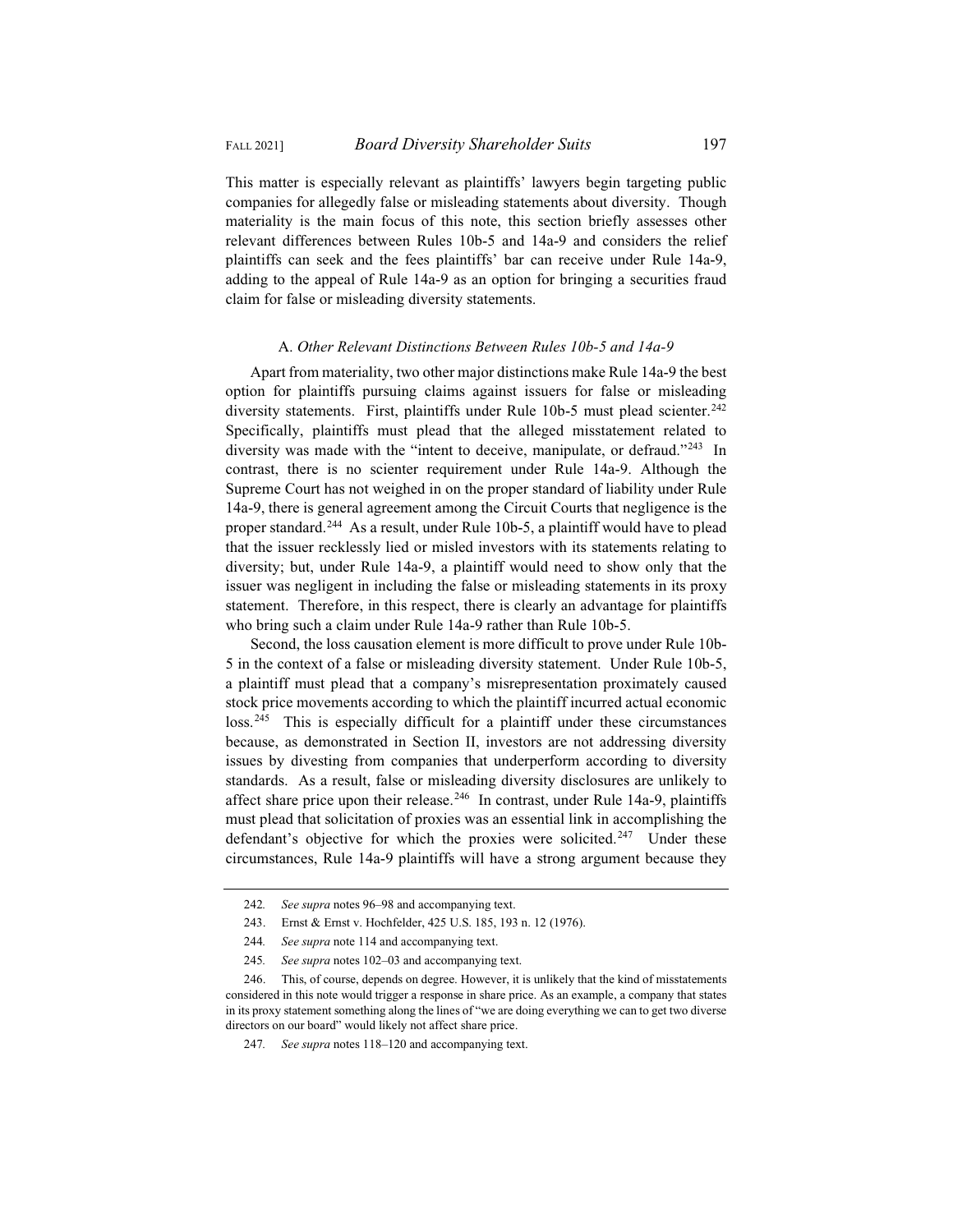This matter is especially relevant as plaintiffs' lawyers begin targeting public companies for allegedly false or misleading statements about diversity. Though materiality is the main focus of this note, this section briefly assesses other relevant differences between Rules 10b-5 and 14a-9 and considers the relief plaintiffs can seek and the fees plaintiffs' bar can receive under Rule 14a-9, adding to the appeal of Rule 14a-9 as an option for bringing a securities fraud claim for false or misleading diversity statements.

### A. *Other Relevant Distinctions Between Rules 10b-5 and 14a-9*

Apart from materiality, two other major distinctions make Rule 14a-9 the best option for plaintiffs pursuing claims against issuers for false or misleading diversity statements. First, plaintiffs under Rule 10b-5 must plead scienter.[242] Specifically, plaintiffs must plead that the alleged misstatement related to diversity was made with the "intent to deceive, manipulate, or defraud."[243] In contrast, there is no scienter requirement under Rule 14a-9. Although the Supreme Court has not weighed in on the proper standard of liability under Rule 14a-9, there is general agreement among the Circuit Courts that negligence is the proper standard.[244] As a result, under Rule 10b-5, a plaintiff would have to plead that the issuer recklessly lied or misled investors with its statements relating to diversity; but, under Rule 14a-9, a plaintiff would need to show only that the issuer was negligent in including the false or misleading statements in its proxy statement. Therefore, in this respect, there is clearly an advantage for plaintiffs who bring such a claim under Rule 14a-9 rather than Rule 10b-5.

Second, the loss causation element is more difficult to prove under Rule 10b-5 in the context of a false or misleading diversity statement. Under Rule 10b-5, a plaintiff must plead that a company's misrepresentation proximately caused stock price movements according to which the plaintiff incurred actual economic loss.[245] This is especially difficult for a plaintiff under these circumstances because, as demonstrated in Section II, investors are not addressing diversity issues by divesting from companies that underperform according to diversity standards. As a result, false or misleading diversity disclosures are unlikely to affect share price upon their release.[246] In contrast, under Rule 14a-9, plaintiffs must plead that solicitation of proxies was an essential link in accomplishing the defendant's objective for which the proxies were solicited.[247] Under these circumstances, Rule 14a-9 plaintiffs will have a strong argument because they

---

242. *See supra* notes 96–98 and accompanying text.

243. Ernst & Ernst v. Hochfelder, 425 U.S. 185, 193 n. 12 (1976).

244. *See supra* note 114 and accompanying text.

245. *See supra* notes 102–03 and accompanying text.

246. This, of course, depends on degree. However, it is unlikely that the kind of misstatements considered in this note would trigger a response in share price. As an example, a company that states in its proxy statement something along the lines of "we are doing everything we can to get two diverse directors on our board" would likely not affect share price.

247. *See supra* notes 118–120 and accompanying text.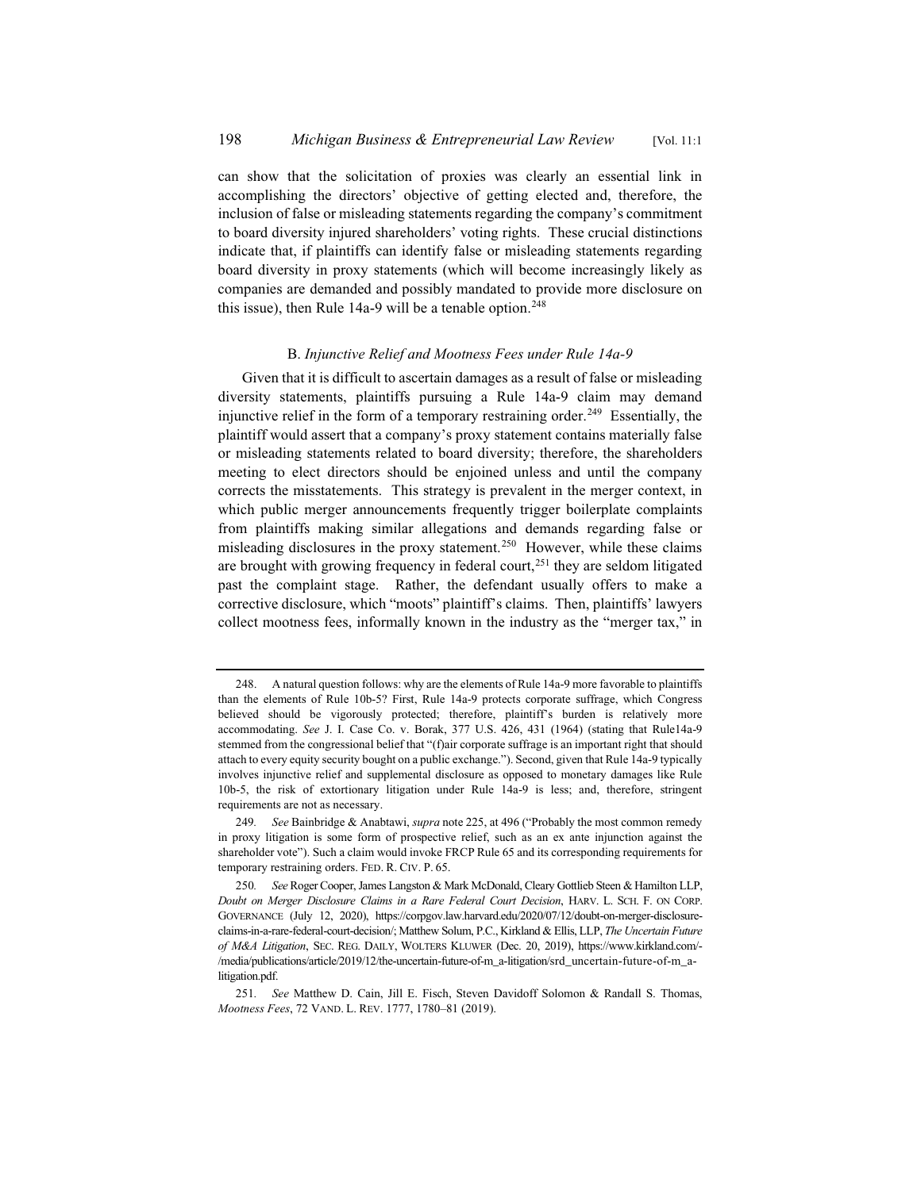can show that the solicitation of proxies was clearly an essential link in accomplishing the directors' objective of getting elected and, therefore, the inclusion of false or misleading statements regarding the company's commitment to board diversity injured shareholders' voting rights. These crucial distinctions indicate that, if plaintiffs can identify false or misleading statements regarding board diversity in proxy statements (which will become increasingly likely as companies are demanded and possibly mandated to provide more disclosure on this issue), then Rule 14a-9 will be a tenable option.[248]

### B. *Injunctive Relief and Mootness Fees under Rule 14a-9*

Given that it is difficult to ascertain damages as a result of false or misleading diversity statements, plaintiffs pursuing a Rule 14a-9 claim may demand injunctive relief in the form of a temporary restraining order.[249] Essentially, the plaintiff would assert that a company's proxy statement contains materially false or misleading statements related to board diversity; therefore, the shareholders meeting to elect directors should be enjoined unless and until the company corrects the misstatements. This strategy is prevalent in the merger context, in which public merger announcements frequently trigger boilerplate complaints from plaintiffs making similar allegations and demands regarding false or misleading disclosures in the proxy statement.[250] However, while these claims are brought with growing frequency in federal court,[251] they are seldom litigated past the complaint stage. Rather, the defendant usually offers to make a corrective disclosure, which "moots" plaintiff's claims. Then, plaintiffs' lawyers collect mootness fees, informally known in the industry as the "merger tax," in

---

248. A natural question follows: why are the elements of Rule 14a-9 more favorable to plaintiffs than the elements of Rule 10b-5? First, Rule 14a-9 protects corporate suffrage, which Congress believed should be vigorously protected; therefore, plaintiff's burden is relatively more accommodating. *See* J. I. Case Co. v. Borak, 377 U.S. 426, 431 (1964) (stating that Rule14a-9 stemmed from the congressional belief that "(f)air corporate suffrage is an important right that should attach to every equity security bought on a public exchange."). Second, given that Rule 14a-9 typically involves injunctive relief and supplemental disclosure as opposed to monetary damages like Rule 10b-5, the risk of extortionary litigation under Rule 14a-9 is less; and, therefore, stringent requirements are not as necessary.

249. *See* Bainbridge & Anabtawi, *supra* note 225, at 496 ("Probably the most common remedy in proxy litigation is some form of prospective relief, such as an ex ante injunction against the shareholder vote"). Such a claim would invoke FRCP Rule 65 and its corresponding requirements for temporary restraining orders. FED. R. CIV. P. 65.

250. *See* Roger Cooper, James Langston & Mark McDonald, Cleary Gottlieb Steen & Hamilton LLP, *Doubt on Merger Disclosure Claims in a Rare Federal Court Decision*, HARV. L. SCH. F. ON CORP. GOVERNANCE (July 12, 2020), https://corpgov.law.harvard.edu/2020/07/12/doubt-on-merger-disclosure-claims-in-a-rare-federal-court-decision/; Matthew Solum, P.C., Kirkland & Ellis, LLP, *The Uncertain Future of M&A Litigation*, SEC. REG. DAILY, WOLTERS KLUWER (Dec. 20, 2019), https://www.kirkland.com/-/media/publications/article/2019/12/the-uncertain-future-of-m_a-litigation/srd_uncertain-future-of-m_a-litigation.pdf.

251. *See* Matthew D. Cain, Jill E. Fisch, Steven Davidoff Solomon & Randall S. Thomas, *Mootness Fees*, 72 VAND. L. REV. 1777, 1780–81 (2019).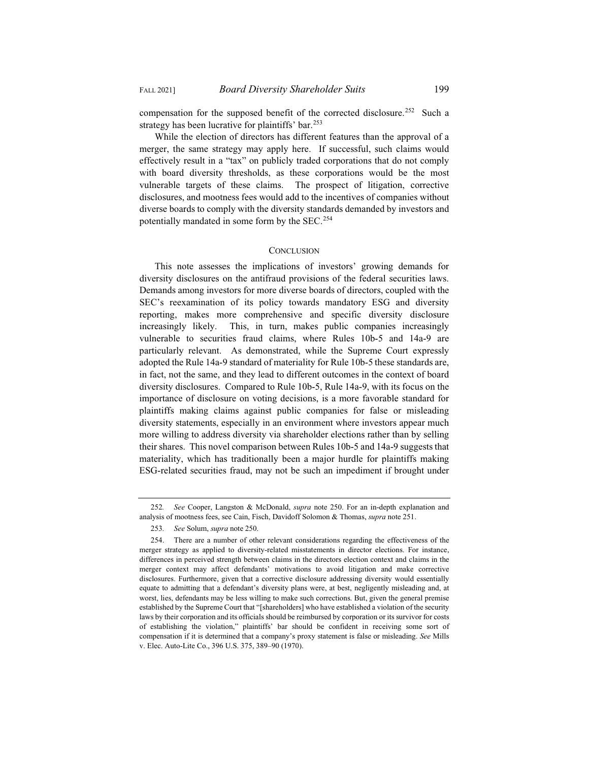compensation for the supposed benefit of the corrected disclosure.[252] Such a strategy has been lucrative for plaintiffs' bar.[253]

While the election of directors has different features than the approval of a merger, the same strategy may apply here. If successful, such claims would effectively result in a "tax" on publicly traded corporations that do not comply with board diversity thresholds, as these corporations would be the most vulnerable targets of these claims. The prospect of litigation, corrective disclosures, and mootness fees would add to the incentives of companies without diverse boards to comply with the diversity standards demanded by investors and potentially mandated in some form by the SEC.[254]

## CONCLUSION

This note assesses the implications of investors' growing demands for diversity disclosures on the antifraud provisions of the federal securities laws. Demands among investors for more diverse boards of directors, coupled with the SEC's reexamination of its policy towards mandatory ESG and diversity reporting, makes more comprehensive and specific diversity disclosure increasingly likely. This, in turn, makes public companies increasingly vulnerable to securities fraud claims, where Rules 10b-5 and 14a-9 are particularly relevant. As demonstrated, while the Supreme Court expressly adopted the Rule 14a-9 standard of materiality for Rule 10b-5 these standards are, in fact, not the same, and they lead to different outcomes in the context of board diversity disclosures. Compared to Rule 10b-5, Rule 14a-9, with its focus on the importance of disclosure on voting decisions, is a more favorable standard for plaintiffs making claims against public companies for false or misleading diversity statements, especially in an environment where investors appear much more willing to address diversity via shareholder elections rather than by selling their shares. This novel comparison between Rules 10b-5 and 14a-9 suggests that materiality, which has traditionally been a major hurdle for plaintiffs making ESG-related securities fraud, may not be such an impediment if brought under

---

252. *See* Cooper, Langston & McDonald, *supra* note 250. For an in-depth explanation and analysis of mootness fees, see Cain, Fisch, Davidoff Solomon & Thomas, *supra* note 251.

253. *See* Solum, *supra* note 250.

254. There are a number of other relevant considerations regarding the effectiveness of the merger strategy as applied to diversity-related misstatements in director elections. For instance, differences in perceived strength between claims in the directors election context and claims in the merger context may affect defendants' motivations to avoid litigation and make corrective disclosures. Furthermore, given that a corrective disclosure addressing diversity would essentially equate to admitting that a defendant's diversity plans were, at best, negligently misleading and, at worst, lies, defendants may be less willing to make such corrections. But, given the general premise established by the Supreme Court that "[shareholders] who have established a violation of the security laws by their corporation and its officials should be reimbursed by corporation or its survivor for costs of establishing the violation," plaintiffs' bar should be confident in receiving some sort of compensation if it is determined that a company's proxy statement is false or misleading. *See* Mills v. Elec. Auto-Lite Co., 396 U.S. 375, 389–90 (1970).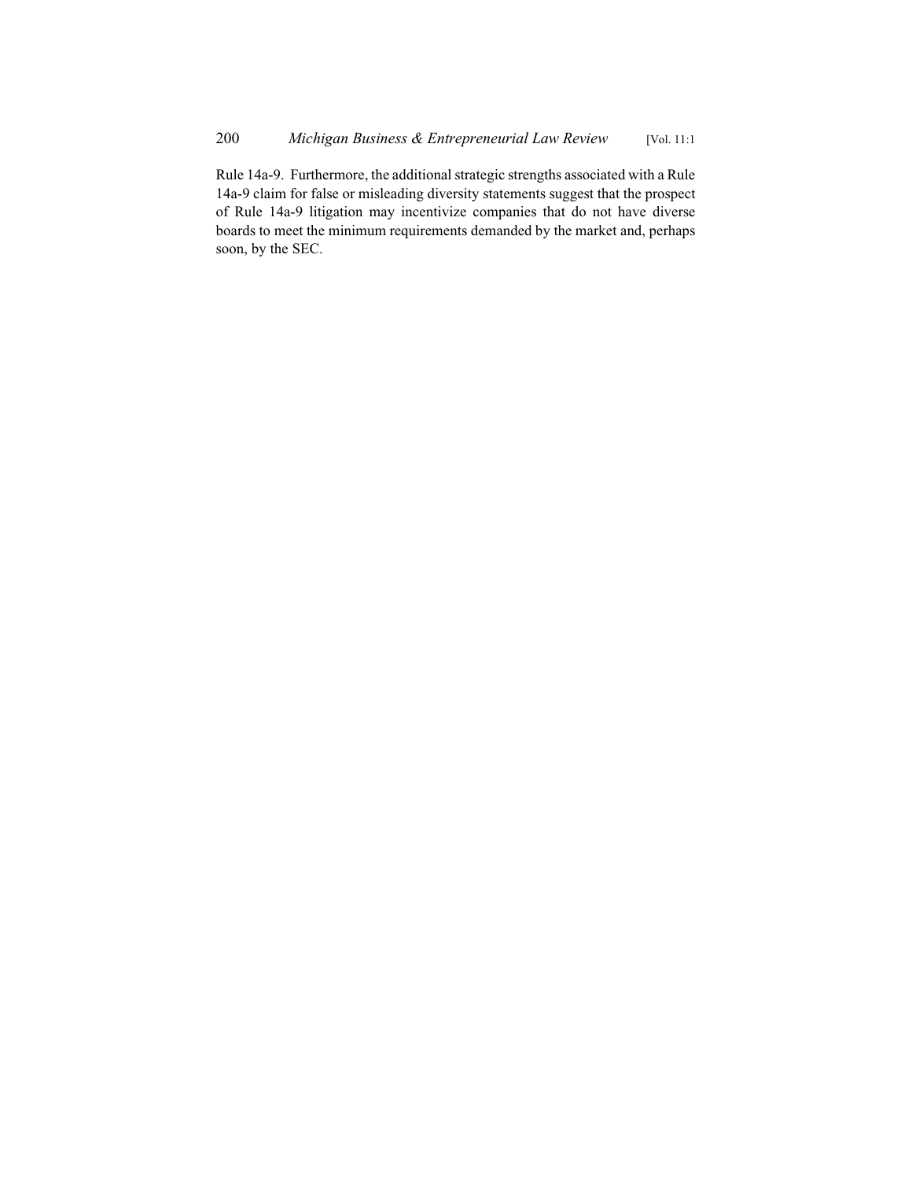Rule 14a-9. Furthermore, the additional strategic strengths associated with a Rule 14a-9 claim for false or misleading diversity statements suggest that the prospect of Rule 14a-9 litigation may incentivize companies that do not have diverse boards to meet the minimum requirements demanded by the market and, perhaps soon, by the SEC.